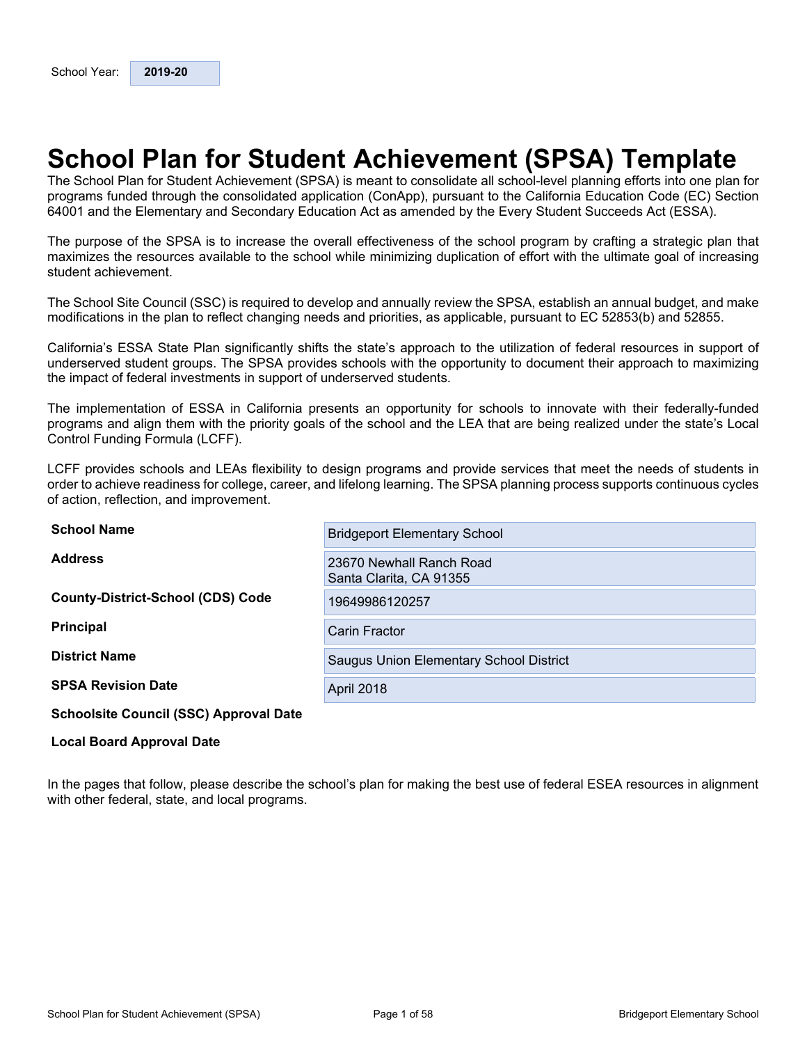| School Year: | 2019-20 |
| --- | --- |

# School Plan for Student Achievement (SPSA) Template

The School Plan for Student Achievement (SPSA) is meant to consolidate all school-level planning efforts into one plan for programs funded through the consolidated application (ConApp), pursuant to the California Education Code (EC) Section 64001 and the Elementary and Secondary Education Act as amended by the Every Student Succeeds Act (ESSA).

The purpose of the SPSA is to increase the overall effectiveness of the school program by crafting a strategic plan that maximizes the resources available to the school while minimizing duplication of effort with the ultimate goal of increasing student achievement.

The School Site Council (SSC) is required to develop and annually review the SPSA, establish an annual budget, and make modifications in the plan to reflect changing needs and priorities, as applicable, pursuant to EC 52853(b) and 52855.

California's ESSA State Plan significantly shifts the state's approach to the utilization of federal resources in support of underserved student groups. The SPSA provides schools with the opportunity to document their approach to maximizing the impact of federal investments in support of underserved students.

The implementation of ESSA in California presents an opportunity for schools to innovate with their federally-funded programs and align them with the priority goals of the school and the LEA that are being realized under the state's Local Control Funding Formula (LCFF).

LCFF provides schools and LEAs flexibility to design programs and provide services that meet the needs of students in order to achieve readiness for college, career, and lifelong learning. The SPSA planning process supports continuous cycles of action, reflection, and improvement.

| | |
| --- | --- |
| **School Name** | Bridgeport Elementary School |
| **Address** | 23670 Newhall Ranch Road<br>Santa Clarita, CA 91355 |
| **County-District-School (CDS) Code** | 19649986120257 |
| **Principal** | Carin Fractor |
| **District Name** | Saugus Union Elementary School District |
| **SPSA Revision Date** | April 2018 |
| **Schoolsite Council (SSC) Approval Date** | |
| **Local Board Approval Date** | |

In the pages that follow, please describe the school's plan for making the best use of federal ESEA resources in alignment with other federal, state, and local programs.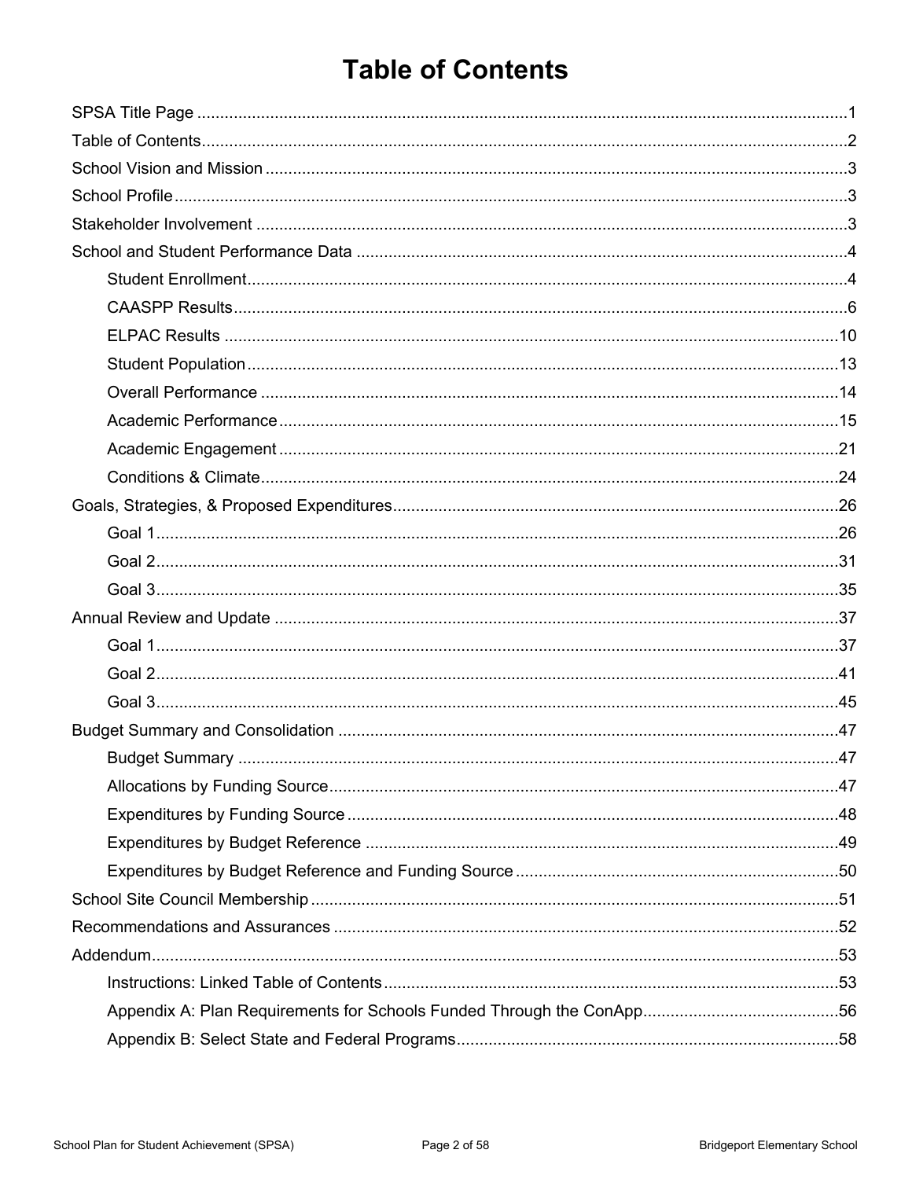# Table of Contents

SPSA Title Page .......... 1
Table of Contents .......... 2
School Vision and Mission .......... 3
School Profile .......... 3
Stakeholder Involvement .......... 3
School and Student Performance Data .......... 4
- Student Enrollment .......... 4
- CAASPP Results .......... 6
- ELPAC Results .......... 10
- Student Population .......... 13
- Overall Performance .......... 14
- Academic Performance .......... 15
- Academic Engagement .......... 21
- Conditions & Climate .......... 24

Goals, Strategies, & Proposed Expenditures .......... 26
- Goal 1 .......... 26
- Goal 2 .......... 31
- Goal 3 .......... 35

Annual Review and Update .......... 37
- Goal 1 .......... 37
- Goal 2 .......... 41
- Goal 3 .......... 45

Budget Summary and Consolidation .......... 47
- Budget Summary .......... 47
- Allocations by Funding Source .......... 47
- Expenditures by Funding Source .......... 48
- Expenditures by Budget Reference .......... 49
- Expenditures by Budget Reference and Funding Source .......... 50

School Site Council Membership .......... 51
Recommendations and Assurances .......... 52
Addendum .......... 53
- Instructions: Linked Table of Contents .......... 53
- Appendix A: Plan Requirements for Schools Funded Through the ConApp .......... 56
- Appendix B: Select State and Federal Programs .......... 58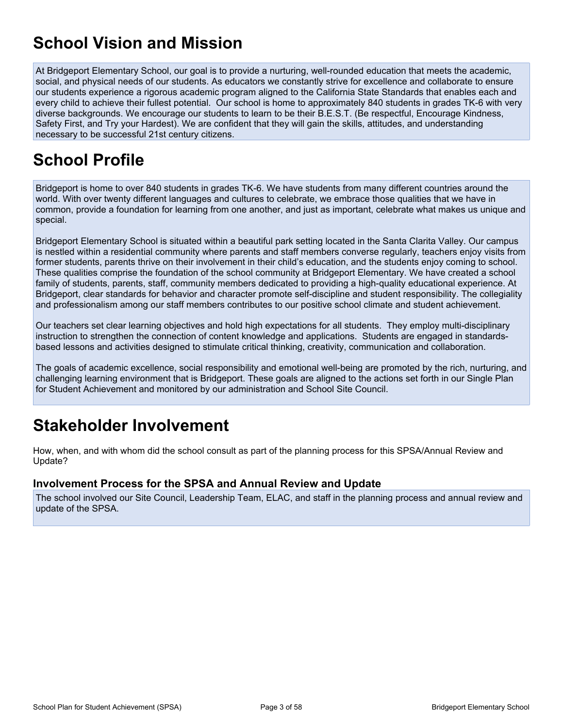# School Vision and Mission

At Bridgeport Elementary School, our goal is to provide a nurturing, well-rounded education that meets the academic, social, and physical needs of our students. As educators we constantly strive for excellence and collaborate to ensure our students experience a rigorous academic program aligned to the California State Standards that enables each and every child to achieve their fullest potential. Our school is home to approximately 840 students in grades TK-6 with very diverse backgrounds. We encourage our students to learn to be their B.E.S.T. (Be respectful, Encourage Kindness, Safety First, and Try your Hardest). We are confident that they will gain the skills, attitudes, and understanding necessary to be successful 21st century citizens.

# School Profile

Bridgeport is home to over 840 students in grades TK-6. We have students from many different countries around the world. With over twenty different languages and cultures to celebrate, we embrace those qualities that we have in common, provide a foundation for learning from one another, and just as important, celebrate what makes us unique and special.

Bridgeport Elementary School is situated within a beautiful park setting located in the Santa Clarita Valley. Our campus is nestled within a residential community where parents and staff members converse regularly, teachers enjoy visits from former students, parents thrive on their involvement in their child's education, and the students enjoy coming to school. These qualities comprise the foundation of the school community at Bridgeport Elementary. We have created a school family of students, parents, staff, community members dedicated to providing a high-quality educational experience. At Bridgeport, clear standards for behavior and character promote self-discipline and student responsibility. The collegiality and professionalism among our staff members contributes to our positive school climate and student achievement.

Our teachers set clear learning objectives and hold high expectations for all students. They employ multi-disciplinary instruction to strengthen the connection of content knowledge and applications. Students are engaged in standards-based lessons and activities designed to stimulate critical thinking, creativity, communication and collaboration.

The goals of academic excellence, social responsibility and emotional well-being are promoted by the rich, nurturing, and challenging learning environment that is Bridgeport. These goals are aligned to the actions set forth in our Single Plan for Student Achievement and monitored by our administration and School Site Council.

# Stakeholder Involvement

How, when, and with whom did the school consult as part of the planning process for this SPSA/Annual Review and Update?

### Involvement Process for the SPSA and Annual Review and Update

The school involved our Site Council, Leadership Team, ELAC, and staff in the planning process and annual review and update of the SPSA.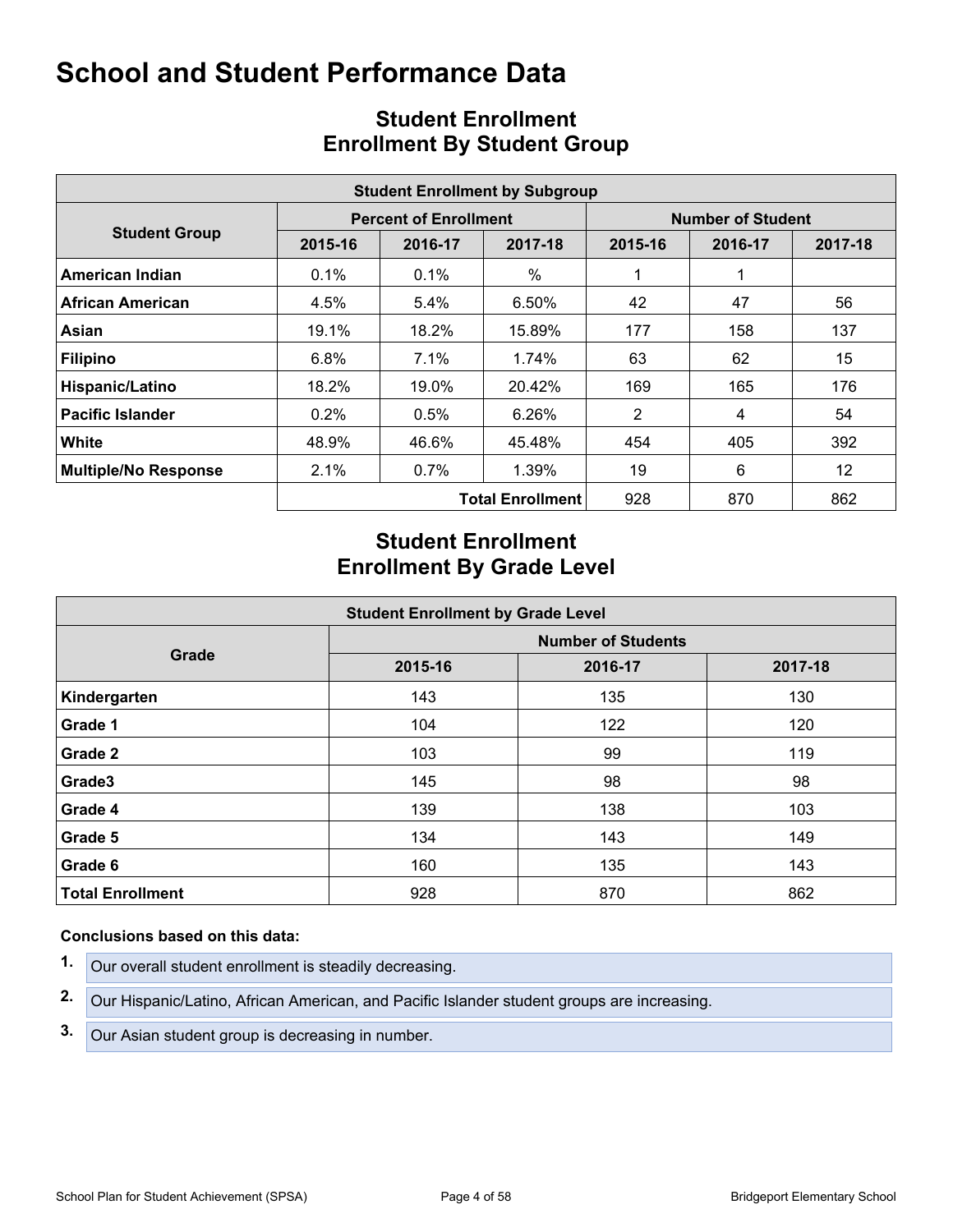# School and Student Performance Data

## Student Enrollment
## Enrollment By Student Group

| Student Enrollment by Subgroup | | | | | | |
|---|---|---|---|---|---|---|
| Student Group | Percent of Enrollment | | | Number of Student | | |
| | 2015-16 | 2016-17 | 2017-18 | 2015-16 | 2016-17 | 2017-18 |
| **American Indian** | 0.1% | 0.1% | % | 1 | 1 | |
| **African American** | 4.5% | 5.4% | 6.50% | 42 | 47 | 56 |
| **Asian** | 19.1% | 18.2% | 15.89% | 177 | 158 | 137 |
| **Filipino** | 6.8% | 7.1% | 1.74% | 63 | 62 | 15 |
| **Hispanic/Latino** | 18.2% | 19.0% | 20.42% | 169 | 165 | 176 |
| **Pacific Islander** | 0.2% | 0.5% | 6.26% | 2 | 4 | 54 |
| **White** | 48.9% | 46.6% | 45.48% | 454 | 405 | 392 |
| **Multiple/No Response** | 2.1% | 0.7% | 1.39% | 19 | 6 | 12 |
| | | | **Total Enrollment** | 928 | 870 | 862 |

## Student Enrollment
## Enrollment By Grade Level

| Student Enrollment by Grade Level | | | |
|---|---|---|---|
| Grade | Number of Students | | |
| | 2015-16 | 2016-17 | 2017-18 |
| **Kindergarten** | 143 | 135 | 130 |
| **Grade 1** | 104 | 122 | 120 |
| **Grade 2** | 103 | 99 | 119 |
| **Grade3** | 145 | 98 | 98 |
| **Grade 4** | 139 | 138 | 103 |
| **Grade 5** | 134 | 143 | 149 |
| **Grade 6** | 160 | 135 | 143 |
| **Total Enrollment** | 928 | 870 | 862 |

**Conclusions based on this data:**

1. Our overall student enrollment is steadily decreasing.
2. Our Hispanic/Latino, African American, and Pacific Islander student groups are increasing.
3. Our Asian student group is decreasing in number.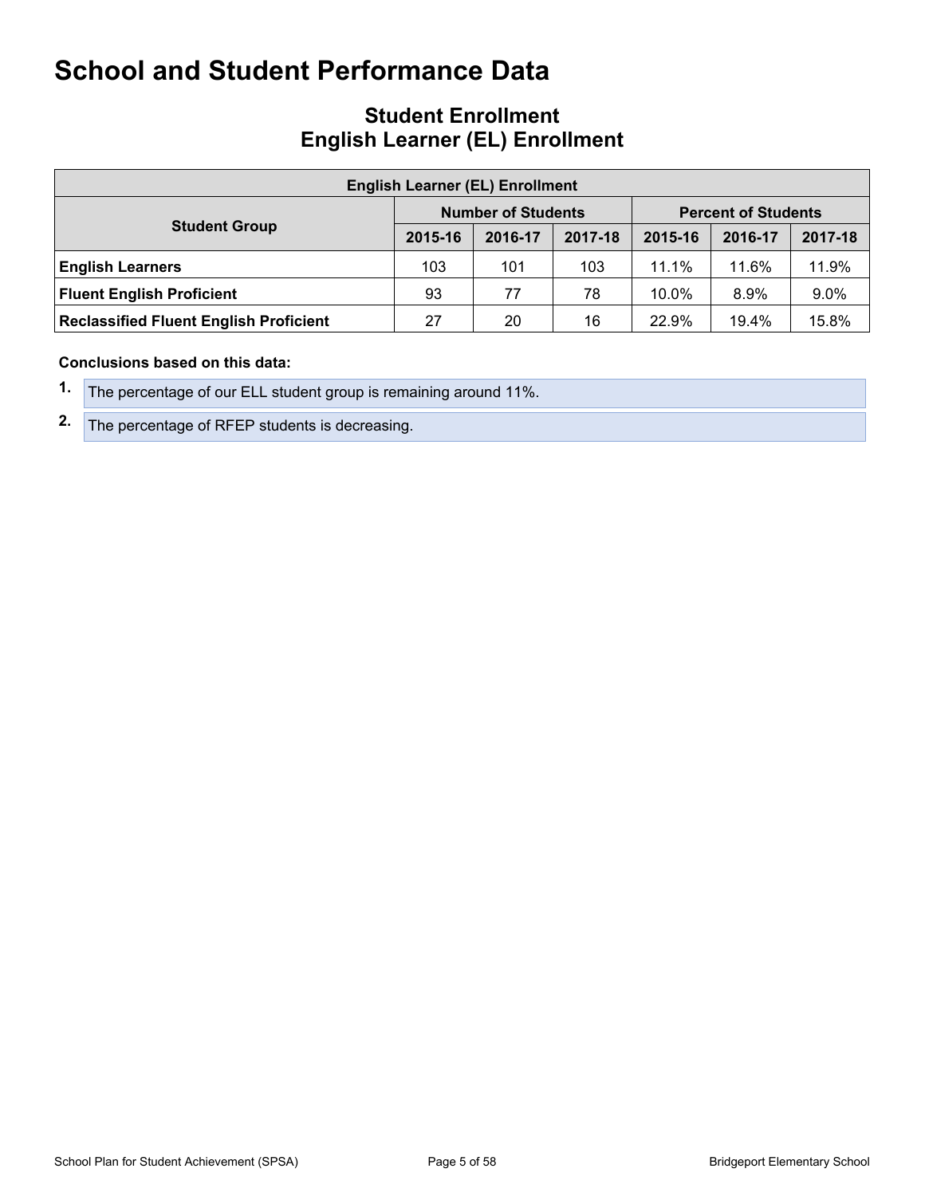# School and Student Performance Data

## Student Enrollment
## English Learner (EL) Enrollment

| English Learner (EL) Enrollment | | | | | | |
|---|---|---|---|---|---|---|
| Student Group | Number of Students | | | Percent of Students | | |
| | 2015-16 | 2016-17 | 2017-18 | 2015-16 | 2016-17 | 2017-18 |
| **English Learners** | 103 | 101 | 103 | 11.1% | 11.6% | 11.9% |
| **Fluent English Proficient** | 93 | 77 | 78 | 10.0% | 8.9% | 9.0% |
| **Reclassified Fluent English Proficient** | 27 | 20 | 16 | 22.9% | 19.4% | 15.8% |

**Conclusions based on this data:**

1. The percentage of our ELL student group is remaining around 11%.
2. The percentage of RFEP students is decreasing.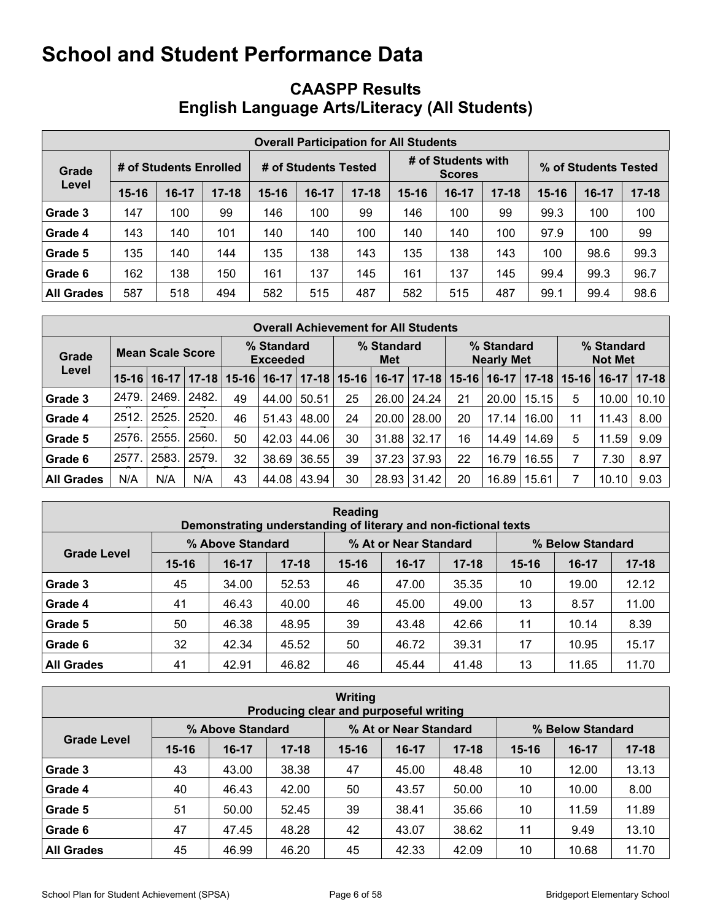# School and Student Performance Data

## CAASPP Results
## English Language Arts/Literacy (All Students)

| Overall Participation for All Students | | | | | | | | | | | | |
|---|---|---|---|---|---|---|---|---|---|---|---|---|
| Grade Level | # of Students Enrolled | | | # of Students Tested | | | # of Students with Scores | | | % of Students Tested | | |
| | 15-16 | 16-17 | 17-18 | 15-16 | 16-17 | 17-18 | 15-16 | 16-17 | 17-18 | 15-16 | 16-17 | 17-18 |
| Grade 3 | 147 | 100 | 99 | 146 | 100 | 99 | 146 | 100 | 99 | 99.3 | 100 | 100 |
| Grade 4 | 143 | 140 | 101 | 140 | 140 | 100 | 140 | 140 | 100 | 97.9 | 100 | 99 |
| Grade 5 | 135 | 140 | 144 | 135 | 138 | 143 | 135 | 138 | 143 | 100 | 98.6 | 99.3 |
| Grade 6 | 162 | 138 | 150 | 161 | 137 | 145 | 161 | 137 | 145 | 99.4 | 99.3 | 96.7 |
| All Grades | 587 | 518 | 494 | 582 | 515 | 487 | 582 | 515 | 487 | 99.1 | 99.4 | 98.6 |

| Overall Achievement for All Students | | | | | | | | | | | | | | | |
|---|---|---|---|---|---|---|---|---|---|---|---|---|---|---|---|
| Grade Level | Mean Scale Score | | | % Standard Exceeded | | | % Standard Met | | | % Standard Nearly Met | | | % Standard Not Met | | |
| | 15-16 | 16-17 | 17-18 | 15-16 | 16-17 | 17-18 | 15-16 | 16-17 | 17-18 | 15-16 | 16-17 | 17-18 | 15-16 | 16-17 | 17-18 |
| Grade 3 | 2479. | 2469. | 2482. | 49 | 44.00 | 50.51 | 25 | 26.00 | 24.24 | 21 | 20.00 | 15.15 | 5 | 10.00 | 10.10 |
| Grade 4 | 2512. | 2525. | 2520. | 46 | 51.43 | 48.00 | 24 | 20.00 | 28.00 | 20 | 17.14 | 16.00 | 11 | 11.43 | 8.00 |
| Grade 5 | 2576. | 2555. | 2560. | 50 | 42.03 | 44.06 | 30 | 31.88 | 32.17 | 16 | 14.49 | 14.69 | 5 | 11.59 | 9.09 |
| Grade 6 | 2577. | 2583. | 2579. | 32 | 38.69 | 36.55 | 39 | 37.23 | 37.93 | 22 | 16.79 | 16.55 | 7 | 7.30 | 8.97 |
| All Grades | N/A | N/A | N/A | 43 | 44.08 | 43.94 | 30 | 28.93 | 31.42 | 20 | 16.89 | 15.61 | 7 | 10.10 | 9.03 |

| Reading<br>Demonstrating understanding of literary and non-fictional texts | | | | | | | | | |
|---|---|---|---|---|---|---|---|---|---|
| Grade Level | % Above Standard | | | % At or Near Standard | | | % Below Standard | | |
| | 15-16 | 16-17 | 17-18 | 15-16 | 16-17 | 17-18 | 15-16 | 16-17 | 17-18 |
| Grade 3 | 45 | 34.00 | 52.53 | 46 | 47.00 | 35.35 | 10 | 19.00 | 12.12 |
| Grade 4 | 41 | 46.43 | 40.00 | 46 | 45.00 | 49.00 | 13 | 8.57 | 11.00 |
| Grade 5 | 50 | 46.38 | 48.95 | 39 | 43.48 | 42.66 | 11 | 10.14 | 8.39 |
| Grade 6 | 32 | 42.34 | 45.52 | 50 | 46.72 | 39.31 | 17 | 10.95 | 15.17 |
| All Grades | 41 | 42.91 | 46.82 | 46 | 45.44 | 41.48 | 13 | 11.65 | 11.70 |

| Writing<br>Producing clear and purposeful writing | | | | | | | | | |
|---|---|---|---|---|---|---|---|---|---|
| Grade Level | % Above Standard | | | % At or Near Standard | | | % Below Standard | | |
| | 15-16 | 16-17 | 17-18 | 15-16 | 16-17 | 17-18 | 15-16 | 16-17 | 17-18 |
| Grade 3 | 43 | 43.00 | 38.38 | 47 | 45.00 | 48.48 | 10 | 12.00 | 13.13 |
| Grade 4 | 40 | 46.43 | 42.00 | 50 | 43.57 | 50.00 | 10 | 10.00 | 8.00 |
| Grade 5 | 51 | 50.00 | 52.45 | 39 | 38.41 | 35.66 | 10 | 11.59 | 11.89 |
| Grade 6 | 47 | 47.45 | 48.28 | 42 | 43.07 | 38.62 | 11 | 9.49 | 13.10 |
| All Grades | 45 | 46.99 | 46.20 | 45 | 42.33 | 42.09 | 10 | 10.68 | 11.70 |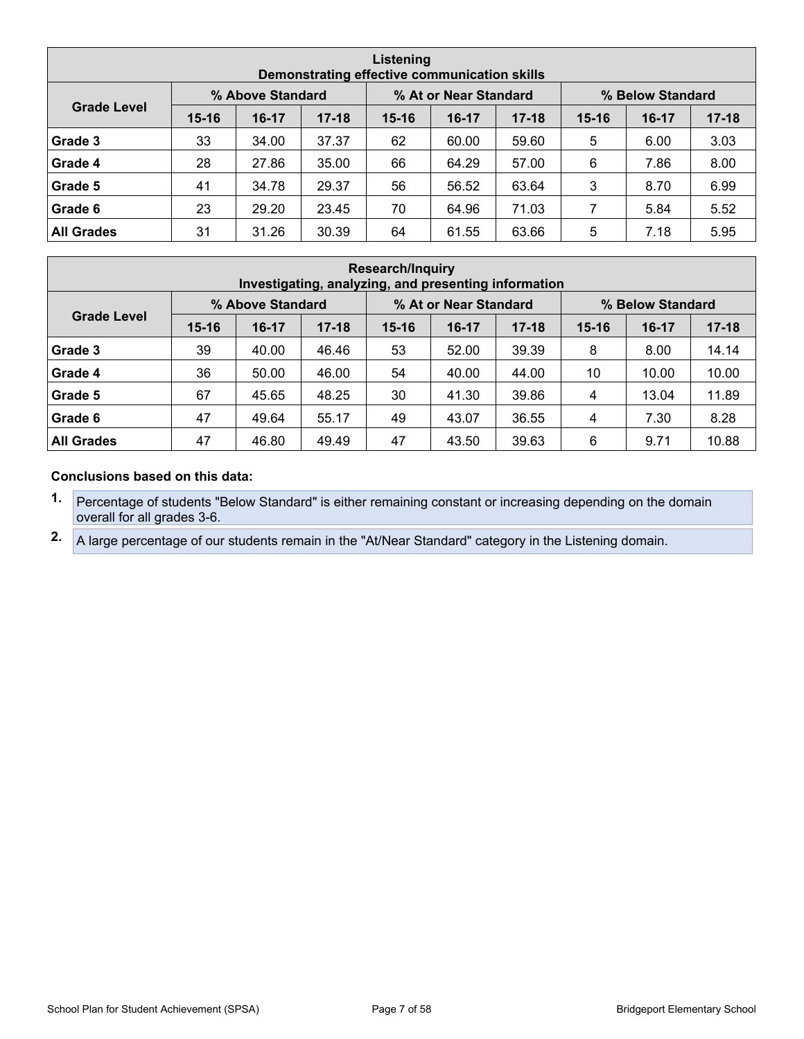| Listening<br>Demonstrating effective communication skills | | | | | | | | | |
|---|---|---|---|---|---|---|---|---|---|
| Grade Level | % Above Standard | | | % At or Near Standard | | | % Below Standard | | |
| | 15-16 | 16-17 | 17-18 | 15-16 | 16-17 | 17-18 | 15-16 | 16-17 | 17-18 |
| **Grade 3** | 33 | 34.00 | 37.37 | 62 | 60.00 | 59.60 | 5 | 6.00 | 3.03 |
| **Grade 4** | 28 | 27.86 | 35.00 | 66 | 64.29 | 57.00 | 6 | 7.86 | 8.00 |
| **Grade 5** | 41 | 34.78 | 29.37 | 56 | 56.52 | 63.64 | 3 | 8.70 | 6.99 |
| **Grade 6** | 23 | 29.20 | 23.45 | 70 | 64.96 | 71.03 | 7 | 5.84 | 5.52 |
| **All Grades** | 31 | 31.26 | 30.39 | 64 | 61.55 | 63.66 | 5 | 7.18 | 5.95 |

| Research/Inquiry<br>Investigating, analyzing, and presenting information | | | | | | | | | |
|---|---|---|---|---|---|---|---|---|---|
| Grade Level | % Above Standard | | | % At or Near Standard | | | % Below Standard | | |
| | 15-16 | 16-17 | 17-18 | 15-16 | 16-17 | 17-18 | 15-16 | 16-17 | 17-18 |
| **Grade 3** | 39 | 40.00 | 46.46 | 53 | 52.00 | 39.39 | 8 | 8.00 | 14.14 |
| **Grade 4** | 36 | 50.00 | 46.00 | 54 | 40.00 | 44.00 | 10 | 10.00 | 10.00 |
| **Grade 5** | 67 | 45.65 | 48.25 | 30 | 41.30 | 39.86 | 4 | 13.04 | 11.89 |
| **Grade 6** | 47 | 49.64 | 55.17 | 49 | 43.07 | 36.55 | 4 | 7.30 | 8.28 |
| **All Grades** | 47 | 46.80 | 49.49 | 47 | 43.50 | 39.63 | 6 | 9.71 | 10.88 |

**Conclusions based on this data:**

1. Percentage of students "Below Standard" is either remaining constant or increasing depending on the domain overall for all grades 3-6.
2. A large percentage of our students remain in the "At/Near Standard" category in the Listening domain.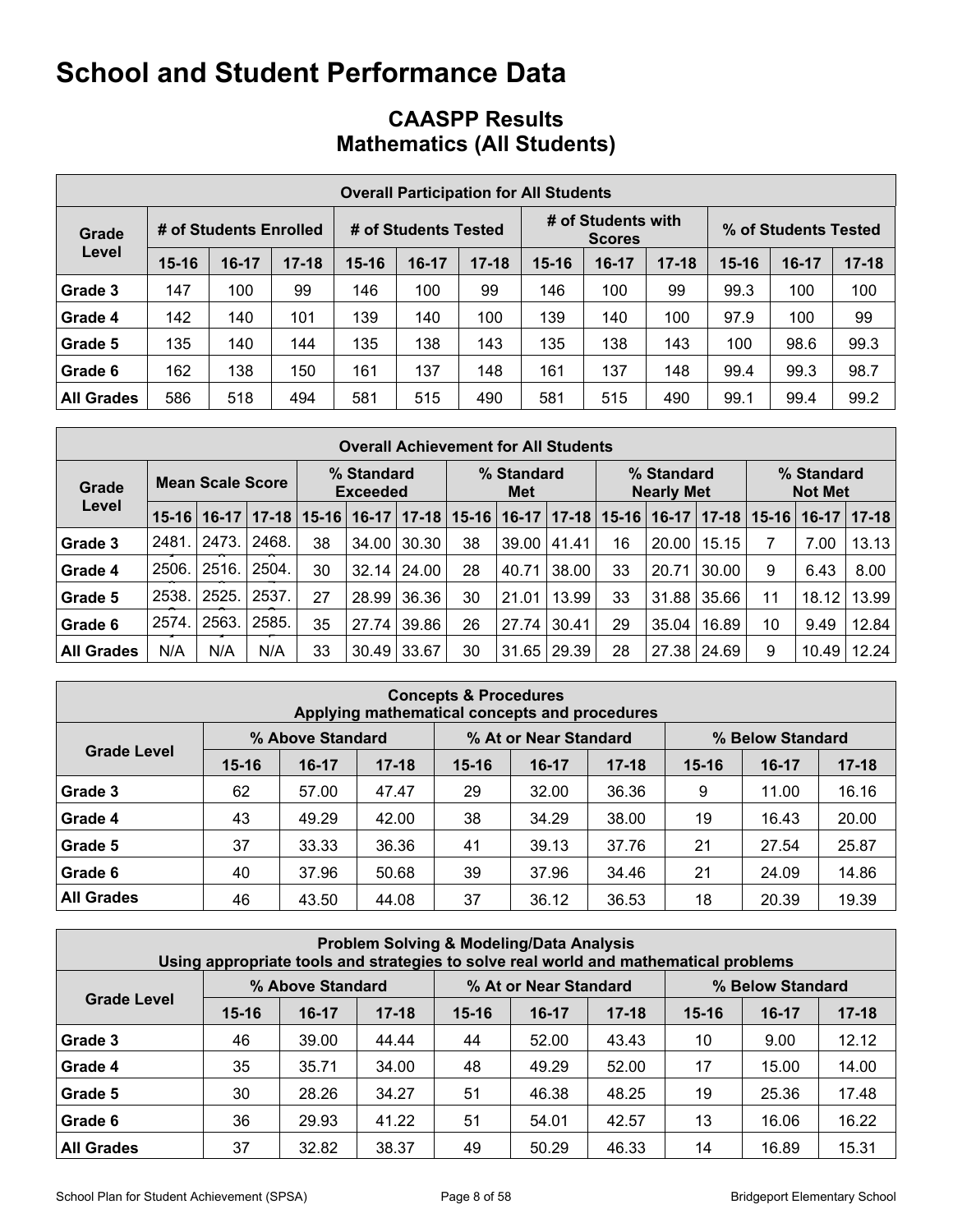# School and Student Performance Data

## CAASPP Results
## Mathematics (All Students)

| Overall Participation for All Students | | | | | | | | | | | | |
|---|---|---|---|---|---|---|---|---|---|---|---|---|
| Grade Level | # of Students Enrolled | | | # of Students Tested | | | # of Students with Scores | | | % of Students Tested | | |
| | 15-16 | 16-17 | 17-18 | 15-16 | 16-17 | 17-18 | 15-16 | 16-17 | 17-18 | 15-16 | 16-17 | 17-18 |
| Grade 3 | 147 | 100 | 99 | 146 | 100 | 99 | 146 | 100 | 99 | 99.3 | 100 | 100 |
| Grade 4 | 142 | 140 | 101 | 139 | 140 | 100 | 139 | 140 | 100 | 97.9 | 100 | 99 |
| Grade 5 | 135 | 140 | 144 | 135 | 138 | 143 | 135 | 138 | 143 | 100 | 98.6 | 99.3 |
| Grade 6 | 162 | 138 | 150 | 161 | 137 | 148 | 161 | 137 | 148 | 99.4 | 99.3 | 98.7 |
| All Grades | 586 | 518 | 494 | 581 | 515 | 490 | 581 | 515 | 490 | 99.1 | 99.4 | 99.2 |

| Overall Achievement for All Students | | | | | | | | | | | | | | | |
|---|---|---|---|---|---|---|---|---|---|---|---|---|---|---|---|
| Grade Level | Mean Scale Score | | | % Standard Exceeded | | | % Standard Met | | | % Standard Nearly Met | | | % Standard Not Met | | |
| | 15-16 | 16-17 | 17-18 | 15-16 | 16-17 | 17-18 | 15-16 | 16-17 | 17-18 | 15-16 | 16-17 | 17-18 | 15-16 | 16-17 | 17-18 |
| Grade 3 | 2481. | 2473. | 2468. | 38 | 34.00 | 30.30 | 38 | 39.00 | 41.41 | 16 | 20.00 | 15.15 | 7 | 7.00 | 13.13 |
| Grade 4 | 2506. | 2516. | 2504. | 30 | 32.14 | 24.00 | 28 | 40.71 | 38.00 | 33 | 20.71 | 30.00 | 9 | 6.43 | 8.00 |
| Grade 5 | 2538. | 2525. | 2537. | 27 | 28.99 | 36.36 | 30 | 21.01 | 13.99 | 33 | 31.88 | 35.66 | 11 | 18.12 | 13.99 |
| Grade 6 | 2574. | 2563. | 2585. | 35 | 27.74 | 39.86 | 26 | 27.74 | 30.41 | 29 | 35.04 | 16.89 | 10 | 9.49 | 12.84 |
| All Grades | N/A | N/A | N/A | 33 | 30.49 | 33.67 | 30 | 31.65 | 29.39 | 28 | 27.38 | 24.69 | 9 | 10.49 | 12.24 |

| Concepts & Procedures<br>Applying mathematical concepts and procedures | | | | | | | | | |
|---|---|---|---|---|---|---|---|---|---|
| Grade Level | % Above Standard | | | % At or Near Standard | | | % Below Standard | | |
| | 15-16 | 16-17 | 17-18 | 15-16 | 16-17 | 17-18 | 15-16 | 16-17 | 17-18 |
| Grade 3 | 62 | 57.00 | 47.47 | 29 | 32.00 | 36.36 | 9 | 11.00 | 16.16 |
| Grade 4 | 43 | 49.29 | 42.00 | 38 | 34.29 | 38.00 | 19 | 16.43 | 20.00 |
| Grade 5 | 37 | 33.33 | 36.36 | 41 | 39.13 | 37.76 | 21 | 27.54 | 25.87 |
| Grade 6 | 40 | 37.96 | 50.68 | 39 | 37.96 | 34.46 | 21 | 24.09 | 14.86 |
| All Grades | 46 | 43.50 | 44.08 | 37 | 36.12 | 36.53 | 18 | 20.39 | 19.39 |

| Problem Solving & Modeling/Data Analysis<br>Using appropriate tools and strategies to solve real world and mathematical problems | | | | | | | | | |
|---|---|---|---|---|---|---|---|---|---|
| Grade Level | % Above Standard | | | % At or Near Standard | | | % Below Standard | | |
| | 15-16 | 16-17 | 17-18 | 15-16 | 16-17 | 17-18 | 15-16 | 16-17 | 17-18 |
| Grade 3 | 46 | 39.00 | 44.44 | 44 | 52.00 | 43.43 | 10 | 9.00 | 12.12 |
| Grade 4 | 35 | 35.71 | 34.00 | 48 | 49.29 | 52.00 | 17 | 15.00 | 14.00 |
| Grade 5 | 30 | 28.26 | 34.27 | 51 | 46.38 | 48.25 | 19 | 25.36 | 17.48 |
| Grade 6 | 36 | 29.93 | 41.22 | 51 | 54.01 | 42.57 | 13 | 16.06 | 16.22 |
| All Grades | 37 | 32.82 | 38.37 | 49 | 50.29 | 46.33 | 14 | 16.89 | 15.31 |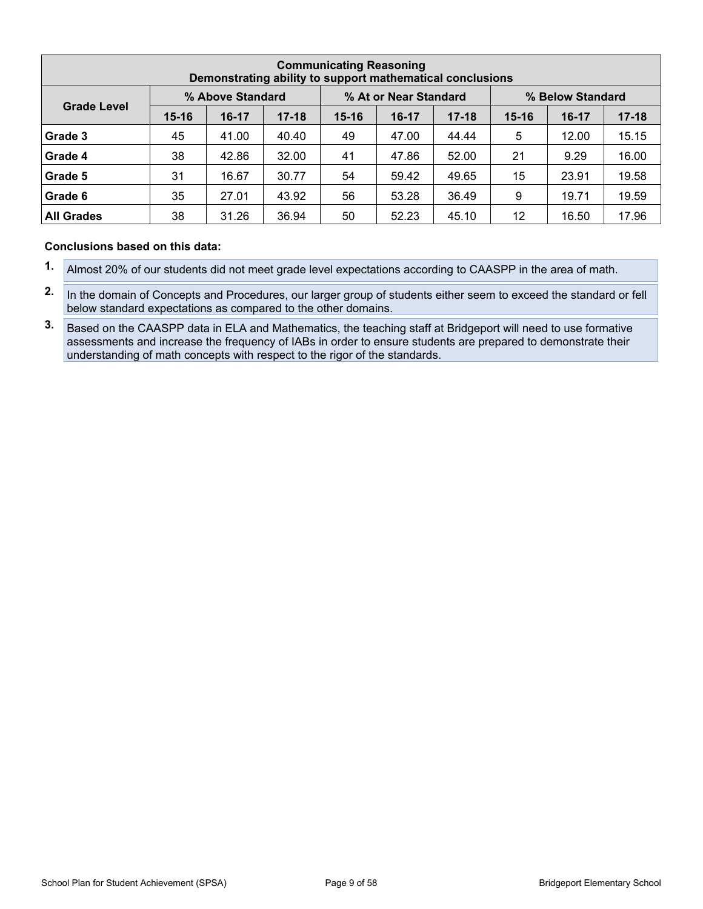| Communicating Reasoning<br>Demonstrating ability to support mathematical conclusions | | | | | | | | | |
|---|---|---|---|---|---|---|---|---|---|
| Grade Level | % Above Standard | | | % At or Near Standard | | | % Below Standard | | |
| | 15-16 | 16-17 | 17-18 | 15-16 | 16-17 | 17-18 | 15-16 | 16-17 | 17-18 |
| **Grade 3** | 45 | 41.00 | 40.40 | 49 | 47.00 | 44.44 | 5 | 12.00 | 15.15 |
| **Grade 4** | 38 | 42.86 | 32.00 | 41 | 47.86 | 52.00 | 21 | 9.29 | 16.00 |
| **Grade 5** | 31 | 16.67 | 30.77 | 54 | 59.42 | 49.65 | 15 | 23.91 | 19.58 |
| **Grade 6** | 35 | 27.01 | 43.92 | 56 | 53.28 | 36.49 | 9 | 19.71 | 19.59 |
| **All Grades** | 38 | 31.26 | 36.94 | 50 | 52.23 | 45.10 | 12 | 16.50 | 17.96 |

**Conclusions based on this data:**

1. Almost 20% of our students did not meet grade level expectations according to CAASPP in the area of math.
2. In the domain of Concepts and Procedures, our larger group of students either seem to exceed the standard or fell below standard expectations as compared to the other domains.
3. Based on the CAASPP data in ELA and Mathematics, the teaching staff at Bridgeport will need to use formative assessments and increase the frequency of IABs in order to ensure students are prepared to demonstrate their understanding of math concepts with respect to the rigor of the standards.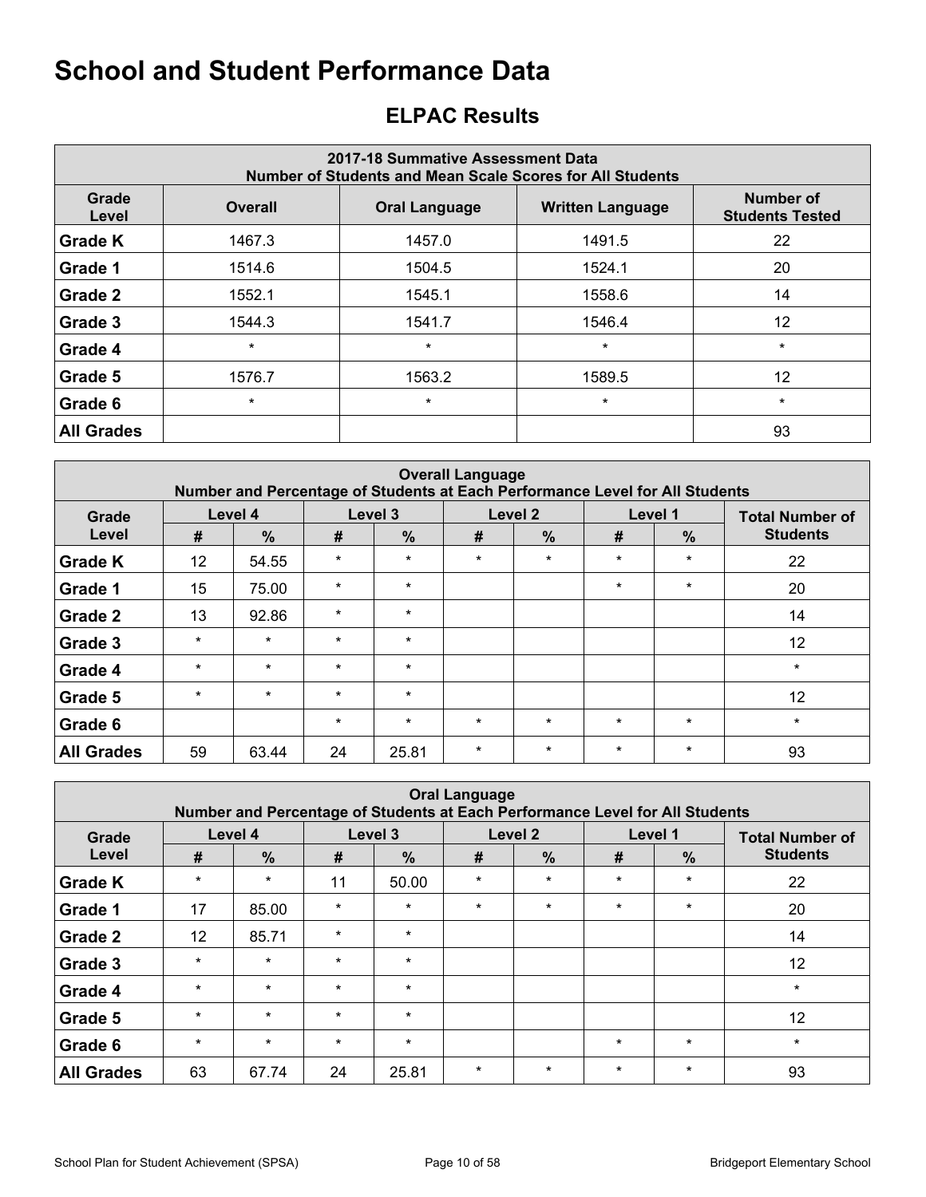# School and Student Performance Data

## ELPAC Results

| 2017-18 Summative Assessment Data<br>Number of Students and Mean Scale Scores for All Students | | | | |
|---|---|---|---|---|
| **Grade Level** | **Overall** | **Oral Language** | **Written Language** | **Number of Students Tested** |
| **Grade K** | 1467.3 | 1457.0 | 1491.5 | 22 |
| **Grade 1** | 1514.6 | 1504.5 | 1524.1 | 20 |
| **Grade 2** | 1552.1 | 1545.1 | 1558.6 | 14 |
| **Grade 3** | 1544.3 | 1541.7 | 1546.4 | 12 |
| **Grade 4** | * | * | * | * |
| **Grade 5** | 1576.7 | 1563.2 | 1589.5 | 12 |
| **Grade 6** | * | * | * | * |
| **All Grades** | | | | 93 |

| Overall Language<br>Number and Percentage of Students at Each Performance Level for All Students | | | | | | | | | |
|---|---|---|---|---|---|---|---|---|---|
| **Grade Level** | **Level 4** | | **Level 3** | | **Level 2** | | **Level 1** | | **Total Number of Students** |
| | **#** | **%** | **#** | **%** | **#** | **%** | **#** | **%** | |
| **Grade K** | 12 | 54.55 | * | * | * | * | * | * | 22 |
| **Grade 1** | 15 | 75.00 | * | * | | | * | * | 20 |
| **Grade 2** | 13 | 92.86 | * | * | | | | | 14 |
| **Grade 3** | * | * | * | * | | | | | 12 |
| **Grade 4** | * | * | * | * | | | | | * |
| **Grade 5** | * | * | * | * | | | | | 12 |
| **Grade 6** | | | * | * | * | * | * | * | * |
| **All Grades** | 59 | 63.44 | 24 | 25.81 | * | * | * | * | 93 |

| Oral Language<br>Number and Percentage of Students at Each Performance Level for All Students | | | | | | | | | |
|---|---|---|---|---|---|---|---|---|---|
| **Grade Level** | **Level 4** | | **Level 3** | | **Level 2** | | **Level 1** | | **Total Number of Students** |
| | **#** | **%** | **#** | **%** | **#** | **%** | **#** | **%** | |
| **Grade K** | * | * | 11 | 50.00 | * | * | * | * | 22 |
| **Grade 1** | 17 | 85.00 | * | * | * | * | * | * | 20 |
| **Grade 2** | 12 | 85.71 | * | * | | | | | 14 |
| **Grade 3** | * | * | * | * | | | | | 12 |
| **Grade 4** | * | * | * | * | | | | | * |
| **Grade 5** | * | * | * | * | | | | | 12 |
| **Grade 6** | * | * | * | * | | | * | * | * |
| **All Grades** | 63 | 67.74 | 24 | 25.81 | * | * | * | * | 93 |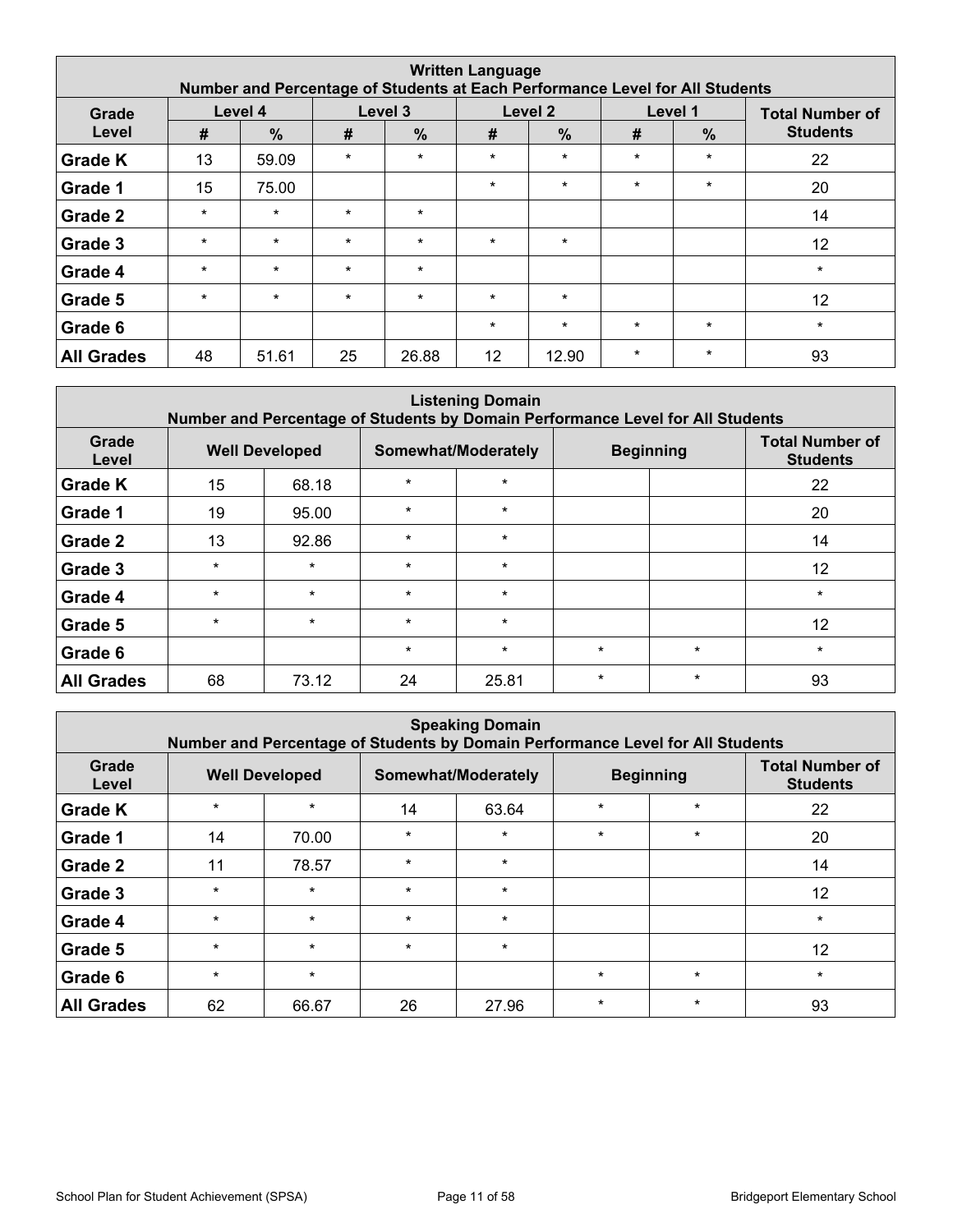| Written Language<br>Number and Percentage of Students at Each Performance Level for All Students | | | | | | | | | |
|---|---|---|---|---|---|---|---|---|---|
| Grade Level | Level 4 | | Level 3 | | Level 2 | | Level 1 | | Total Number of Students |
| | # | % | # | % | # | % | # | % | |
| Grade K | 13 | 59.09 | * | * | * | * | * | * | 22 |
| Grade 1 | 15 | 75.00 | | | * | * | * | * | 20 |
| Grade 2 | * | * | * | * | | | | | 14 |
| Grade 3 | * | * | * | * | * | * | | | 12 |
| Grade 4 | * | * | * | * | | | | | * |
| Grade 5 | * | * | * | * | * | * | | | 12 |
| Grade 6 | | | | | * | * | * | * | * |
| All Grades | 48 | 51.61 | 25 | 26.88 | 12 | 12.90 | * | * | 93 |

| Listening Domain<br>Number and Percentage of Students by Domain Performance Level for All Students | | | | | | | |
|---|---|---|---|---|---|---|---|
| Grade Level | Well Developed | | Somewhat/Moderately | | Beginning | | Total Number of Students |
| Grade K | 15 | 68.18 | * | * | | | 22 |
| Grade 1 | 19 | 95.00 | * | * | | | 20 |
| Grade 2 | 13 | 92.86 | * | * | | | 14 |
| Grade 3 | * | * | * | * | | | 12 |
| Grade 4 | * | * | * | * | | | * |
| Grade 5 | * | * | * | * | | | 12 |
| Grade 6 | | | * | * | * | * | * |
| All Grades | 68 | 73.12 | 24 | 25.81 | * | * | 93 |

| Speaking Domain<br>Number and Percentage of Students by Domain Performance Level for All Students | | | | | | | |
|---|---|---|---|---|---|---|---|
| Grade Level | Well Developed | | Somewhat/Moderately | | Beginning | | Total Number of Students |
| Grade K | * | * | 14 | 63.64 | * | * | 22 |
| Grade 1 | 14 | 70.00 | * | * | * | * | 20 |
| Grade 2 | 11 | 78.57 | * | * | | | 14 |
| Grade 3 | * | * | * | * | | | 12 |
| Grade 4 | * | * | * | * | | | * |
| Grade 5 | * | * | * | * | | | 12 |
| Grade 6 | * | * | | | * | * | * |
| All Grades | 62 | 66.67 | 26 | 27.96 | * | * | 93 |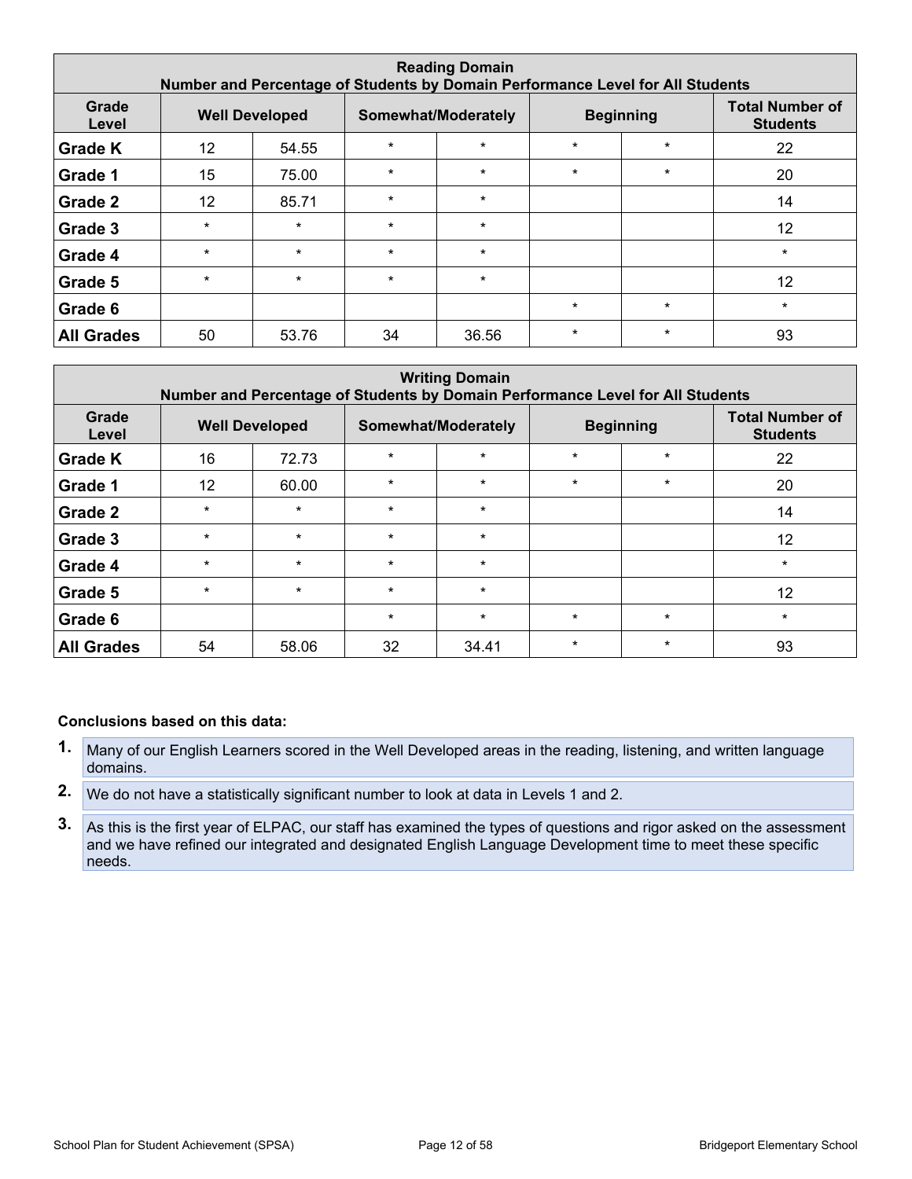| Reading Domain<br>Number and Percentage of Students by Domain Performance Level for All Students | | | | | | | |
|---|---|---|---|---|---|---|---|
| Grade Level | Well Developed | | Somewhat/Moderately | | Beginning | | Total Number of Students |
| Grade K | 12 | 54.55 | * | * | * | * | 22 |
| Grade 1 | 15 | 75.00 | * | * | * | * | 20 |
| Grade 2 | 12 | 85.71 | * | * | | | 14 |
| Grade 3 | * | * | * | * | | | 12 |
| Grade 4 | * | * | * | * | | | * |
| Grade 5 | * | * | * | * | | | 12 |
| Grade 6 | | | | | * | * | * |
| All Grades | 50 | 53.76 | 34 | 36.56 | * | * | 93 |

| Writing Domain<br>Number and Percentage of Students by Domain Performance Level for All Students | | | | | | | |
|---|---|---|---|---|---|---|---|
| Grade Level | Well Developed | | Somewhat/Moderately | | Beginning | | Total Number of Students |
| Grade K | 16 | 72.73 | * | * | * | * | 22 |
| Grade 1 | 12 | 60.00 | * | * | * | * | 20 |
| Grade 2 | * | * | * | * | | | 14 |
| Grade 3 | * | * | * | * | | | 12 |
| Grade 4 | * | * | * | * | | | * |
| Grade 5 | * | * | * | * | | | 12 |
| Grade 6 | | | * | * | * | * | * |
| All Grades | 54 | 58.06 | 32 | 34.41 | * | * | 93 |

**Conclusions based on this data:**

1. Many of our English Learners scored in the Well Developed areas in the reading, listening, and written language domains.
2. We do not have a statistically significant number to look at data in Levels 1 and 2.
3. As this is the first year of ELPAC, our staff has examined the types of questions and rigor asked on the assessment and we have refined our integrated and designated English Language Development time to meet these specific needs.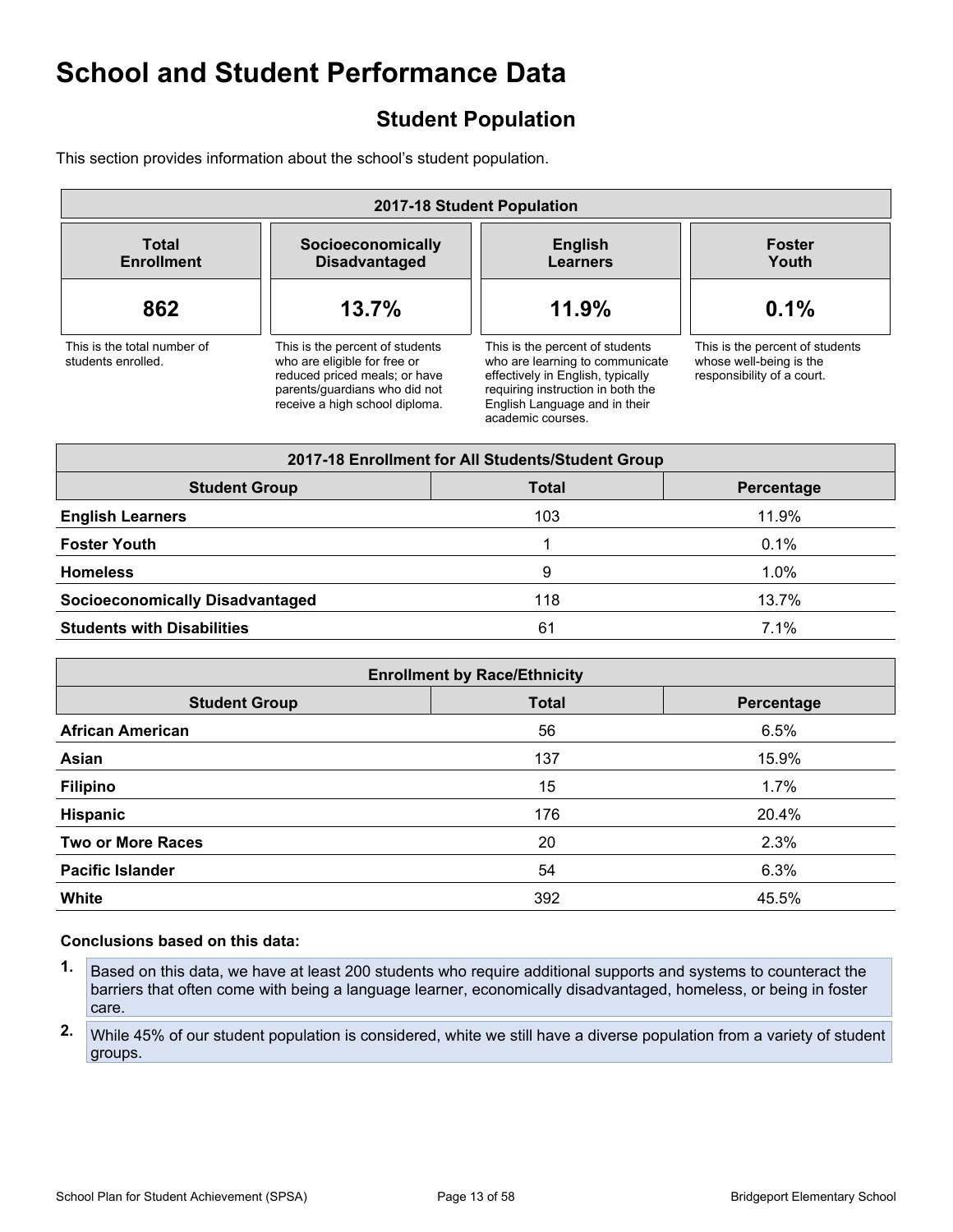# School and Student Performance Data

## Student Population

This section provides information about the school's student population.

| 2017-18 Student Population | | | |
|---|---|---|---|
| **Total Enrollment** | **Socioeconomically Disadvantaged** | **English Learners** | **Foster Youth** |
| **862** | **13.7%** | **11.9%** | **0.1%** |
| This is the total number of students enrolled. | This is the percent of students who are eligible for free or reduced priced meals; or have parents/guardians who did not receive a high school diploma. | This is the percent of students who are learning to communicate effectively in English, typically requiring instruction in both the English Language and in their academic courses. | This is the percent of students whose well-being is the responsibility of a court. |

| 2017-18 Enrollment for All Students/Student Group | | |
|---|---|---|
| **Student Group** | **Total** | **Percentage** |
| **English Learners** | 103 | 11.9% |
| **Foster Youth** | 1 | 0.1% |
| **Homeless** | 9 | 1.0% |
| **Socioeconomically Disadvantaged** | 118 | 13.7% |
| **Students with Disabilities** | 61 | 7.1% |

| Enrollment by Race/Ethnicity | | |
|---|---|---|
| **Student Group** | **Total** | **Percentage** |
| **African American** | 56 | 6.5% |
| **Asian** | 137 | 15.9% |
| **Filipino** | 15 | 1.7% |
| **Hispanic** | 176 | 20.4% |
| **Two or More Races** | 20 | 2.3% |
| **Pacific Islander** | 54 | 6.3% |
| **White** | 392 | 45.5% |

**Conclusions based on this data:**

1. Based on this data, we have at least 200 students who require additional supports and systems to counteract the barriers that often come with being a language learner, economically disadvantaged, homeless, or being in foster care.
2. While 45% of our student population is considered, white we still have a diverse population from a variety of student groups.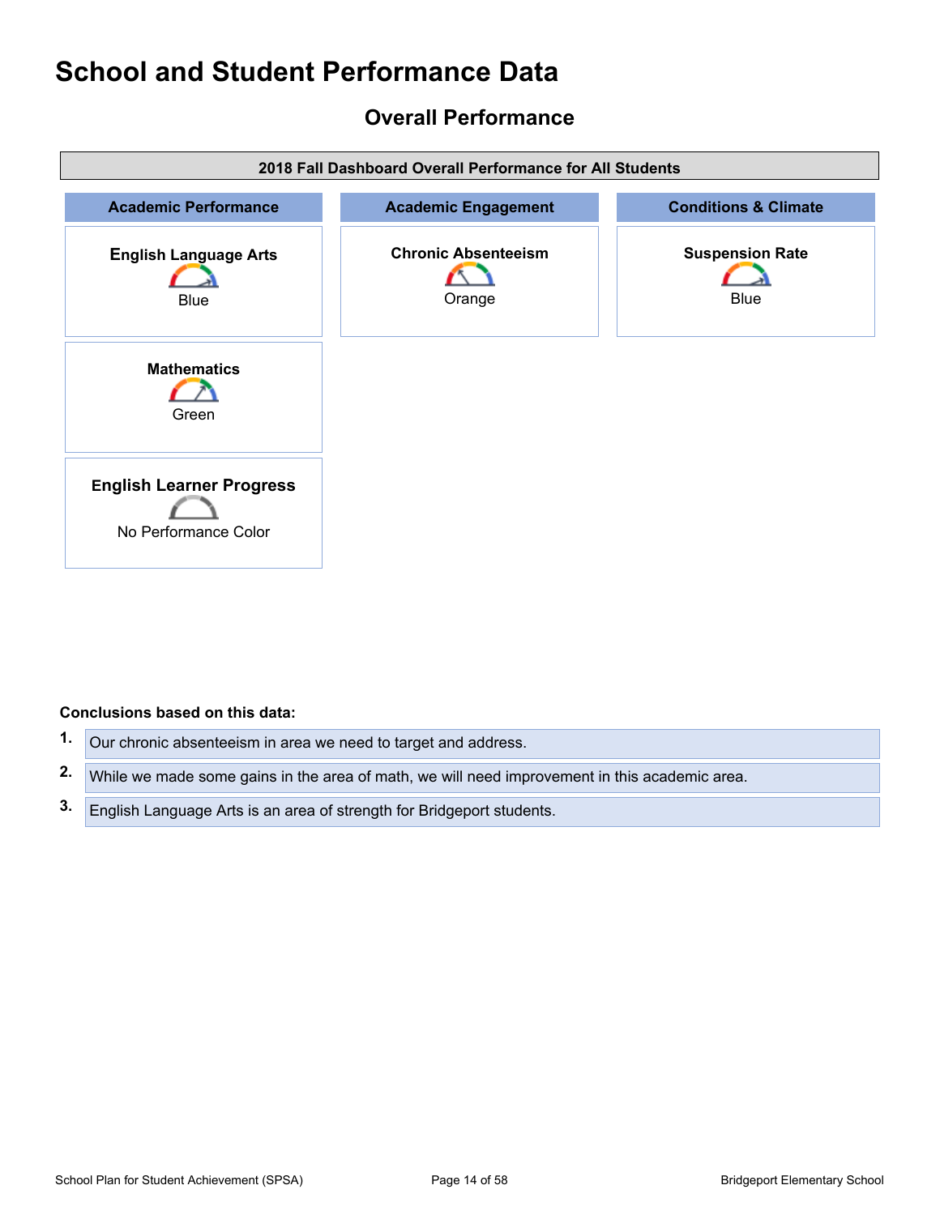# School and Student Performance Data

## Overall Performance

| 2018 Fall Dashboard Overall Performance for All Students | | |
|---|---|---|
| **Academic Performance** | **Academic Engagement** | **Conditions & Climate** |
| **English Language Arts** Blue | **Chronic Absenteeism** Orange | **Suspension Rate** Blue |
| **Mathematics** Green | | |
| **English Learner Progress** No Performance Color | | |

**Conclusions based on this data:**

1. Our chronic absenteeism in area we need to target and address.
2. While we made some gains in the area of math, we will need improvement in this academic area.
3. English Language Arts is an area of strength for Bridgeport students.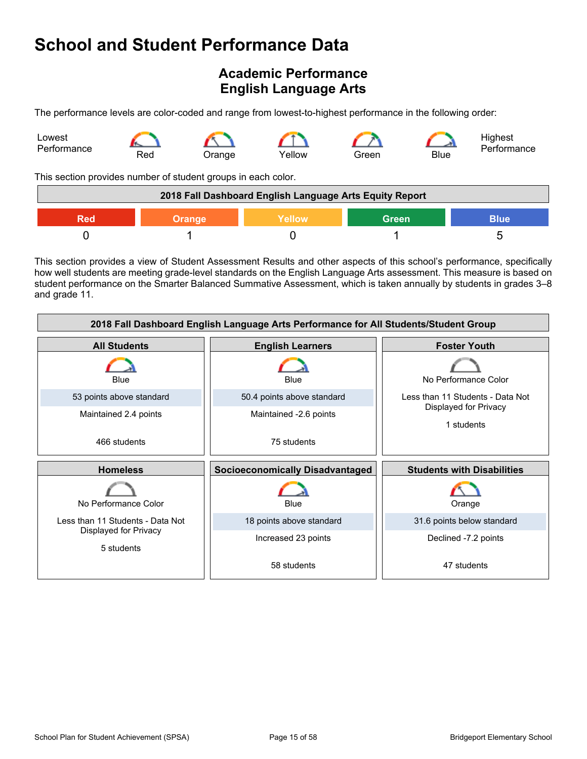# School and Student Performance Data

## Academic Performance
## English Language Arts

The performance levels are color-coded and range from lowest-to-highest performance in the following order:

Lowest Performance — Red — Orange — Yellow — Green — Blue — Highest Performance

This section provides number of student groups in each color.

| 2018 Fall Dashboard English Language Arts Equity Report | | | | |
|---|---|---|---|---|
| Red | Orange | Yellow | Green | Blue |
| 0 | 1 | 0 | 1 | 5 |

This section provides a view of Student Assessment Results and other aspects of this school's performance, specifically how well students are meeting grade-level standards on the English Language Arts assessment. This measure is based on student performance on the Smarter Balanced Summative Assessment, which is taken annually by students in grades 3–8 and grade 11.

| 2018 Fall Dashboard English Language Arts Performance for All Students/Student Group | | |
|---|---|---|
| **All Students** | **English Learners** | **Foster Youth** |
| Blue<br>53 points above standard<br>Maintained 2.4 points<br>466 students | Blue<br>50.4 points above standard<br>Maintained -2.6 points<br>75 students | No Performance Color<br>Less than 11 Students - Data Not Displayed for Privacy<br>1 students |
| **Homeless** | **Socioeconomically Disadvantaged** | **Students with Disabilities** |
| No Performance Color<br>Less than 11 Students - Data Not Displayed for Privacy<br>5 students | Blue<br>18 points above standard<br>Increased 23 points<br>58 students | Orange<br>31.6 points below standard<br>Declined -7.2 points<br>47 students |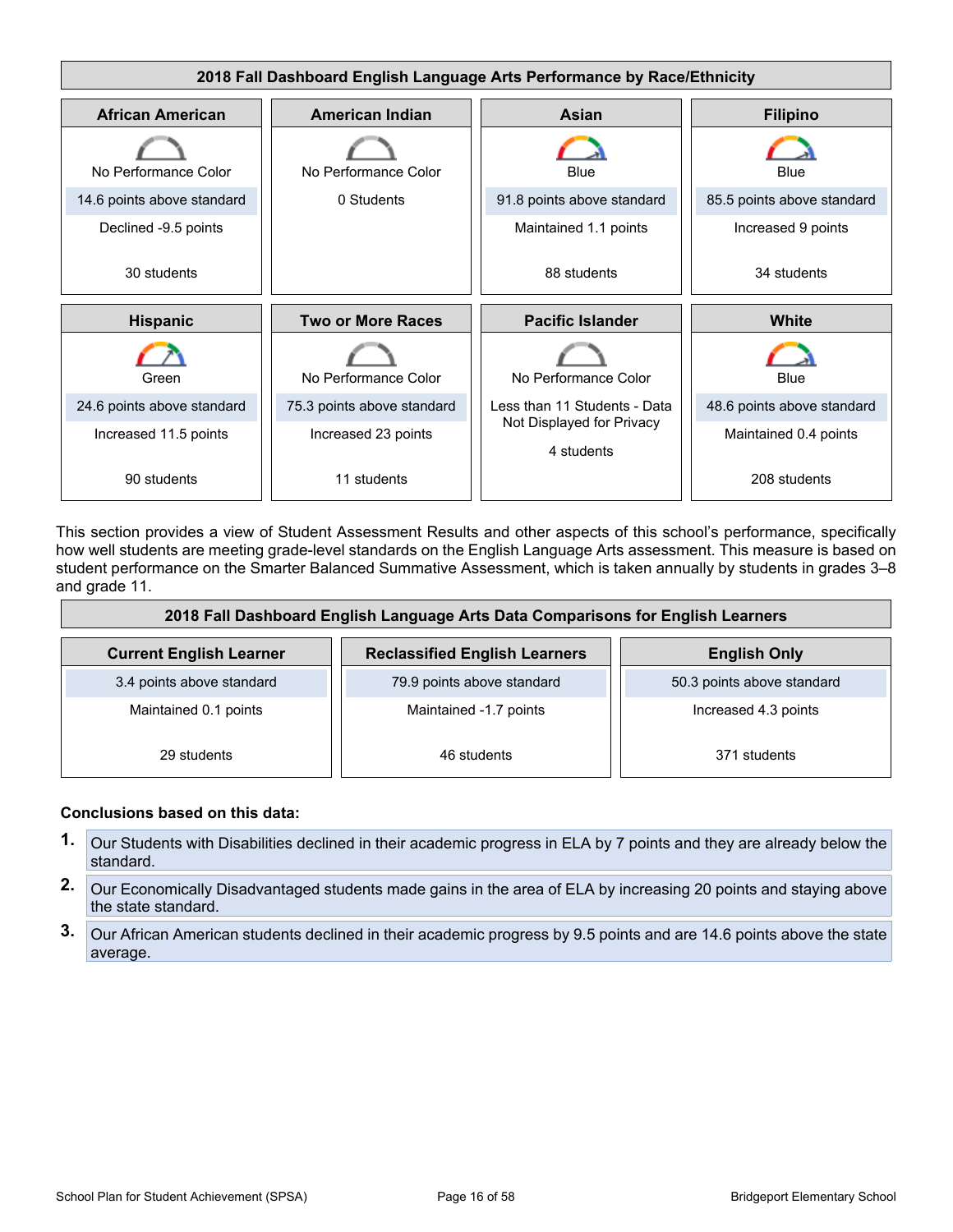**2018 Fall Dashboard English Language Arts Performance by Race/Ethnicity**

| African American | American Indian | Asian | Filipino |
|---|---|---|---|
| No Performance Color | No Performance Color | Blue | Blue |
| 14.6 points above standard | 0 Students | 91.8 points above standard | 85.5 points above standard |
| Declined -9.5 points | | Maintained 1.1 points | Increased 9 points |
| 30 students | | 88 students | 34 students |

| Hispanic | Two or More Races | Pacific Islander | White |
|---|---|---|---|
| Green | No Performance Color | No Performance Color | Blue |
| 24.6 points above standard | 75.3 points above standard | Less than 11 Students - Data Not Displayed for Privacy | 48.6 points above standard |
| Increased 11.5 points | Increased 23 points | 4 students | Maintained 0.4 points |
| 90 students | 11 students | | 208 students |

This section provides a view of Student Assessment Results and other aspects of this school's performance, specifically how well students are meeting grade-level standards on the English Language Arts assessment. This measure is based on student performance on the Smarter Balanced Summative Assessment, which is taken annually by students in grades 3–8 and grade 11.

**2018 Fall Dashboard English Language Arts Data Comparisons for English Learners**

| Current English Learner | Reclassified English Learners | English Only |
|---|---|---|
| 3.4 points above standard | 79.9 points above standard | 50.3 points above standard |
| Maintained 0.1 points | Maintained -1.7 points | Increased 4.3 points |
| 29 students | 46 students | 371 students |

**Conclusions based on this data:**

1. Our Students with Disabilities declined in their academic progress in ELA by 7 points and they are already below the standard.
2. Our Economically Disadvantaged students made gains in the area of ELA by increasing 20 points and staying above the state standard.
3. Our African American students declined in their academic progress by 9.5 points and are 14.6 points above the state average.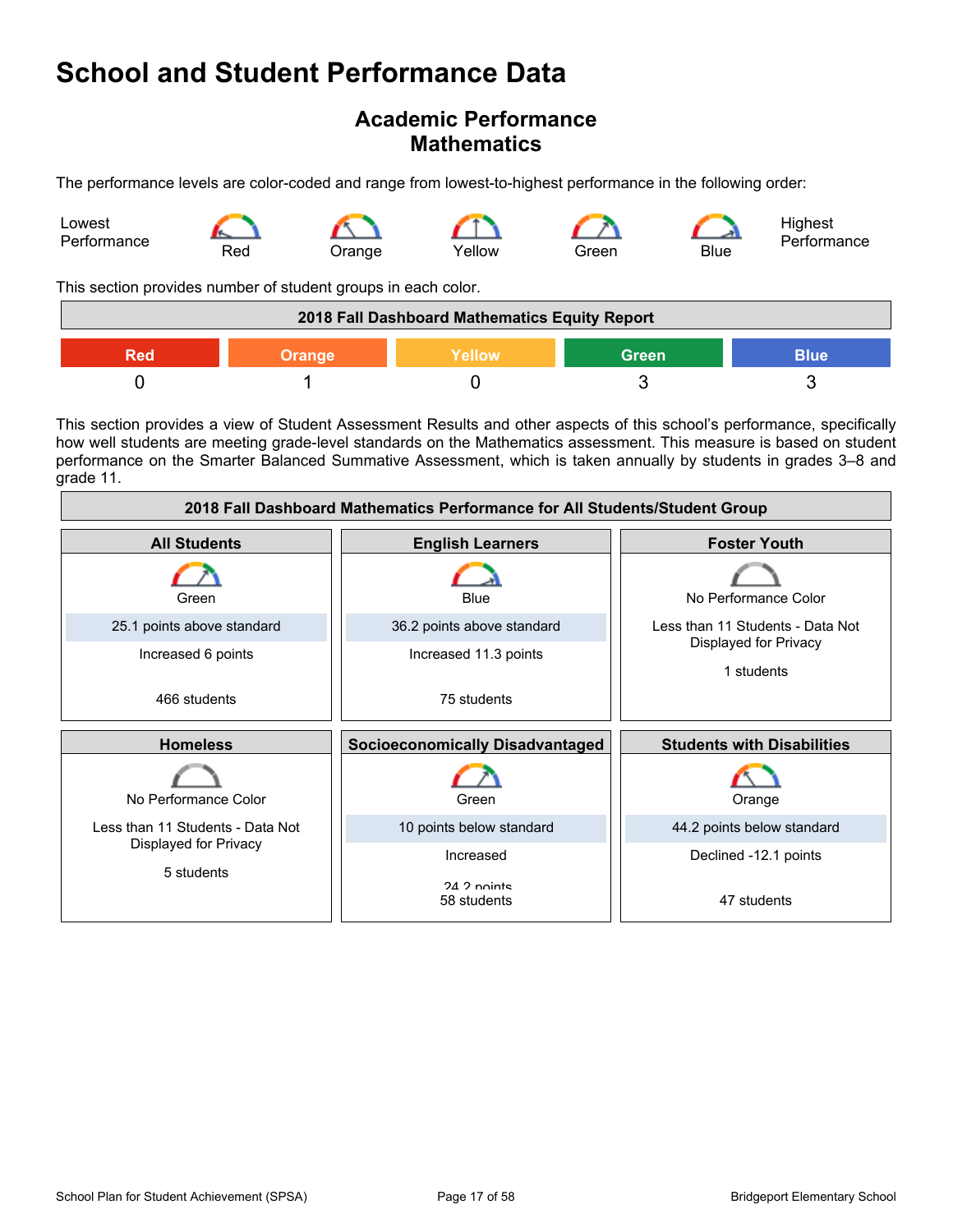# School and Student Performance Data

## Academic Performance
## Mathematics

The performance levels are color-coded and range from lowest-to-highest performance in the following order:

Lowest Performance — Red — Orange — Yellow — Green — Blue — Highest Performance

This section provides number of student groups in each color.

| 2018 Fall Dashboard Mathematics Equity Report | | | | |
|---|---|---|---|---|
| Red | Orange | Yellow | Green | Blue |
| 0 | 1 | 0 | 3 | 3 |

This section provides a view of Student Assessment Results and other aspects of this school's performance, specifically how well students are meeting grade-level standards on the Mathematics assessment. This measure is based on student performance on the Smarter Balanced Summative Assessment, which is taken annually by students in grades 3–8 and grade 11.

| 2018 Fall Dashboard Mathematics Performance for All Students/Student Group | | |
|---|---|---|
| **All Students** | **English Learners** | **Foster Youth** |
| Green | Blue | No Performance Color |
| 25.1 points above standard | 36.2 points above standard | Less than 11 Students - Data Not Displayed for Privacy |
| Increased 6 points | Increased 11.3 points | 1 students |
| 466 students | 75 students | |
| **Homeless** | **Socioeconomically Disadvantaged** | **Students with Disabilities** |
| No Performance Color | Green | Orange |
| Less than 11 Students - Data Not Displayed for Privacy | 10 points below standard | 44.2 points below standard |
| 5 students | Increased 24.2 points | Declined -12.1 points |
| | 58 students | 47 students |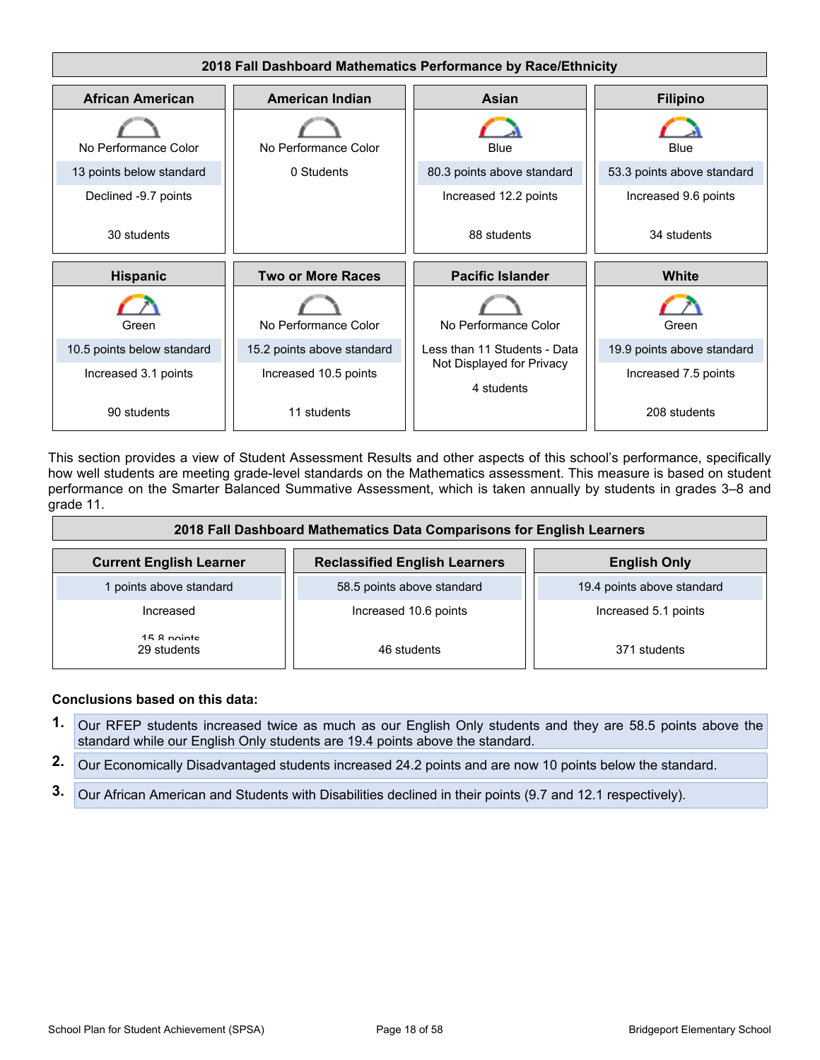**2018 Fall Dashboard Mathematics Performance by Race/Ethnicity**

| African American | American Indian | Asian | Filipino |
|---|---|---|---|
| No Performance Color | No Performance Color | Blue | Blue |
| 13 points below standard | 0 Students | 80.3 points above standard | 53.3 points above standard |
| Declined -9.7 points | | Increased 12.2 points | Increased 9.6 points |
| 30 students | | 88 students | 34 students |

| Hispanic | Two or More Races | Pacific Islander | White |
|---|---|---|---|
| Green | No Performance Color | No Performance Color | Green |
| 10.5 points below standard | 15.2 points above standard | Less than 11 Students - Data Not Displayed for Privacy | 19.9 points above standard |
| Increased 3.1 points | Increased 10.5 points | 4 students | Increased 7.5 points |
| 90 students | 11 students | | 208 students |

This section provides a view of Student Assessment Results and other aspects of this school's performance, specifically how well students are meeting grade-level standards on the Mathematics assessment. This measure is based on student performance on the Smarter Balanced Summative Assessment, which is taken annually by students in grades 3–8 and grade 11.

**2018 Fall Dashboard Mathematics Data Comparisons for English Learners**

| Current English Learner | Reclassified English Learners | English Only |
|---|---|---|
| 1 points above standard | 58.5 points above standard | 19.4 points above standard |
| Increased 15.8 points | Increased 10.6 points | Increased 5.1 points |
| 29 students | 46 students | 371 students |

**Conclusions based on this data:**

1. Our RFEP students increased twice as much as our English Only students and they are 58.5 points above the standard while our English Only students are 19.4 points above the standard.
2. Our Economically Disadvantaged students increased 24.2 points and are now 10 points below the standard.
3. Our African American and Students with Disabilities declined in their points (9.7 and 12.1 respectively).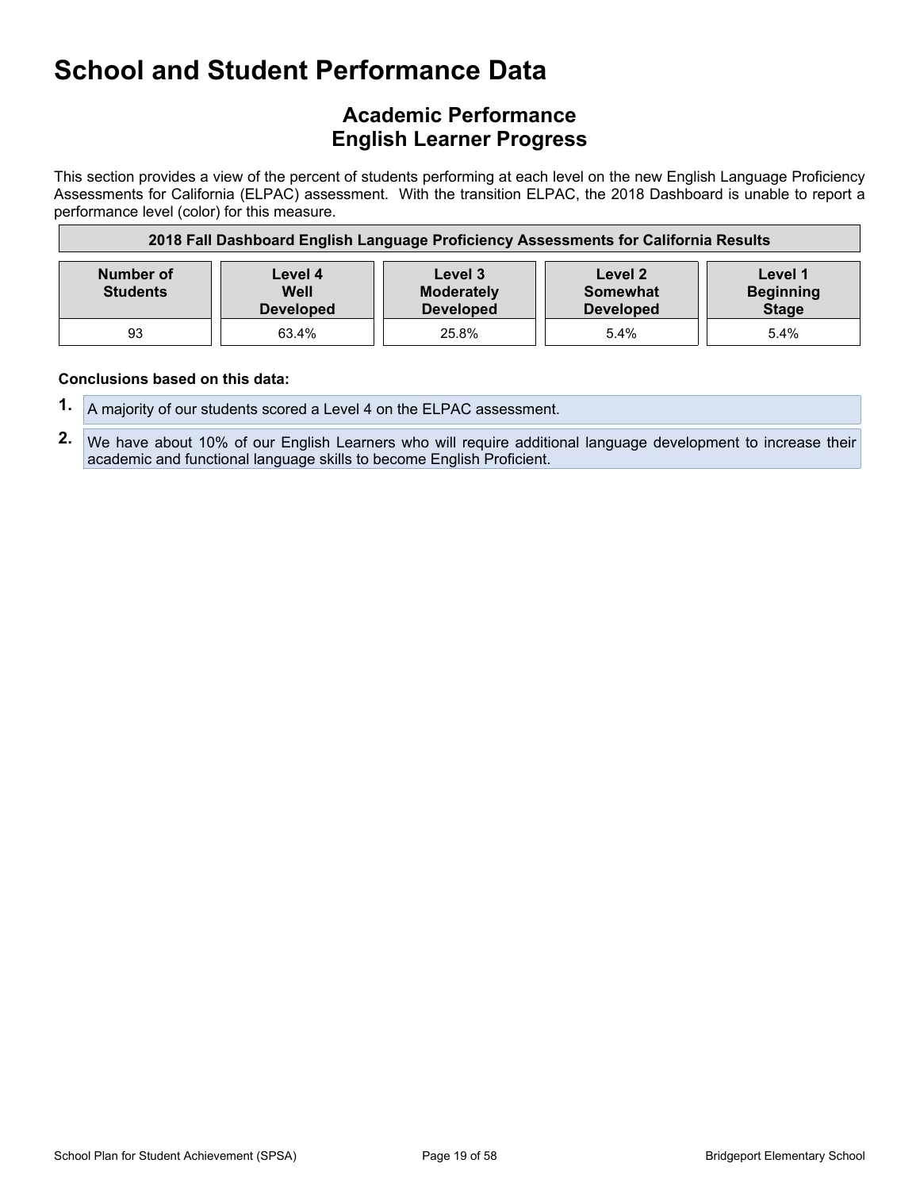# School and Student Performance Data

## Academic Performance
## English Learner Progress

This section provides a view of the percent of students performing at each level on the new English Language Proficiency Assessments for California (ELPAC) assessment. With the transition ELPAC, the 2018 Dashboard is unable to report a performance level (color) for this measure.

| 2018 Fall Dashboard English Language Proficiency Assessments for California Results | | | | |
|---|---|---|---|---|
| **Number of Students** | **Level 4 Well Developed** | **Level 3 Moderately Developed** | **Level 2 Somewhat Developed** | **Level 1 Beginning Stage** |
| 93 | 63.4% | 25.8% | 5.4% | 5.4% |

**Conclusions based on this data:**

1. A majority of our students scored a Level 4 on the ELPAC assessment.
2. We have about 10% of our English Learners who will require additional language development to increase their academic and functional language skills to become English Proficient.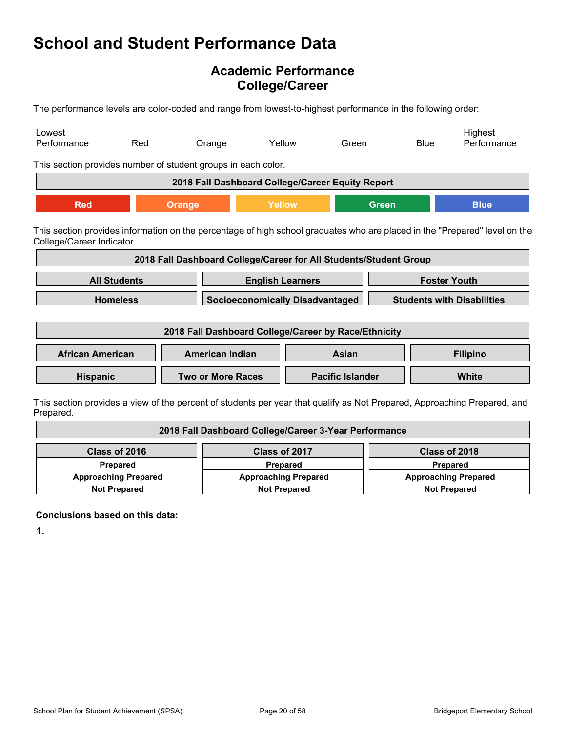# School and Student Performance Data

## Academic Performance
## College/Career

The performance levels are color-coded and range from lowest-to-highest performance in the following order:

| Lowest Performance | Red | Orange | Yellow | Green | Blue | Highest Performance |
|---|---|---|---|---|---|---|

This section provides number of student groups in each color.

| 2018 Fall Dashboard College/Career Equity Report | | | | |
|---|---|---|---|---|
| Red | Orange | Yellow | Green | Blue |

This section provides information on the percentage of high school graduates who are placed in the "Prepared" level on the College/Career Indicator.

| 2018 Fall Dashboard College/Career for All Students/Student Group | | |
|---|---|---|
| All Students | English Learners | Foster Youth |
| Homeless | Socioeconomically Disadvantaged | Students with Disabilities |

| 2018 Fall Dashboard College/Career by Race/Ethnicity | | | |
|---|---|---|---|
| African American | American Indian | Asian | Filipino |
| Hispanic | Two or More Races | Pacific Islander | White |

This section provides a view of the percent of students per year that qualify as Not Prepared, Approaching Prepared, and Prepared.

| 2018 Fall Dashboard College/Career 3-Year Performance | | |
|---|---|---|
| Class of 2016 | Class of 2017 | Class of 2018 |
| Prepared | Prepared | Prepared |
| Approaching Prepared | Approaching Prepared | Approaching Prepared |
| Not Prepared | Not Prepared | Not Prepared |

**Conclusions based on this data:**

**1.**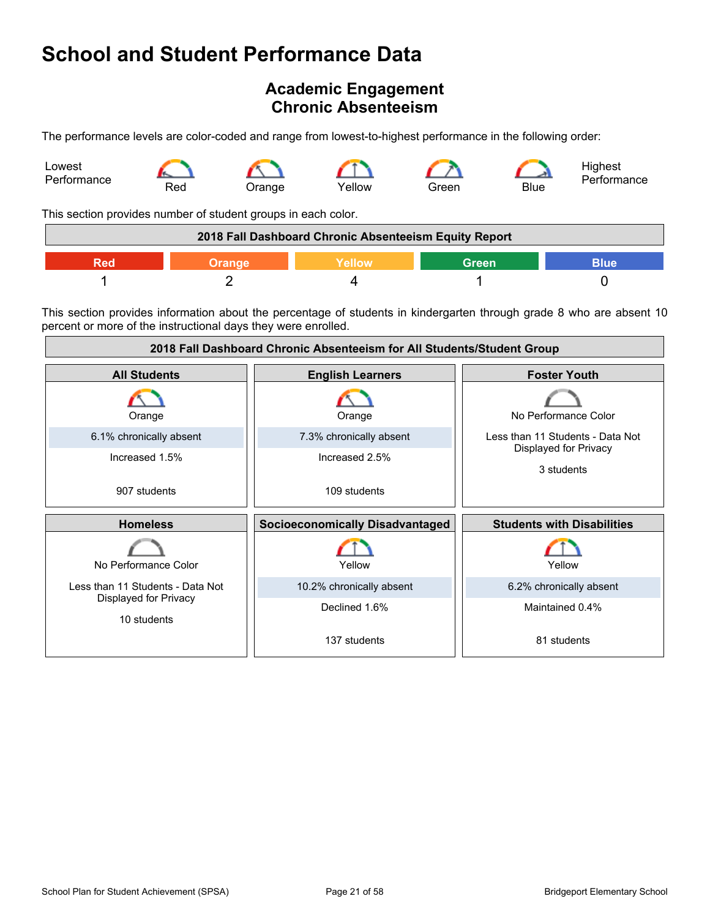# School and Student Performance Data

## Academic Engagement
## Chronic Absenteeism

The performance levels are color-coded and range from lowest-to-highest performance in the following order:

Lowest Performance — Red — Orange — Yellow — Green — Blue — Highest Performance

This section provides number of student groups in each color.

| 2018 Fall Dashboard Chronic Absenteeism Equity Report | | | | |
|---|---|---|---|---|
| Red | Orange | Yellow | Green | Blue |
| 1 | 2 | 4 | 1 | 0 |

This section provides information about the percentage of students in kindergarten through grade 8 who are absent 10 percent or more of the instructional days they were enrolled.

| 2018 Fall Dashboard Chronic Absenteeism for All Students/Student Group | | |
|---|---|---|
| **All Students** | **English Learners** | **Foster Youth** |
| Orange | Orange | No Performance Color |
| 6.1% chronically absent | 7.3% chronically absent | Less than 11 Students - Data Not Displayed for Privacy |
| Increased 1.5% | Increased 2.5% | 3 students |
| 907 students | 109 students | |
| **Homeless** | **Socioeconomically Disadvantaged** | **Students with Disabilities** |
| No Performance Color | Yellow | Yellow |
| Less than 11 Students - Data Not Displayed for Privacy | 10.2% chronically absent | 6.2% chronically absent |
| 10 students | Declined 1.6% | Maintained 0.4% |
| | 137 students | 81 students |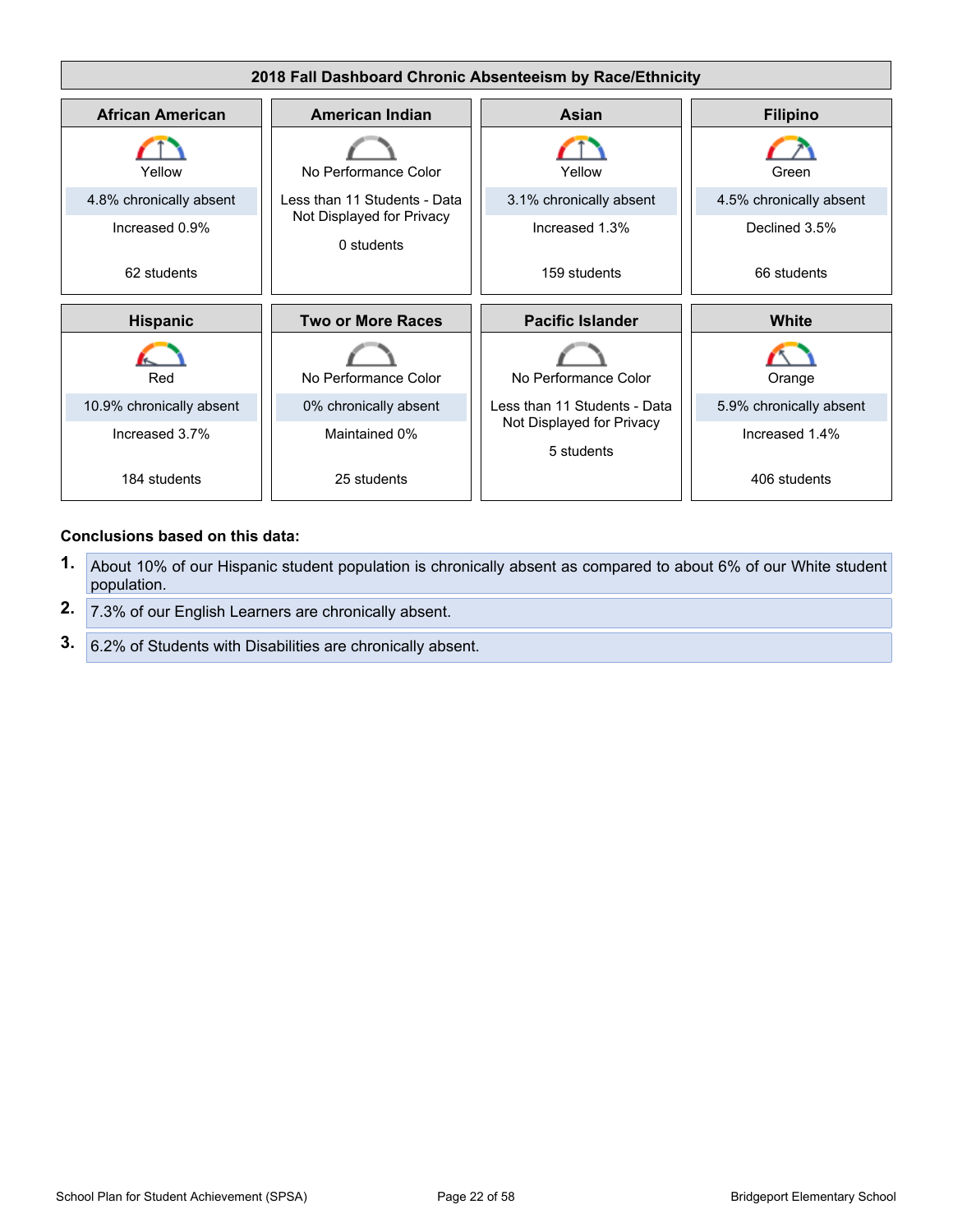## 2018 Fall Dashboard Chronic Absenteeism by Race/Ethnicity

| African American | American Indian | Asian | Filipino |
|---|---|---|---|
| Yellow | No Performance Color | Yellow | Green |
| 4.8% chronically absent | Less than 11 Students - Data Not Displayed for Privacy | 3.1% chronically absent | 4.5% chronically absent |
| Increased 0.9% | 0 students | Increased 1.3% | Declined 3.5% |
| 62 students | | 159 students | 66 students |

| Hispanic | Two or More Races | Pacific Islander | White |
|---|---|---|---|
| Red | No Performance Color | No Performance Color | Orange |
| 10.9% chronically absent | 0% chronically absent | Less than 11 Students - Data Not Displayed for Privacy | 5.9% chronically absent |
| Increased 3.7% | Maintained 0% | 5 students | Increased 1.4% |
| 184 students | 25 students | | 406 students |

**Conclusions based on this data:**

1. About 10% of our Hispanic student population is chronically absent as compared to about 6% of our White student population.
2. 7.3% of our English Learners are chronically absent.
3. 6.2% of Students with Disabilities are chronically absent.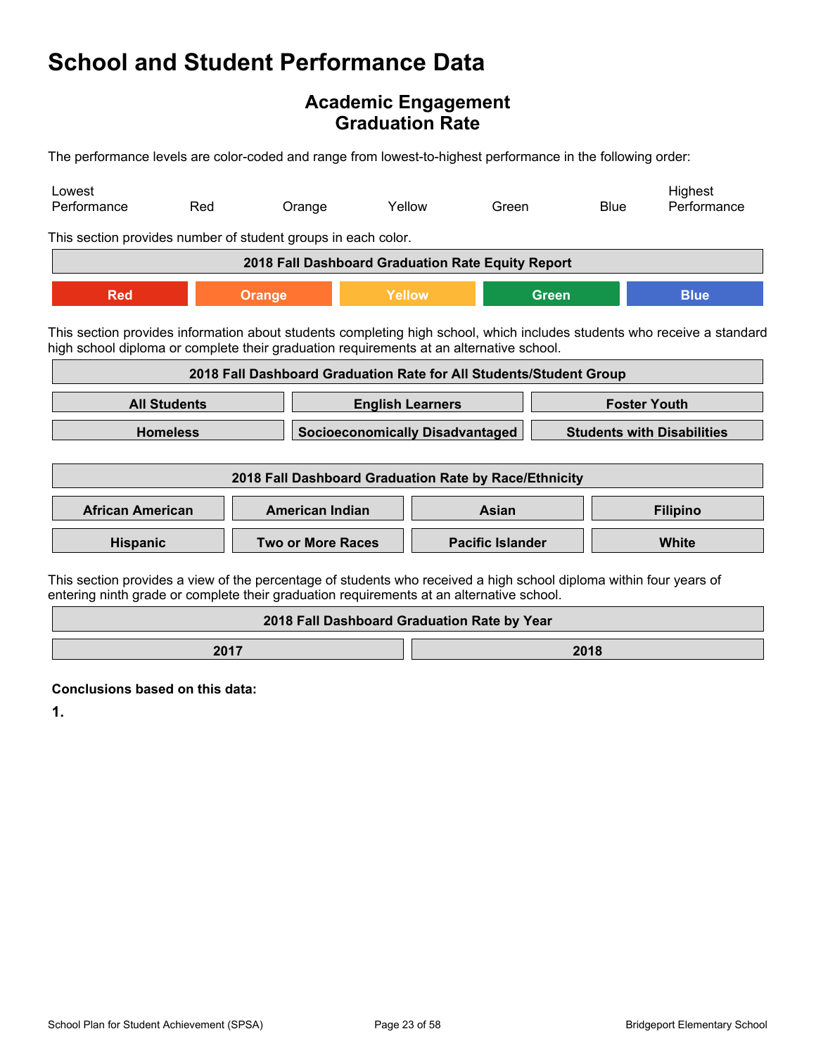# School and Student Performance Data

## Academic Engagement
## Graduation Rate

The performance levels are color-coded and range from lowest-to-highest performance in the following order:

| Lowest Performance | Red | Orange | Yellow | Green | Blue | Highest Performance |
|---|---|---|---|---|---|---|

This section provides number of student groups in each color.

| 2018 Fall Dashboard Graduation Rate Equity Report | | | | |
|---|---|---|---|---|
| Red | Orange | Yellow | Green | Blue |

This section provides information about students completing high school, which includes students who receive a standard high school diploma or complete their graduation requirements at an alternative school.

| 2018 Fall Dashboard Graduation Rate for All Students/Student Group | | |
|---|---|---|
| All Students | English Learners | Foster Youth |
| Homeless | Socioeconomically Disadvantaged | Students with Disabilities |

| 2018 Fall Dashboard Graduation Rate by Race/Ethnicity | | | |
|---|---|---|---|
| African American | American Indian | Asian | Filipino |
| Hispanic | Two or More Races | Pacific Islander | White |

This section provides a view of the percentage of students who received a high school diploma within four years of entering ninth grade or complete their graduation requirements at an alternative school.

| 2018 Fall Dashboard Graduation Rate by Year | |
|---|---|
| 2017 | 2018 |

**Conclusions based on this data:**

**1.**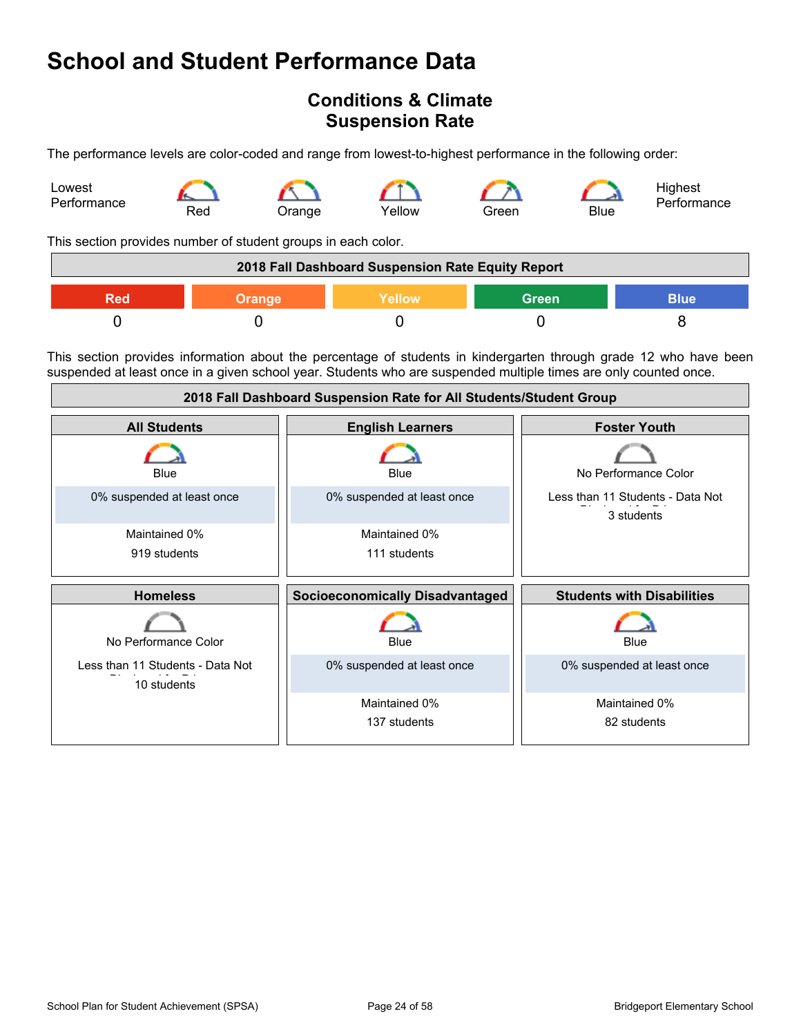# School and Student Performance Data

## Conditions & Climate
## Suspension Rate

The performance levels are color-coded and range from lowest-to-highest performance in the following order:

Lowest Performance — Red — Orange — Yellow — Green — Blue — Highest Performance

This section provides number of student groups in each color.

| 2018 Fall Dashboard Suspension Rate Equity Report | | | | |
|---|---|---|---|---|
| Red | Orange | Yellow | Green | Blue |
| 0 | 0 | 0 | 0 | 8 |

This section provides information about the percentage of students in kindergarten through grade 12 who have been suspended at least once in a given school year. Students who are suspended multiple times are only counted once.

| 2018 Fall Dashboard Suspension Rate for All Students/Student Group | | |
|---|---|---|
| **All Students** | **English Learners** | **Foster Youth** |
| Blue | Blue | No Performance Color |
| 0% suspended at least once | 0% suspended at least once | Less than 11 Students - Data Not Displayed for Privacy |
| Maintained 0% | Maintained 0% | 3 students |
| 919 students | 111 students | |
| **Homeless** | **Socioeconomically Disadvantaged** | **Students with Disabilities** |
| No Performance Color | Blue | Blue |
| Less than 11 Students - Data Not Displayed for Privacy | 0% suspended at least once | 0% suspended at least once |
| 10 students | Maintained 0% | Maintained 0% |
| | 137 students | 82 students |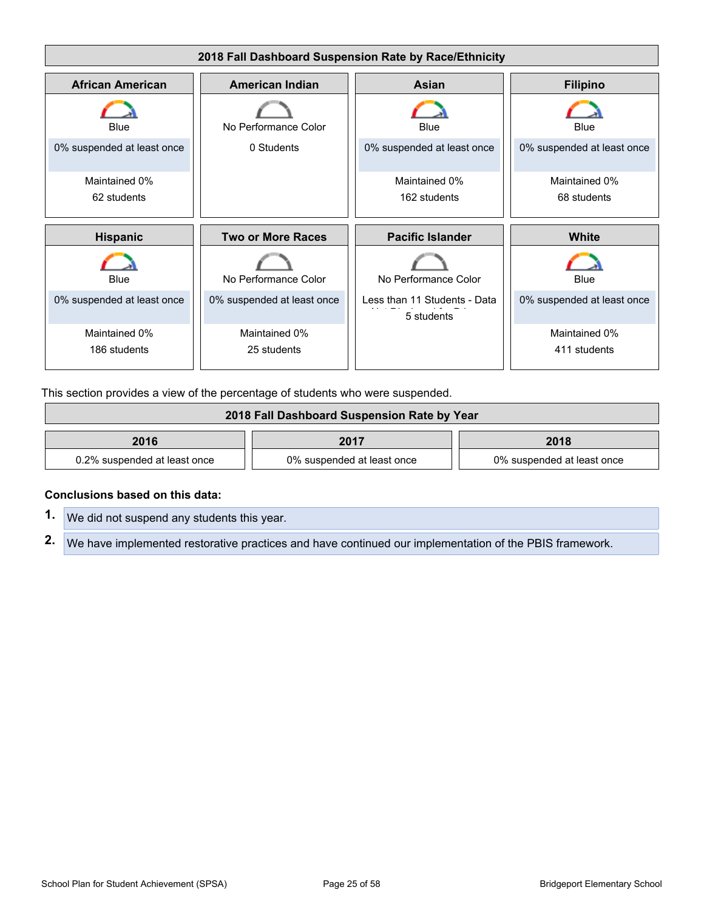## 2018 Fall Dashboard Suspension Rate by Race/Ethnicity

| African American | American Indian | Asian | Filipino |
|---|---|---|---|
| Blue | No Performance Color | Blue | Blue |
| 0% suspended at least once | 0 Students | 0% suspended at least once | 0% suspended at least once |
| Maintained 0% | | Maintained 0% | Maintained 0% |
| 62 students | | 162 students | 68 students |

| Hispanic | Two or More Races | Pacific Islander | White |
|---|---|---|---|
| Blue | No Performance Color | No Performance Color | Blue |
| 0% suspended at least once | 0% suspended at least once | Less than 11 Students - Data Not Displayed for Privacy | 0% suspended at least once |
| Maintained 0% | Maintained 0% | 5 students | Maintained 0% |
| 186 students | 25 students | | 411 students |

This section provides a view of the percentage of students who were suspended.

## 2018 Fall Dashboard Suspension Rate by Year

| 2016 | 2017 | 2018 |
|---|---|---|
| 0.2% suspended at least once | 0% suspended at least once | 0% suspended at least once |

**Conclusions based on this data:**

1. We did not suspend any students this year.
2. We have implemented restorative practices and have continued our implementation of the PBIS framework.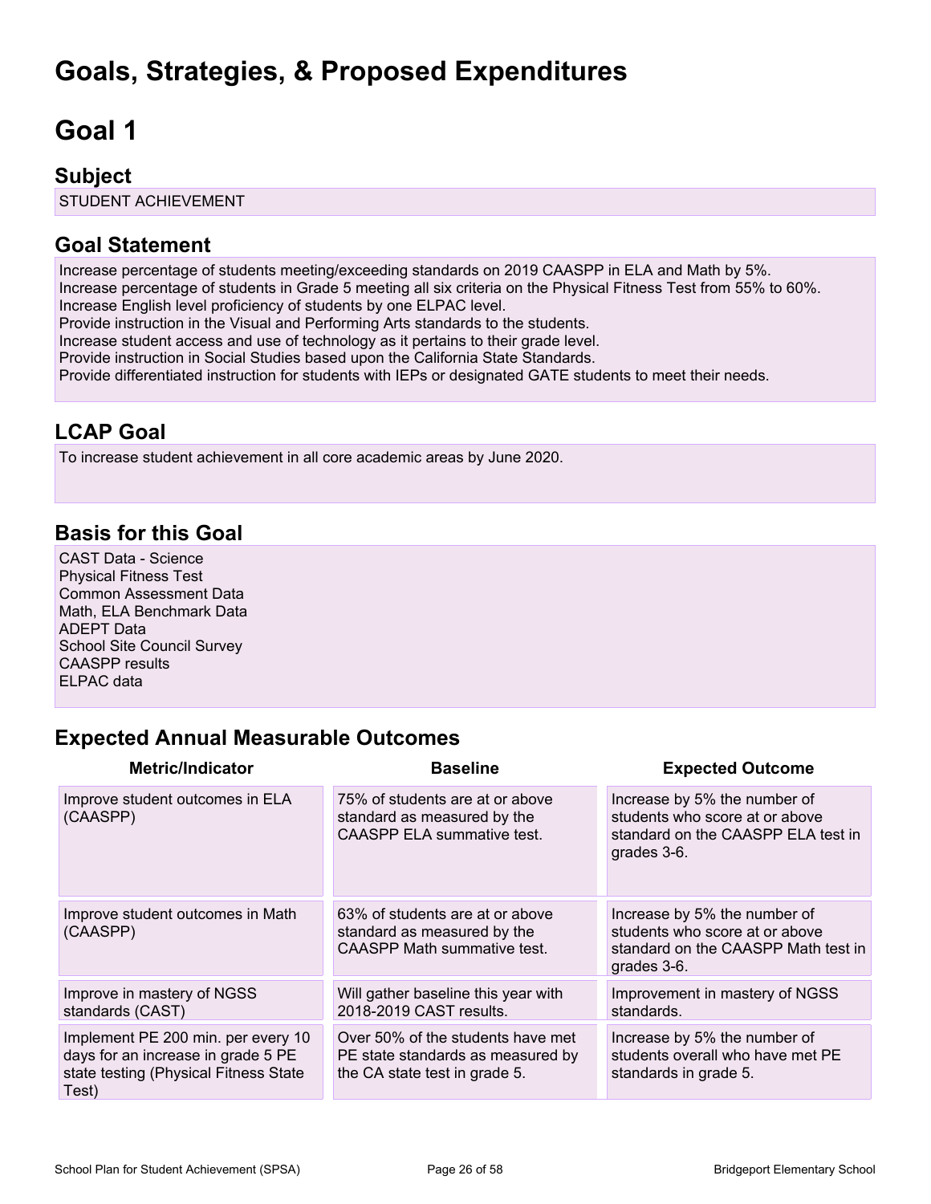# Goals, Strategies, & Proposed Expenditures

# Goal 1

## Subject

STUDENT ACHIEVEMENT

## Goal Statement

Increase percentage of students meeting/exceeding standards on 2019 CAASPP in ELA and Math by 5%.
Increase percentage of students in Grade 5 meeting all six criteria on the Physical Fitness Test from 55% to 60%.
Increase English level proficiency of students by one ELPAC level.
Provide instruction in the Visual and Performing Arts standards to the students.
Increase student access and use of technology as it pertains to their grade level.
Provide instruction in Social Studies based upon the California State Standards.
Provide differentiated instruction for students with IEPs or designated GATE students to meet their needs.

## LCAP Goal

To increase student achievement in all core academic areas by June 2020.

## Basis for this Goal

CAST Data - Science
Physical Fitness Test
Common Assessment Data
Math, ELA Benchmark Data
ADEPT Data
School Site Council Survey
CAASPP results
ELPAC data

## Expected Annual Measurable Outcomes

| Metric/Indicator | Baseline | Expected Outcome |
|---|---|---|
| Improve student outcomes in ELA (CAASPP) | 75% of students are at or above standard as measured by the CAASPP ELA summative test. | Increase by 5% the number of students who score at or above standard on the CAASPP ELA test in grades 3-6. |
| Improve student outcomes in Math (CAASPP) | 63% of students are at or above standard as measured by the CAASPP Math summative test. | Increase by 5% the number of students who score at or above standard on the CAASPP Math test in grades 3-6. |
| Improve in mastery of NGSS standards (CAST) | Will gather baseline this year with 2018-2019 CAST results. | Improvement in mastery of NGSS standards. |
| Implement PE 200 min. per every 10 days for an increase in grade 5 PE state testing (Physical Fitness State Test) | Over 50% of the students have met PE state standards as measured by the CA state test in grade 5. | Increase by 5% the number of students overall who have met PE standards in grade 5. |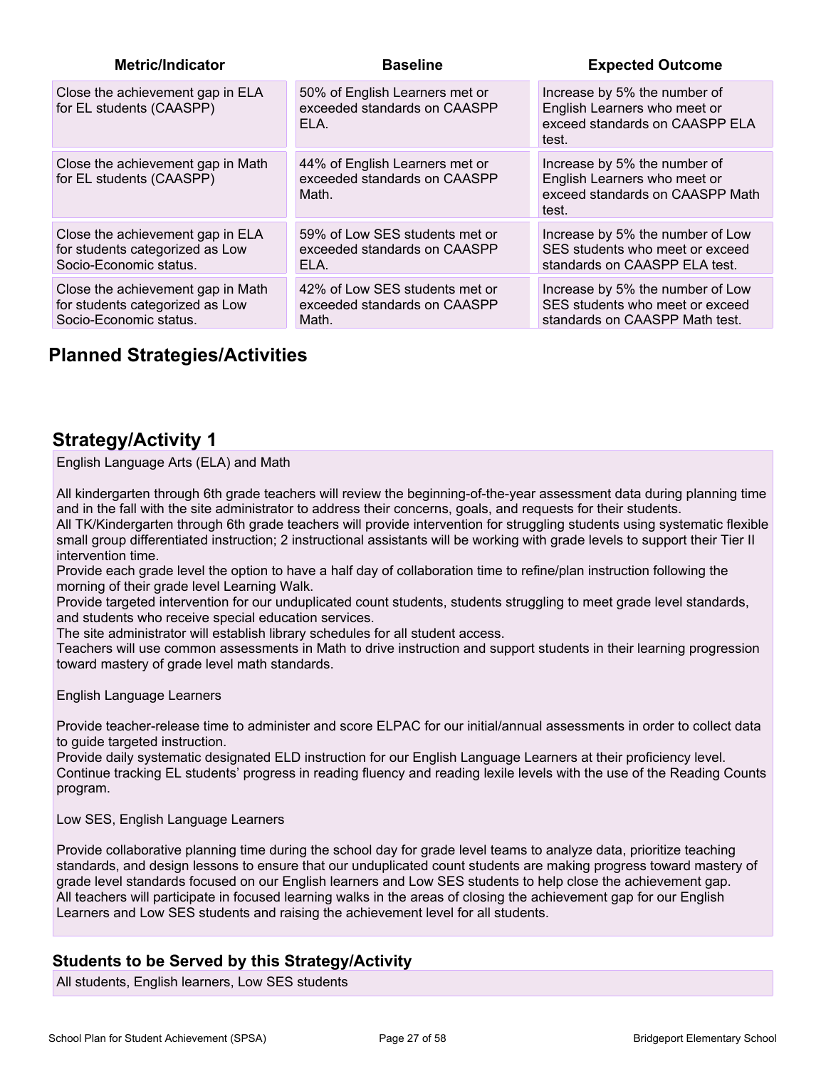| Metric/Indicator | Baseline | Expected Outcome |
| --- | --- | --- |
| Close the achievement gap in ELA for EL students (CAASPP) | 50% of English Learners met or exceeded standards on CAASPP ELA. | Increase by 5% the number of English Learners who meet or exceed standards on CAASPP ELA test. |
| Close the achievement gap in Math for EL students (CAASPP) | 44% of English Learners met or exceeded standards on CAASPP Math. | Increase by 5% the number of English Learners who meet or exceed standards on CAASPP Math test. |
| Close the achievement gap in ELA for students categorized as Low Socio-Economic status. | 59% of Low SES students met or exceeded standards on CAASPP ELA. | Increase by 5% the number of Low SES students who meet or exceed standards on CAASPP ELA test. |
| Close the achievement gap in Math for students categorized as Low Socio-Economic status. | 42% of Low SES students met or exceeded standards on CAASPP Math. | Increase by 5% the number of Low SES students who meet or exceed standards on CAASPP Math test. |

## Planned Strategies/Activities

## Strategy/Activity 1

English Language Arts (ELA) and Math

All kindergarten through 6th grade teachers will review the beginning-of-the-year assessment data during planning time and in the fall with the site administrator to address their concerns, goals, and requests for their students.
All TK/Kindergarten through 6th grade teachers will provide intervention for struggling students using systematic flexible small group differentiated instruction; 2 instructional assistants will be working with grade levels to support their Tier II intervention time.
Provide each grade level the option to have a half day of collaboration time to refine/plan instruction following the morning of their grade level Learning Walk.
Provide targeted intervention for our unduplicated count students, students struggling to meet grade level standards, and students who receive special education services.
The site administrator will establish library schedules for all student access.
Teachers will use common assessments in Math to drive instruction and support students in their learning progression toward mastery of grade level math standards.

English Language Learners

Provide teacher-release time to administer and score ELPAC for our initial/annual assessments in order to collect data to guide targeted instruction.
Provide daily systematic designated ELD instruction for our English Language Learners at their proficiency level.
Continue tracking EL students' progress in reading fluency and reading lexile levels with the use of the Reading Counts program.

Low SES, English Language Learners

Provide collaborative planning time during the school day for grade level teams to analyze data, prioritize teaching standards, and design lessons to ensure that our unduplicated count students are making progress toward mastery of grade level standards focused on our English learners and Low SES students to help close the achievement gap.
All teachers will participate in focused learning walks in the areas of closing the achievement gap for our English Learners and Low SES students and raising the achievement level for all students.

### Students to be Served by this Strategy/Activity

All students, English learners, Low SES students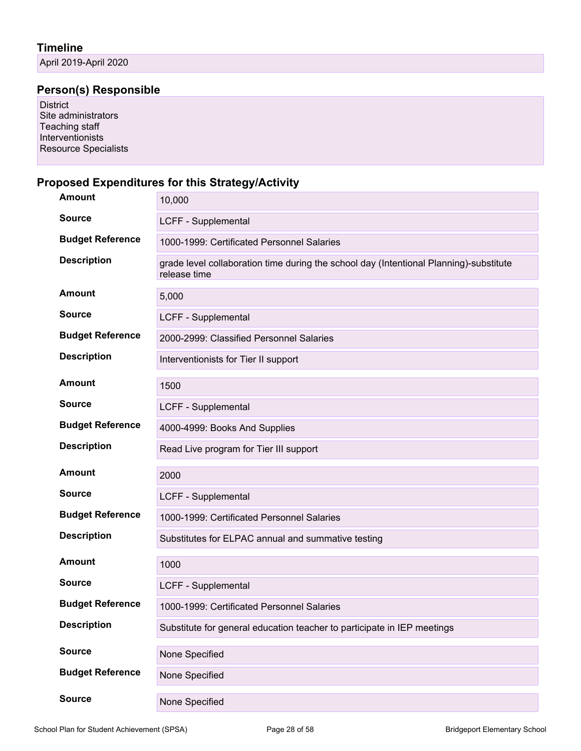### Timeline

April 2019-April 2020

### Person(s) Responsible

District
Site administrators
Teaching staff
Interventionists
Resource Specialists

### Proposed Expenditures for this Strategy/Activity

| | |
|---|---|
| **Amount** | 10,000 |
| **Source** | LCFF - Supplemental |
| **Budget Reference** | 1000-1999: Certificated Personnel Salaries |
| **Description** | grade level collaboration time during the school day (Intentional Planning)-substitute release time |

| | |
|---|---|
| **Amount** | 5,000 |
| **Source** | LCFF - Supplemental |
| **Budget Reference** | 2000-2999: Classified Personnel Salaries |
| **Description** | Interventionists for Tier II support |

| | |
|---|---|
| **Amount** | 1500 |
| **Source** | LCFF - Supplemental |
| **Budget Reference** | 4000-4999: Books And Supplies |
| **Description** | Read Live program for Tier III support |

| | |
|---|---|
| **Amount** | 2000 |
| **Source** | LCFF - Supplemental |
| **Budget Reference** | 1000-1999: Certificated Personnel Salaries |
| **Description** | Substitutes for ELPAC annual and summative testing |

| | |
|---|---|
| **Amount** | 1000 |
| **Source** | LCFF - Supplemental |
| **Budget Reference** | 1000-1999: Certificated Personnel Salaries |
| **Description** | Substitute for general education teacher to participate in IEP meetings |

| | |
|---|---|
| **Source** | None Specified |
| **Budget Reference** | None Specified |

| | |
|---|---|
| **Source** | None Specified |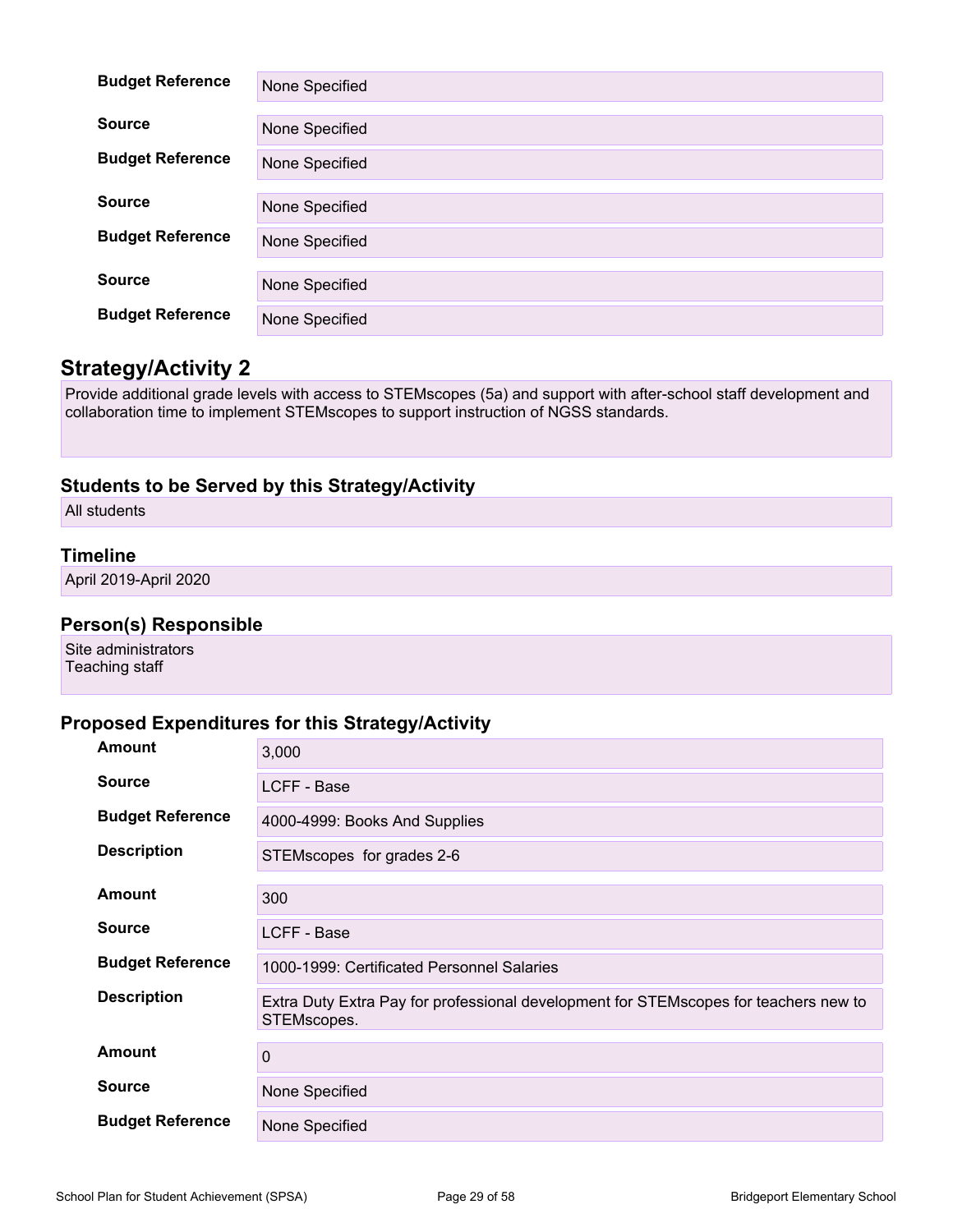| | |
|---|---|
| **Budget Reference** | None Specified |
| **Source** | None Specified |
| **Budget Reference** | None Specified |
| **Source** | None Specified |
| **Budget Reference** | None Specified |
| **Source** | None Specified |
| **Budget Reference** | None Specified |

## Strategy/Activity 2

Provide additional grade levels with access to STEMscopes (5a) and support with after-school staff development and collaboration time to implement STEMscopes to support instruction of NGSS standards.

### Students to be Served by this Strategy/Activity

All students

### Timeline

April 2019-April 2020

### Person(s) Responsible

Site administrators
Teaching staff

### Proposed Expenditures for this Strategy/Activity

| | |
|---|---|
| **Amount** | 3,000 |
| **Source** | LCFF - Base |
| **Budget Reference** | 4000-4999: Books And Supplies |
| **Description** | STEMscopes for grades 2-6 |
| **Amount** | 300 |
| **Source** | LCFF - Base |
| **Budget Reference** | 1000-1999: Certificated Personnel Salaries |
| **Description** | Extra Duty Extra Pay for professional development for STEMscopes for teachers new to STEMscopes. |
| **Amount** | 0 |
| **Source** | None Specified |
| **Budget Reference** | None Specified |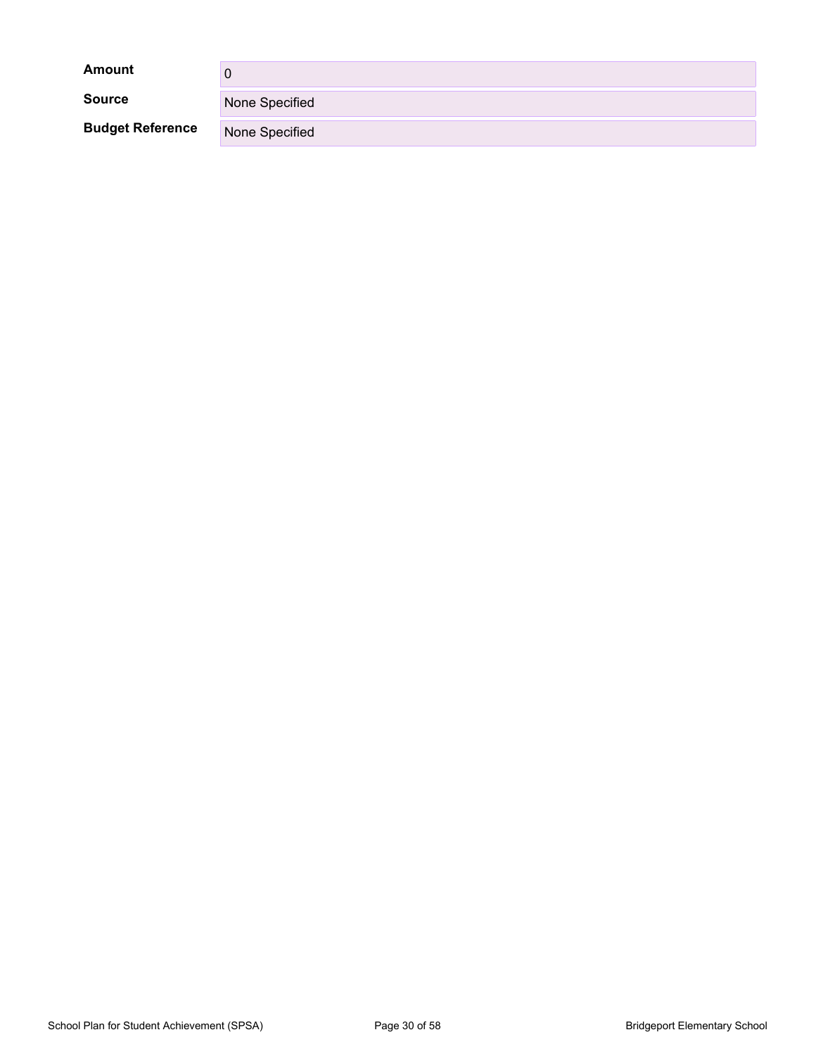| | |
|---|---|
| **Amount** | 0 |
| **Source** | None Specified |
| **Budget Reference** | None Specified |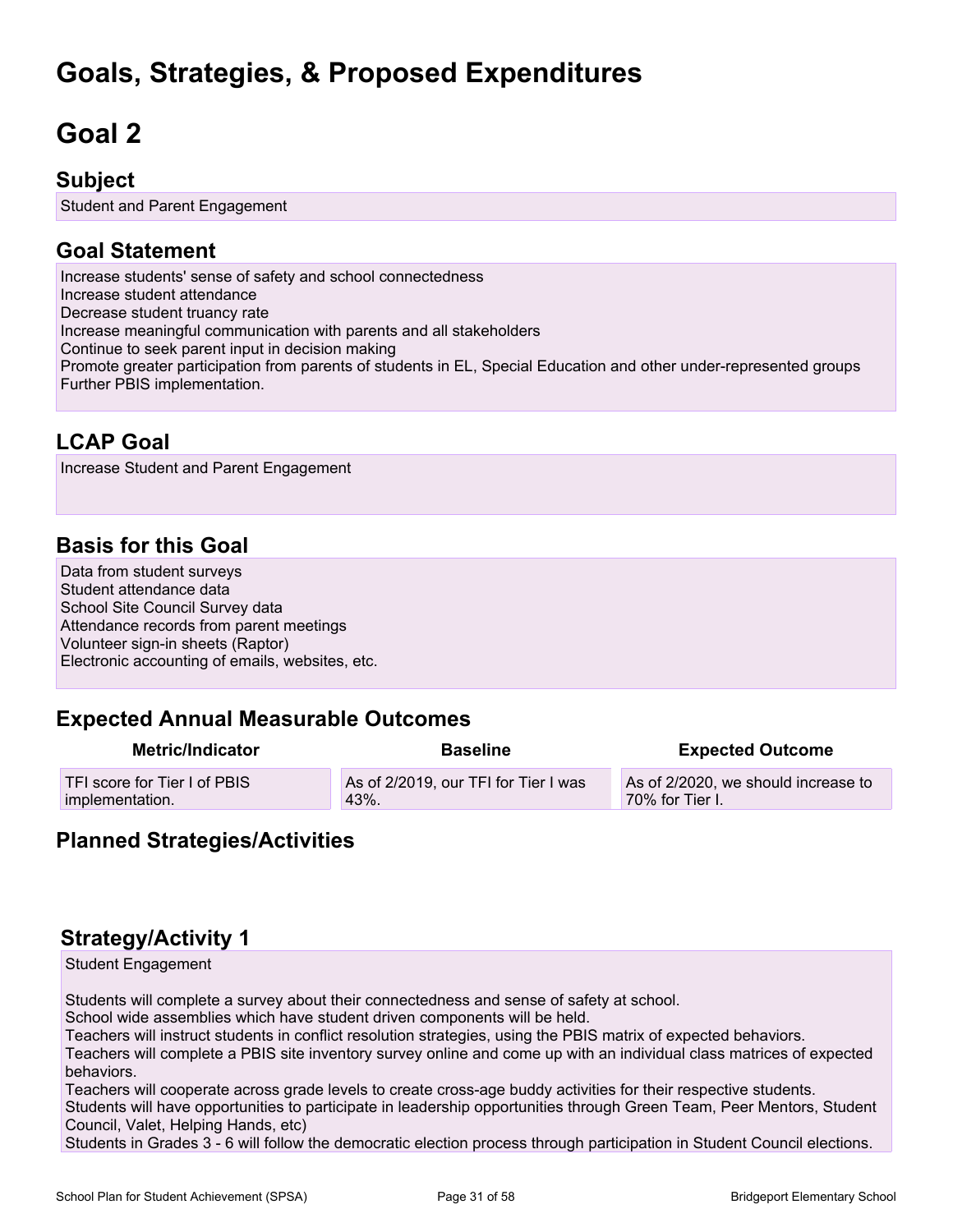# Goals, Strategies, & Proposed Expenditures

# Goal 2

## Subject

Student and Parent Engagement

## Goal Statement

Increase students' sense of safety and school connectedness
Increase student attendance
Decrease student truancy rate
Increase meaningful communication with parents and all stakeholders
Continue to seek parent input in decision making
Promote greater participation from parents of students in EL, Special Education and other under-represented groups
Further PBIS implementation.

## LCAP Goal

Increase Student and Parent Engagement

## Basis for this Goal

Data from student surveys
Student attendance data
School Site Council Survey data
Attendance records from parent meetings
Volunteer sign-in sheets (Raptor)
Electronic accounting of emails, websites, etc.

## Expected Annual Measurable Outcomes

| Metric/Indicator | Baseline | Expected Outcome |
| --- | --- | --- |
| TFI score for Tier I of PBIS implementation. | As of 2/2019, our TFI for Tier I was 43%. | As of 2/2020, we should increase to 70% for Tier I. |

## Planned Strategies/Activities

## Strategy/Activity 1

Student Engagement

Students will complete a survey about their connectedness and sense of safety at school.
School wide assemblies which have student driven components will be held.
Teachers will instruct students in conflict resolution strategies, using the PBIS matrix of expected behaviors.
Teachers will complete a PBIS site inventory survey online and come up with an individual class matrices of expected behaviors.
Teachers will cooperate across grade levels to create cross-age buddy activities for their respective students.
Students will have opportunities to participate in leadership opportunities through Green Team, Peer Mentors, Student Council, Valet, Helping Hands, etc)
Students in Grades 3 - 6 will follow the democratic election process through participation in Student Council elections.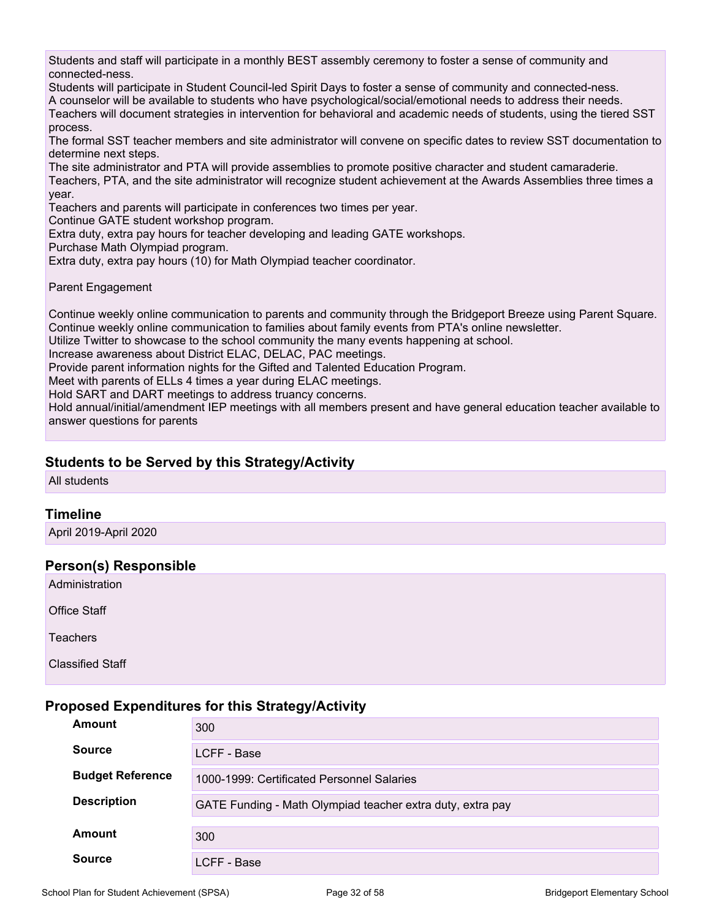Students and staff will participate in a monthly BEST assembly ceremony to foster a sense of community and connected-ness.
Students will participate in Student Council-led Spirit Days to foster a sense of community and connected-ness.
A counselor will be available to students who have psychological/social/emotional needs to address their needs.
Teachers will document strategies in intervention for behavioral and academic needs of students, using the tiered SST process.
The formal SST teacher members and site administrator will convene on specific dates to review SST documentation to determine next steps.
The site administrator and PTA will provide assemblies to promote positive character and student camaraderie.
Teachers, PTA, and the site administrator will recognize student achievement at the Awards Assemblies three times a year.
Teachers and parents will participate in conferences two times per year.
Continue GATE student workshop program.
Extra duty, extra pay hours for teacher developing and leading GATE workshops.
Purchase Math Olympiad program.
Extra duty, extra pay hours (10) for Math Olympiad teacher coordinator.

Parent Engagement

Continue weekly online communication to parents and community through the Bridgeport Breeze using Parent Square.
Continue weekly online communication to families about family events from PTA's online newsletter.
Utilize Twitter to showcase to the school community the many events happening at school.
Increase awareness about District ELAC, DELAC, PAC meetings.
Provide parent information nights for the Gifted and Talented Education Program.
Meet with parents of ELLs 4 times a year during ELAC meetings.
Hold SART and DART meetings to address truancy concerns.
Hold annual/initial/amendment IEP meetings with all members present and have general education teacher available to answer questions for parents

### Students to be Served by this Strategy/Activity

All students

### Timeline

April 2019-April 2020

### Person(s) Responsible

Administration

Office Staff

Teachers

Classified Staff

### Proposed Expenditures for this Strategy/Activity

| | |
|---|---|
| **Amount** | 300 |
| **Source** | LCFF - Base |
| **Budget Reference** | 1000-1999: Certificated Personnel Salaries |
| **Description** | GATE Funding - Math Olympiad teacher extra duty, extra pay |

| | |
|---|---|
| **Amount** | 300 |
| **Source** | LCFF - Base |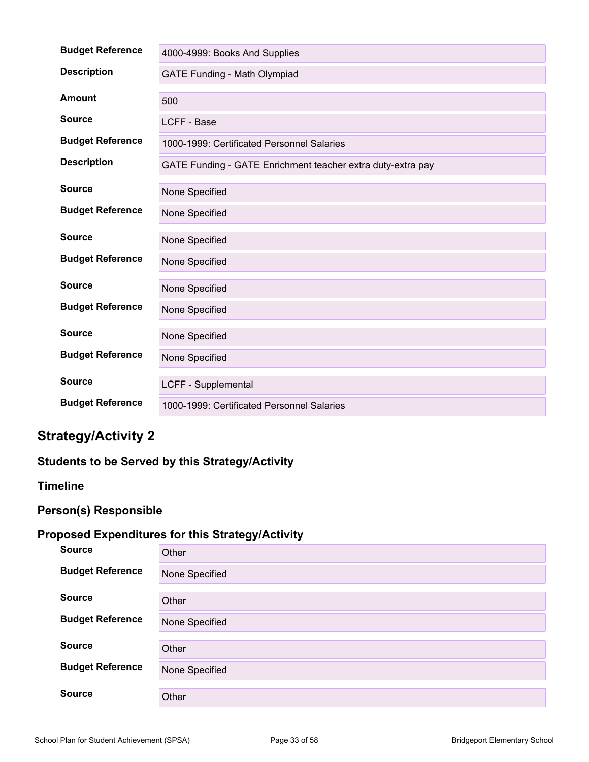| | |
|---|---|
| **Budget Reference** | 4000-4999: Books And Supplies |
| **Description** | GATE Funding - Math Olympiad |
| **Amount** | 500 |
| **Source** | LCFF - Base |
| **Budget Reference** | 1000-1999: Certificated Personnel Salaries |
| **Description** | GATE Funding - GATE Enrichment teacher extra duty-extra pay |
| **Source** | None Specified |
| **Budget Reference** | None Specified |
| **Source** | None Specified |
| **Budget Reference** | None Specified |
| **Source** | None Specified |
| **Budget Reference** | None Specified |
| **Source** | None Specified |
| **Budget Reference** | None Specified |
| **Source** | LCFF - Supplemental |
| **Budget Reference** | 1000-1999: Certificated Personnel Salaries |

## Strategy/Activity 2

### Students to be Served by this Strategy/Activity

### Timeline

### Person(s) Responsible

### Proposed Expenditures for this Strategy/Activity

| | |
|---|---|
| **Source** | Other |
| **Budget Reference** | None Specified |
| **Source** | Other |
| **Budget Reference** | None Specified |
| **Source** | Other |
| **Budget Reference** | None Specified |
| **Source** | Other |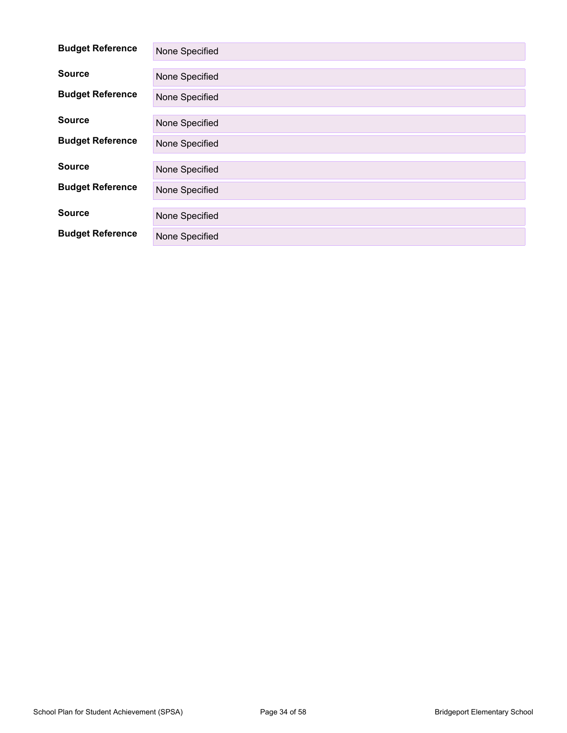**Budget Reference** None Specified

**Source** None Specified

**Budget Reference** None Specified

**Source** None Specified

**Budget Reference** None Specified

**Source** None Specified

**Budget Reference** None Specified

**Source** None Specified

**Budget Reference** None Specified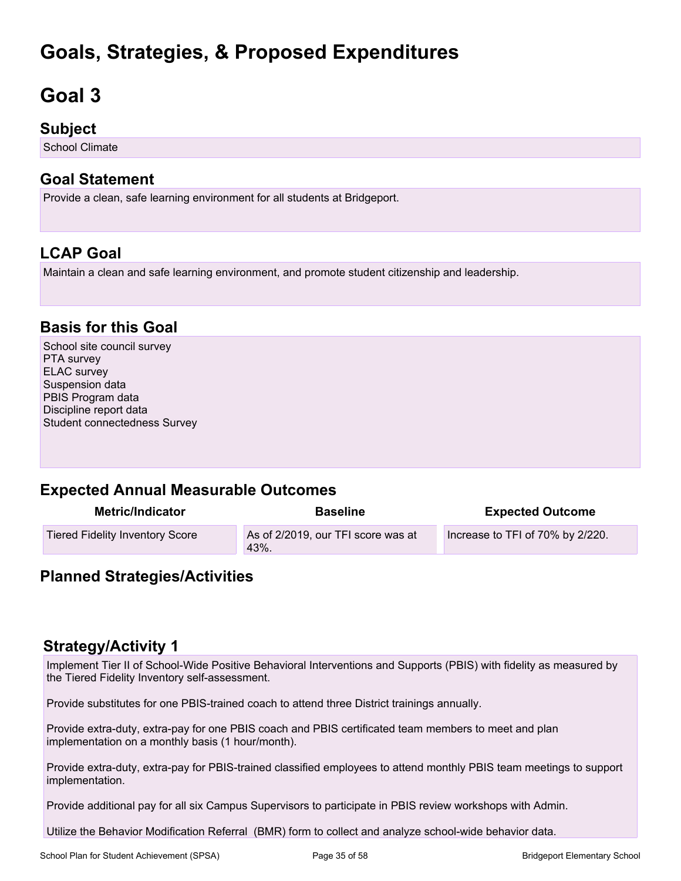# Goals, Strategies, & Proposed Expenditures

# Goal 3

## Subject

School Climate

## Goal Statement

Provide a clean, safe learning environment for all students at Bridgeport.

## LCAP Goal

Maintain a clean and safe learning environment, and promote student citizenship and leadership.

## Basis for this Goal

School site council survey
PTA survey
ELAC survey
Suspension data
PBIS Program data
Discipline report data
Student connectedness Survey

## Expected Annual Measurable Outcomes

| Metric/Indicator | Baseline | Expected Outcome |
| --- | --- | --- |
| Tiered Fidelity Inventory Score | As of 2/2019, our TFI score was at 43%. | Increase to TFI of 70% by 2/220. |

## Planned Strategies/Activities

### Strategy/Activity 1

Implement Tier II of School-Wide Positive Behavioral Interventions and Supports (PBIS) with fidelity as measured by the Tiered Fidelity Inventory self-assessment.

Provide substitutes for one PBIS-trained coach to attend three District trainings annually.

Provide extra-duty, extra-pay for one PBIS coach and PBIS certificated team members to meet and plan implementation on a monthly basis (1 hour/month).

Provide extra-duty, extra-pay for PBIS-trained classified employees to attend monthly PBIS team meetings to support implementation.

Provide additional pay for all six Campus Supervisors to participate in PBIS review workshops with Admin.

Utilize the Behavior Modification Referral (BMR) form to collect and analyze school-wide behavior data.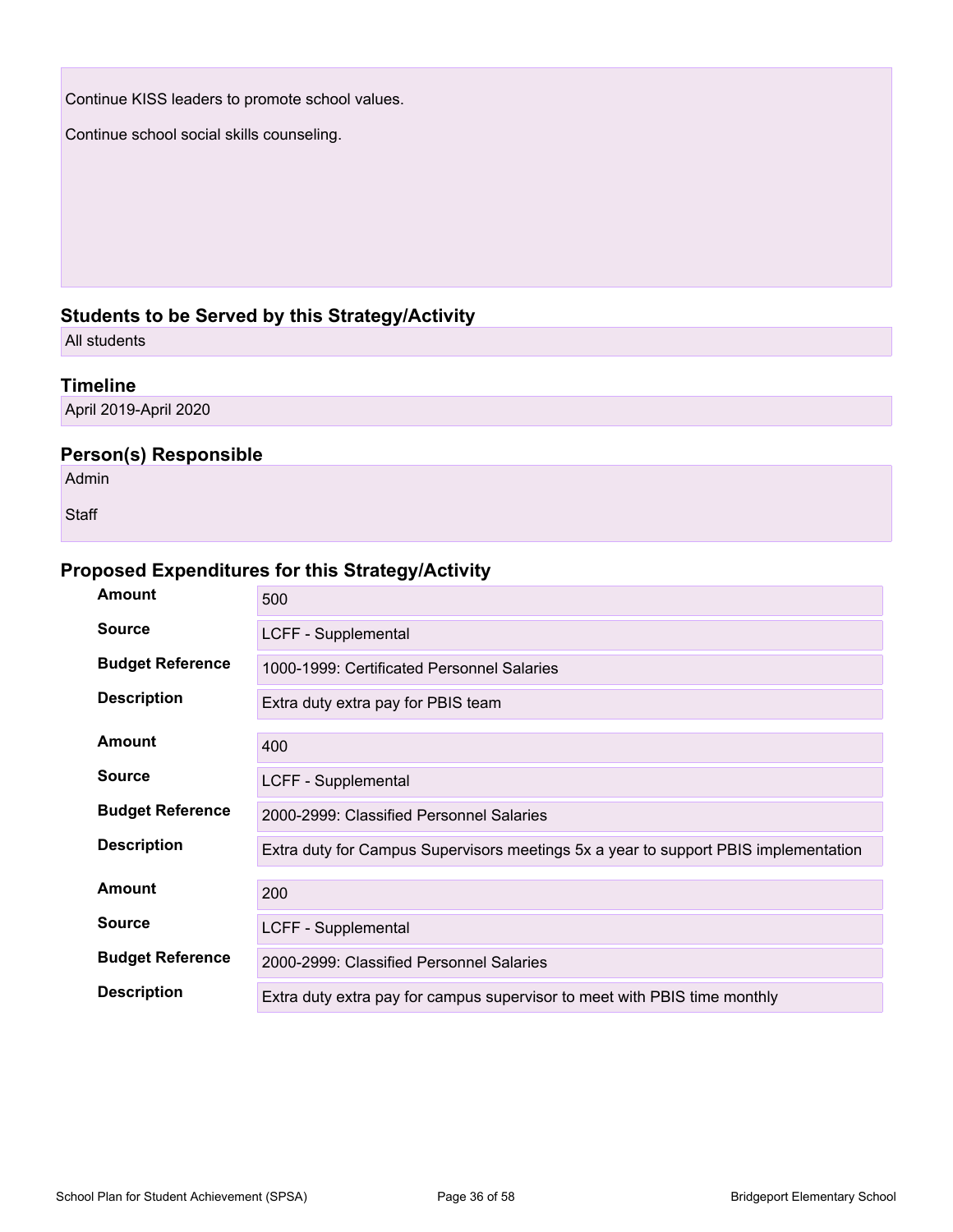Continue KISS leaders to promote school values.

Continue school social skills counseling.

### Students to be Served by this Strategy/Activity

All students

### Timeline

April 2019-April 2020

### Person(s) Responsible

Admin

Staff

### Proposed Expenditures for this Strategy/Activity

| | |
|---|---|
| **Amount** | 500 |
| **Source** | LCFF - Supplemental |
| **Budget Reference** | 1000-1999: Certificated Personnel Salaries |
| **Description** | Extra duty extra pay for PBIS team |

| | |
|---|---|
| **Amount** | 400 |
| **Source** | LCFF - Supplemental |
| **Budget Reference** | 2000-2999: Classified Personnel Salaries |
| **Description** | Extra duty for Campus Supervisors meetings 5x a year to support PBIS implementation |

| | |
|---|---|
| **Amount** | 200 |
| **Source** | LCFF - Supplemental |
| **Budget Reference** | 2000-2999: Classified Personnel Salaries |
| **Description** | Extra duty extra pay for campus supervisor to meet with PBIS time monthly |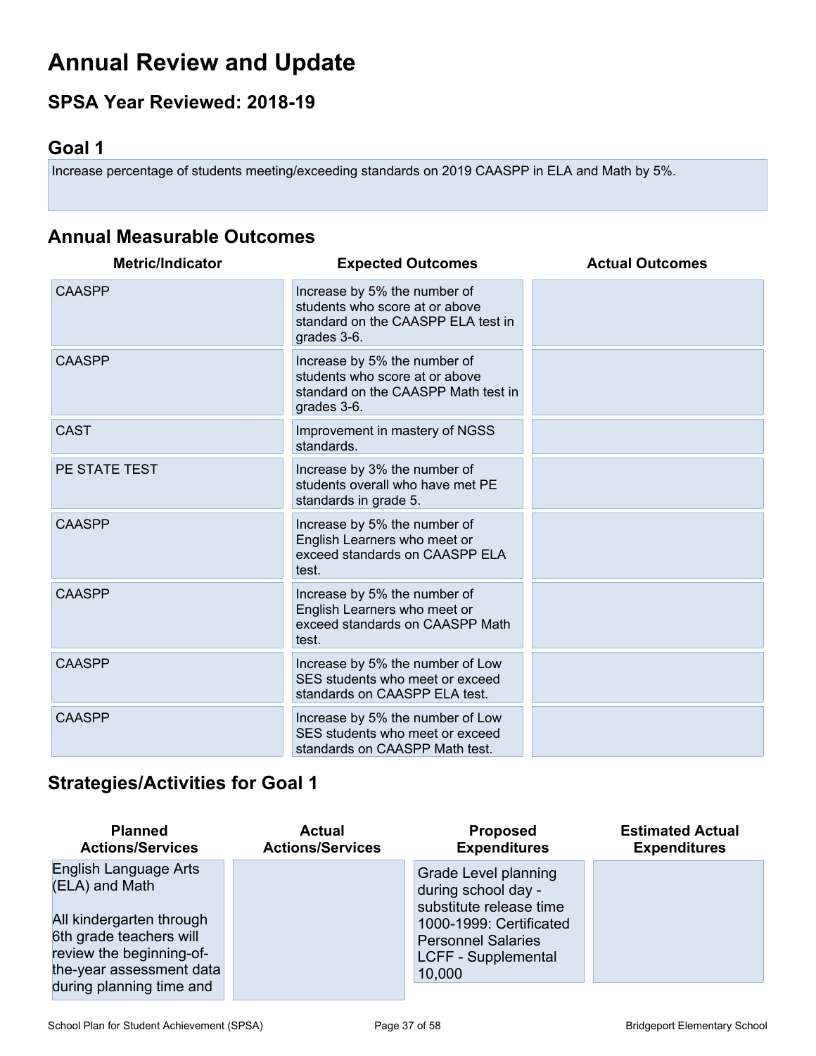# Annual Review and Update

## SPSA Year Reviewed: 2018-19

## Goal 1

Increase percentage of students meeting/exceeding standards on 2019 CAASPP in ELA and Math by 5%.

## Annual Measurable Outcomes

| Metric/Indicator | Expected Outcomes | Actual Outcomes |
|---|---|---|
| CAASPP | Increase by 5% the number of students who score at or above standard on the CAASPP ELA test in grades 3-6. | |
| CAASPP | Increase by 5% the number of students who score at or above standard on the CAASPP Math test in grades 3-6. | |
| CAST | Improvement in mastery of NGSS standards. | |
| PE STATE TEST | Increase by 3% the number of students overall who have met PE standards in grade 5. | |
| CAASPP | Increase by 5% the number of English Learners who meet or exceed standards on CAASPP ELA test. | |
| CAASPP | Increase by 5% the number of English Learners who meet or exceed standards on CAASPP Math test. | |
| CAASPP | Increase by 5% the number of Low SES students who meet or exceed standards on CAASPP ELA test. | |
| CAASPP | Increase by 5% the number of Low SES students who meet or exceed standards on CAASPP Math test. | |

## Strategies/Activities for Goal 1

| Planned Actions/Services | Actual Actions/Services | Proposed Expenditures | Estimated Actual Expenditures |
|---|---|---|---|
| English Language Arts (ELA) and Math<br><br>All kindergarten through 6th grade teachers will review the beginning-of-the-year assessment data during planning time and | | Grade Level planning during school day - substitute release time<br>1000-1999: Certificated Personnel Salaries<br>LCFF - Supplemental<br>10,000 | |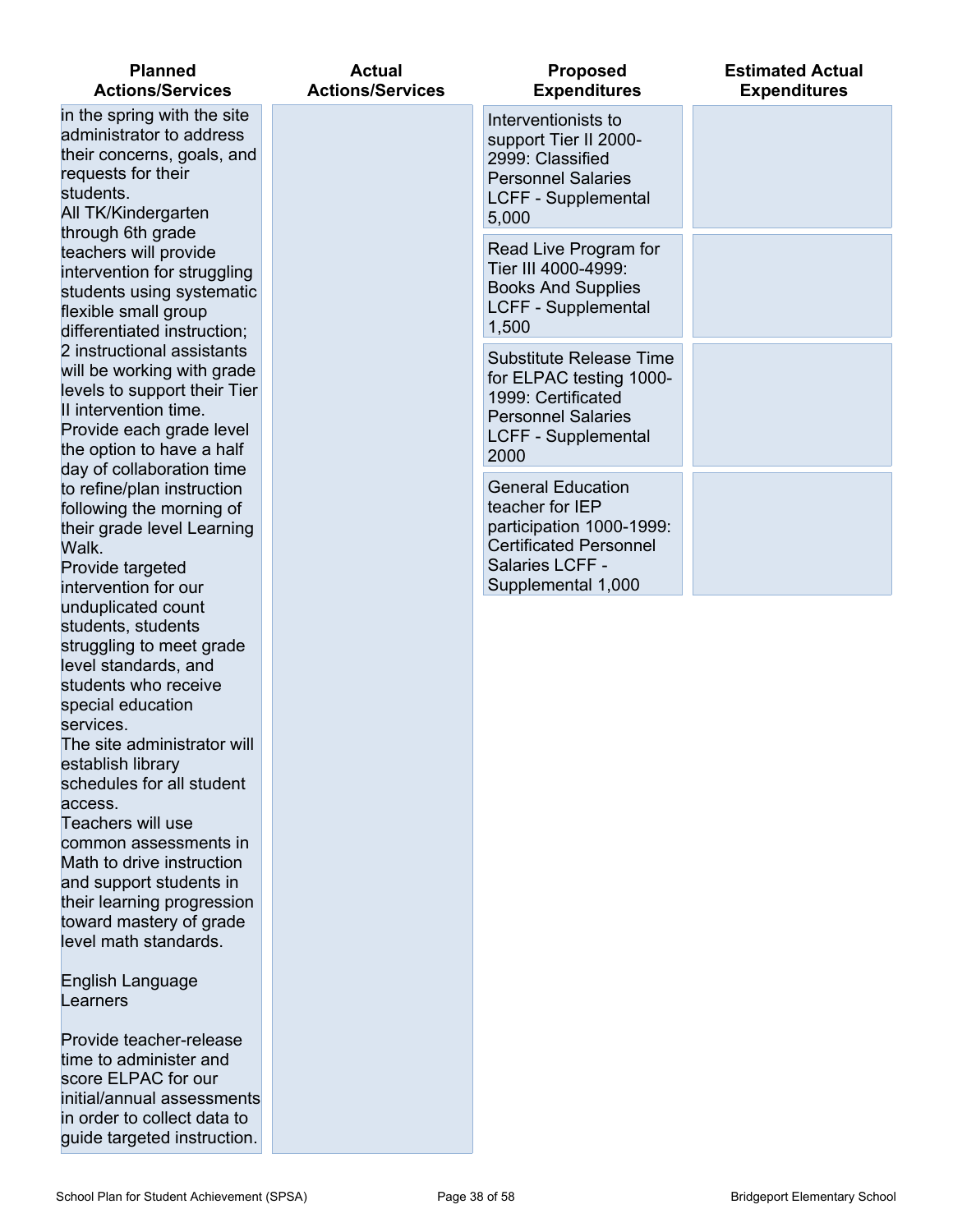| Planned Actions/Services | Actual Actions/Services | Proposed Expenditures | Estimated Actual Expenditures |
| --- | --- | --- | --- |
| in the spring with the site administrator to address their concerns, goals, and requests for their students.<br>All TK/Kindergarten through 6th grade teachers will provide intervention for struggling students using systematic flexible small group differentiated instruction; 2 instructional assistants will be working with grade levels to support their Tier II intervention time.<br>Provide each grade level the option to have a half day of collaboration time to refine/plan instruction following the morning of their grade level Learning Walk.<br>Provide targeted intervention for our unduplicated count students, students struggling to meet grade level standards, and students who receive special education services.<br>The site administrator will establish library schedules for all student access.<br>Teachers will use common assessments in Math to drive instruction and support students in their learning progression toward mastery of grade level math standards.<br><br>English Language Learners<br><br>Provide teacher-release time to administer and score ELPAC for our initial/annual assessments in order to collect data to guide targeted instruction. | | Interventionists to support Tier II 2000-2999: Classified Personnel Salaries LCFF - Supplemental 5,000 | |
| | | Read Live Program for Tier III 4000-4999: Books And Supplies LCFF - Supplemental 1,500 | |
| | | Substitute Release Time for ELPAC testing 1000-1999: Certificated Personnel Salaries LCFF - Supplemental 2000 | |
| | | General Education teacher for IEP participation 1000-1999: Certificated Personnel Salaries LCFF - Supplemental 1,000 | |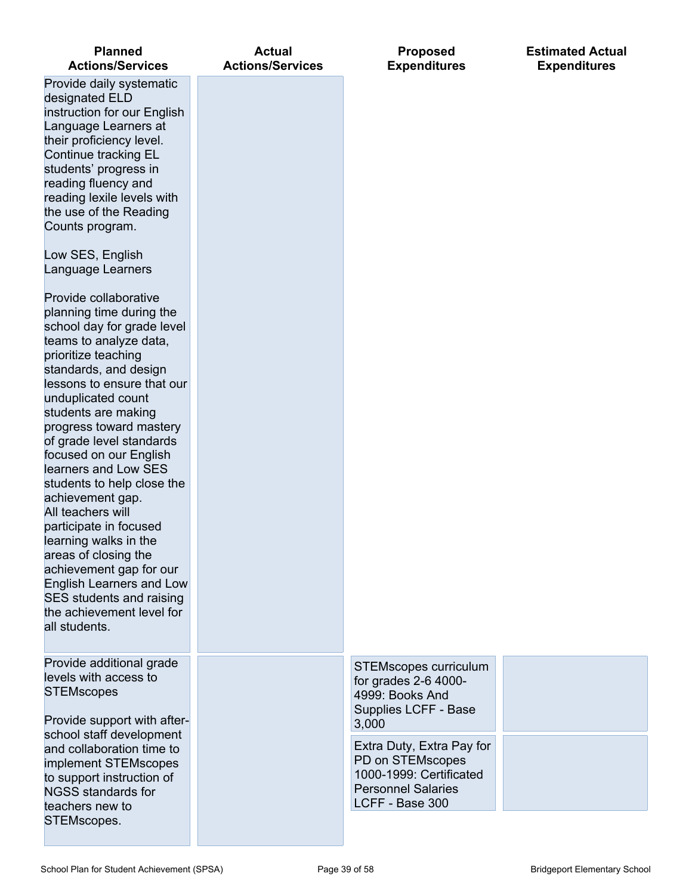| Planned Actions/Services | Actual Actions/Services | Proposed Expenditures | Estimated Actual Expenditures |
|---|---|---|---|
| Provide daily systematic designated ELD instruction for our English Language Learners at their proficiency level. Continue tracking EL students' progress in reading fluency and reading lexile levels with the use of the Reading Counts program.<br><br>Low SES, English Language Learners<br><br>Provide collaborative planning time during the school day for grade level teams to analyze data, prioritize teaching standards, and design lessons to ensure that our unduplicated count students are making progress toward mastery of grade level standards focused on our English learners and Low SES students to help close the achievement gap.<br>All teachers will participate in focused learning walks in the areas of closing the achievement gap for our English Learners and Low SES students and raising the achievement level for all students. | | | |
| Provide additional grade levels with access to STEMscopes<br><br>Provide support with after-school staff development and collaboration time to implement STEMscopes to support instruction of NGSS standards for teachers new to STEMscopes. | | STEMscopes curriculum for grades 2-6 4000-4999: Books And Supplies LCFF - Base 3,000 | |
| | | Extra Duty, Extra Pay for PD on STEMscopes 1000-1999: Certificated Personnel Salaries LCFF - Base 300 | |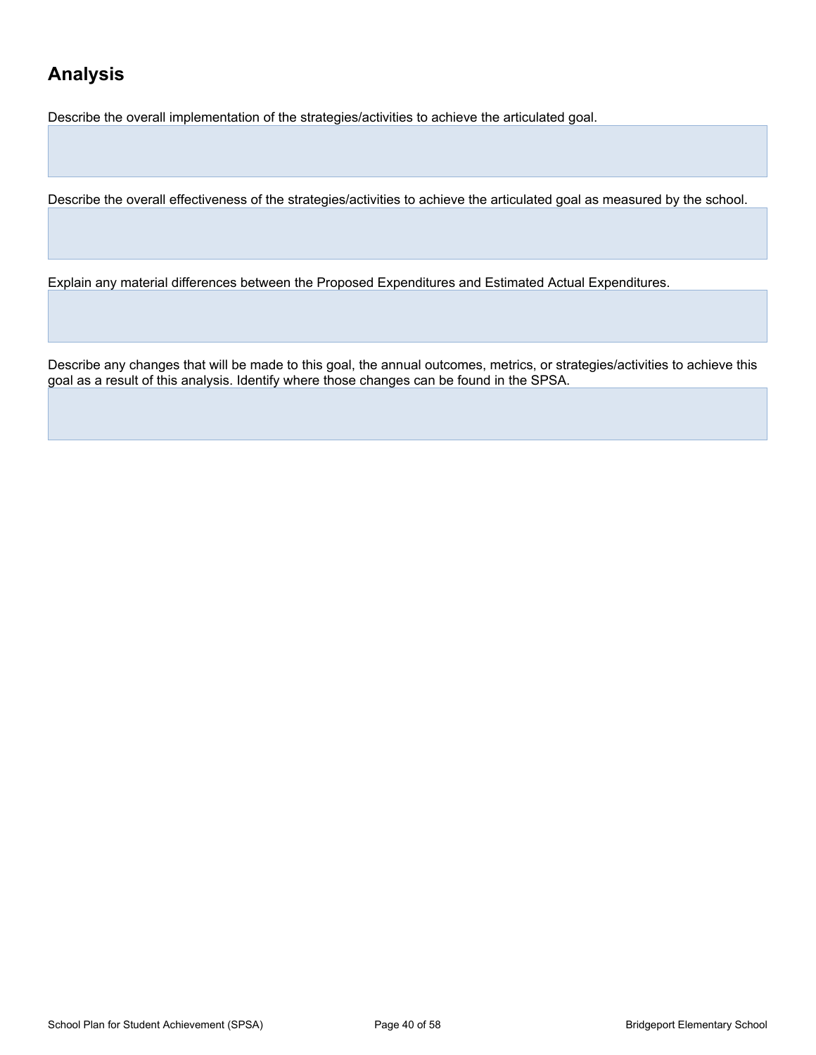## Analysis

Describe the overall implementation of the strategies/activities to achieve the articulated goal.

Describe the overall effectiveness of the strategies/activities to achieve the articulated goal as measured by the school.

Explain any material differences between the Proposed Expenditures and Estimated Actual Expenditures.

Describe any changes that will be made to this goal, the annual outcomes, metrics, or strategies/activities to achieve this goal as a result of this analysis. Identify where those changes can be found in the SPSA.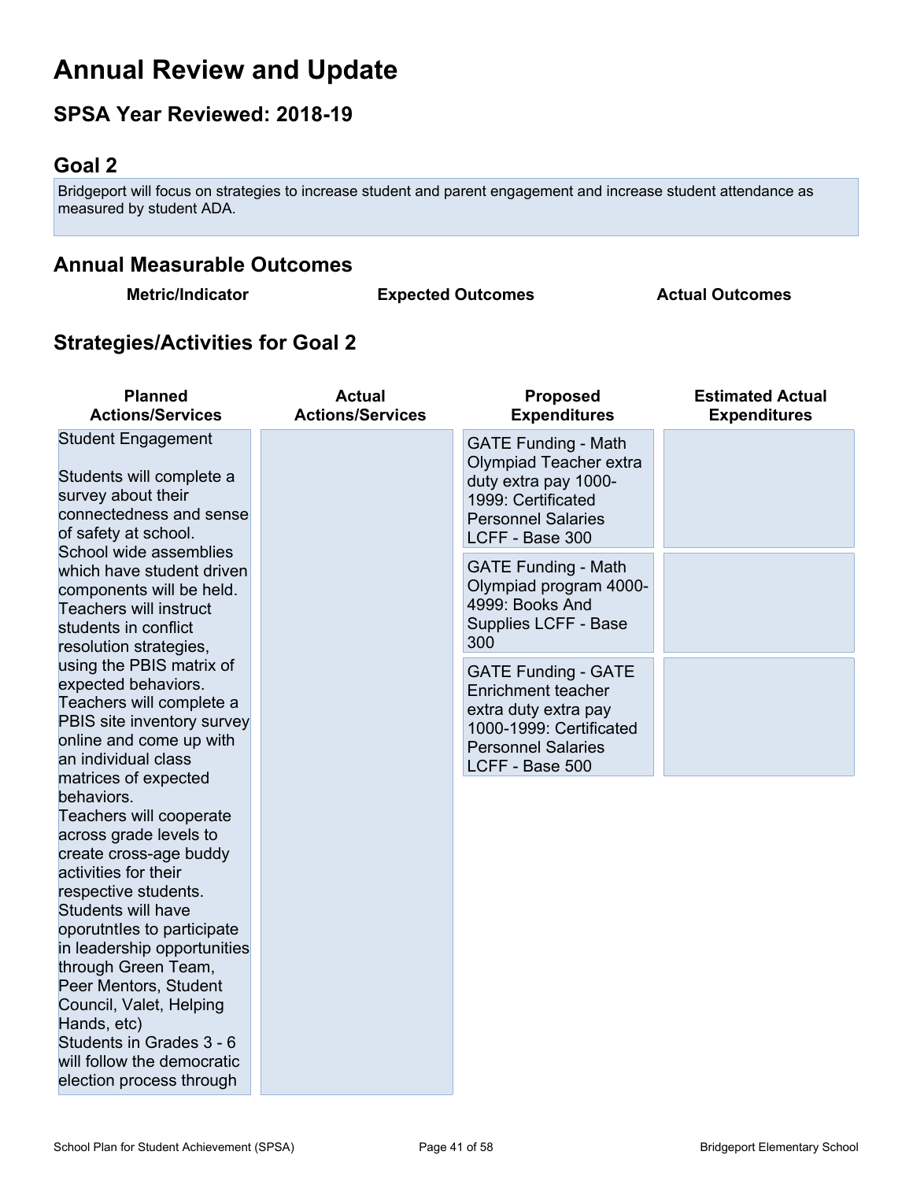# Annual Review and Update

## SPSA Year Reviewed: 2018-19

## Goal 2

Bridgeport will focus on strategies to increase student and parent engagement and increase student attendance as measured by student ADA.

## Annual Measurable Outcomes

| Metric/Indicator | Expected Outcomes | Actual Outcomes |
| --- | --- | --- |

## Strategies/Activities for Goal 2

| Planned Actions/Services | Actual Actions/Services | Proposed Expenditures | Estimated Actual Expenditures |
| --- | --- | --- | --- |
| Student Engagement<br><br>Students will complete a survey about their connectedness and sense of safety at school.<br>School wide assemblies which have student driven components will be held.<br>Teachers will instruct students in conflict resolution strategies, using the PBIS matrix of expected behaviors.<br>Teachers will complete a PBIS site inventory survey online and come up with an individual class matrices of expected behaviors.<br>Teachers will cooperate across grade levels to create cross-age buddy activities for their respective students.<br>Students will have oporutntles to participate in leadership opportunities through Green Team, Peer Mentors, Student Council, Valet, Helping Hands, etc)<br>Students in Grades 3 - 6 will follow the democratic election process through | | GATE Funding - Math Olympiad Teacher extra duty extra pay 1000-1999: Certificated Personnel Salaries LCFF - Base 300 | |
| | | GATE Funding - Math Olympiad program 4000-4999: Books And Supplies LCFF - Base 300 | |
| | | GATE Funding - GATE Enrichment teacher extra duty extra pay 1000-1999: Certificated Personnel Salaries LCFF - Base 500 | |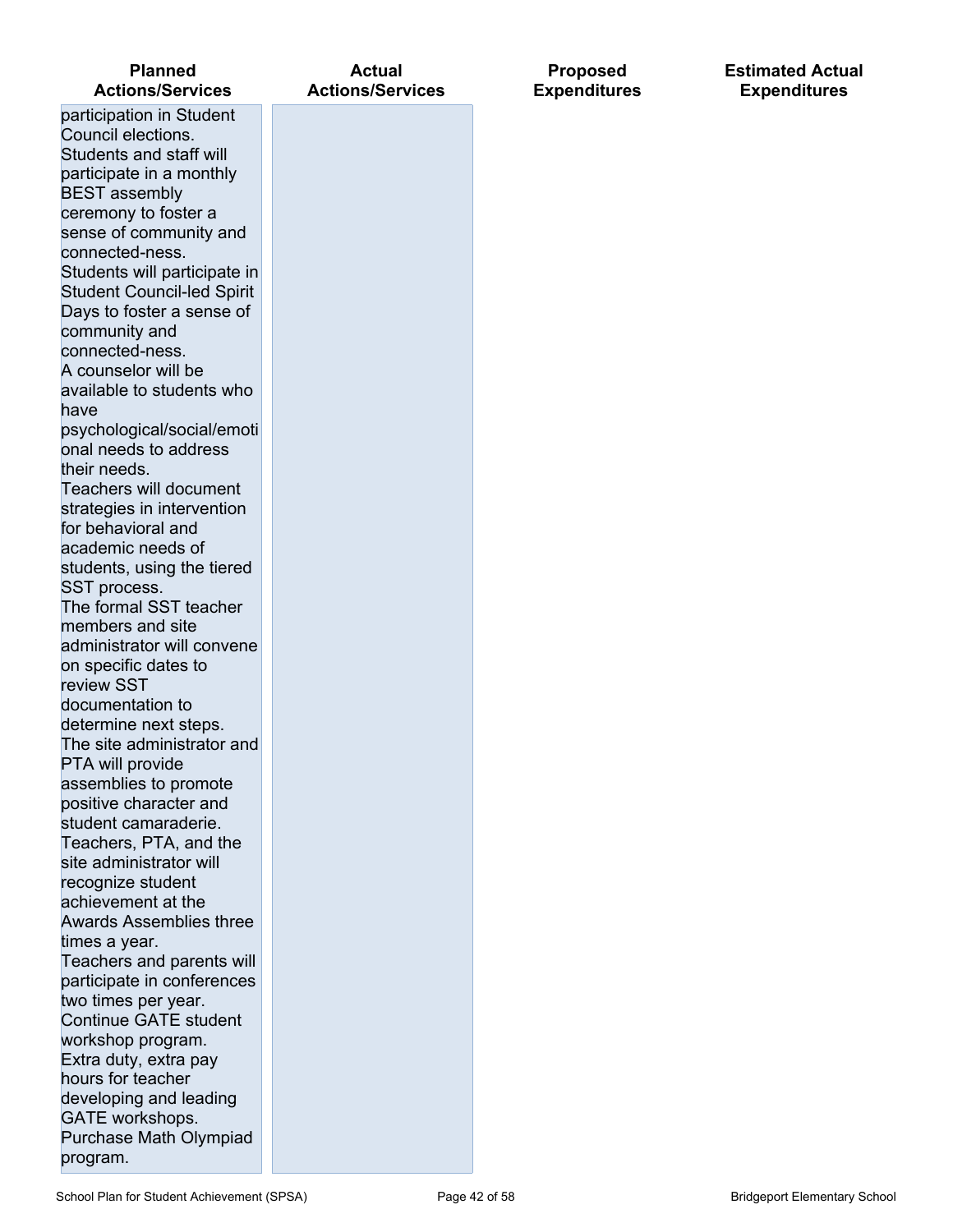| Planned Actions/Services | Actual Actions/Services | Proposed Expenditures | Estimated Actual Expenditures |
| --- | --- | --- | --- |
| participation in Student Council elections.<br>Students and staff will participate in a monthly BEST assembly ceremony to foster a sense of community and connected-ness.<br>Students will participate in Student Council-led Spirit Days to foster a sense of community and connected-ness.<br>A counselor will be available to students who have psychological/social/emotional needs to address their needs.<br>Teachers will document strategies in intervention for behavioral and academic needs of students, using the tiered SST process.<br>The formal SST teacher members and site administrator will convene on specific dates to review SST documentation to determine next steps.<br>The site administrator and PTA will provide assemblies to promote positive character and student camaraderie.<br>Teachers, PTA, and the site administrator will recognize student achievement at the Awards Assemblies three times a year.<br>Teachers and parents will participate in conferences two times per year.<br>Continue GATE student workshop program.<br>Extra duty, extra pay hours for teacher developing and leading GATE workshops.<br>Purchase Math Olympiad program. | | | |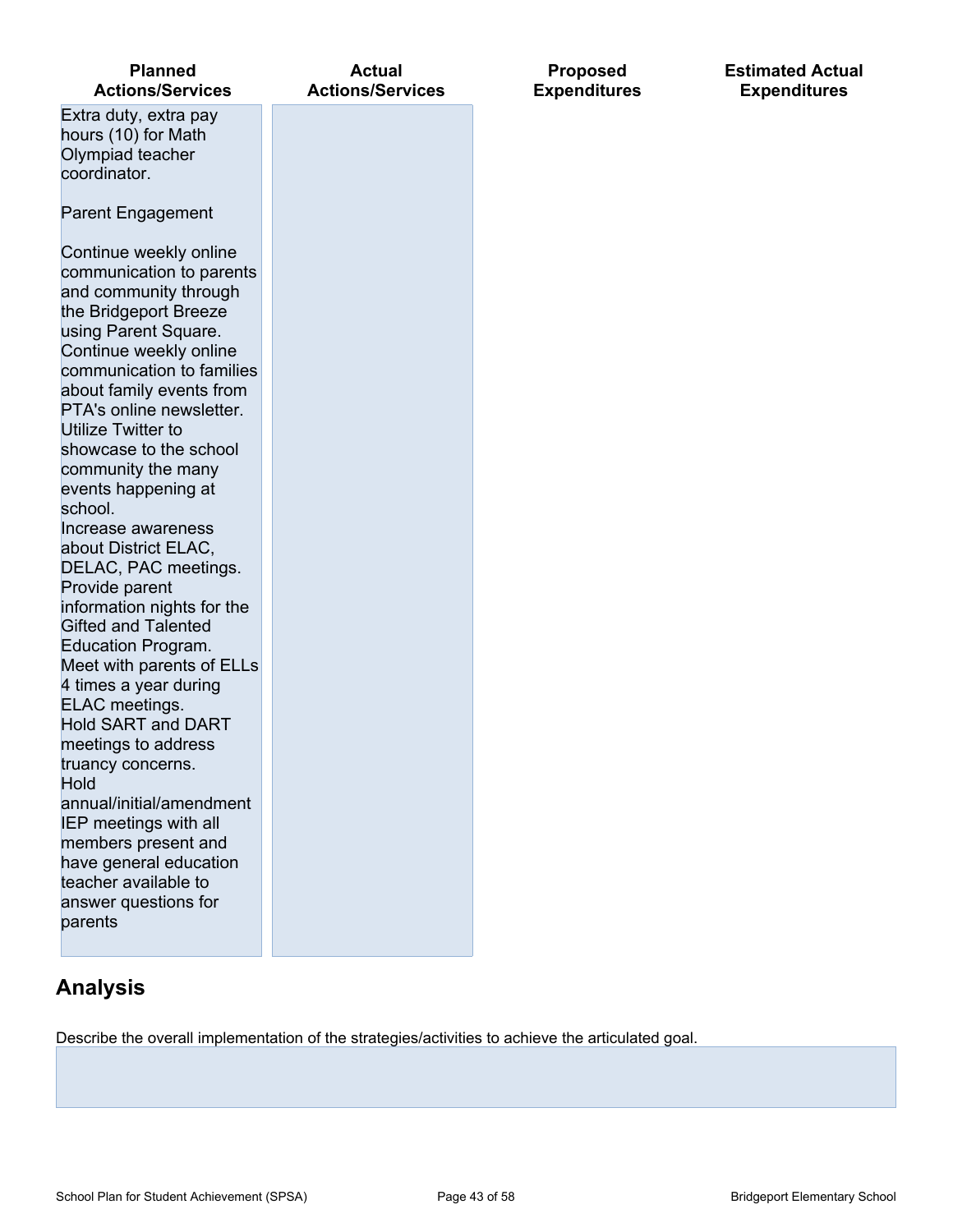| Planned Actions/Services | Actual Actions/Services | Proposed Expenditures | Estimated Actual Expenditures |
| --- | --- | --- | --- |
| Extra duty, extra pay hours (10) for Math Olympiad teacher coordinator.<br><br>Parent Engagement<br><br>Continue weekly online communication to parents and community through the Bridgeport Breeze using Parent Square.<br>Continue weekly online communication to families about family events from PTA's online newsletter.<br>Utilize Twitter to showcase to the school community the many events happening at school.<br>Increase awareness about District ELAC, DELAC, PAC meetings.<br>Provide parent information nights for the Gifted and Talented Education Program.<br>Meet with parents of ELLs 4 times a year during ELAC meetings.<br>Hold SART and DART meetings to address truancy concerns.<br>Hold annual/initial/amendment IEP meetings with all members present and have general education teacher available to answer questions for parents | | | |

## Analysis

Describe the overall implementation of the strategies/activities to achieve the articulated goal.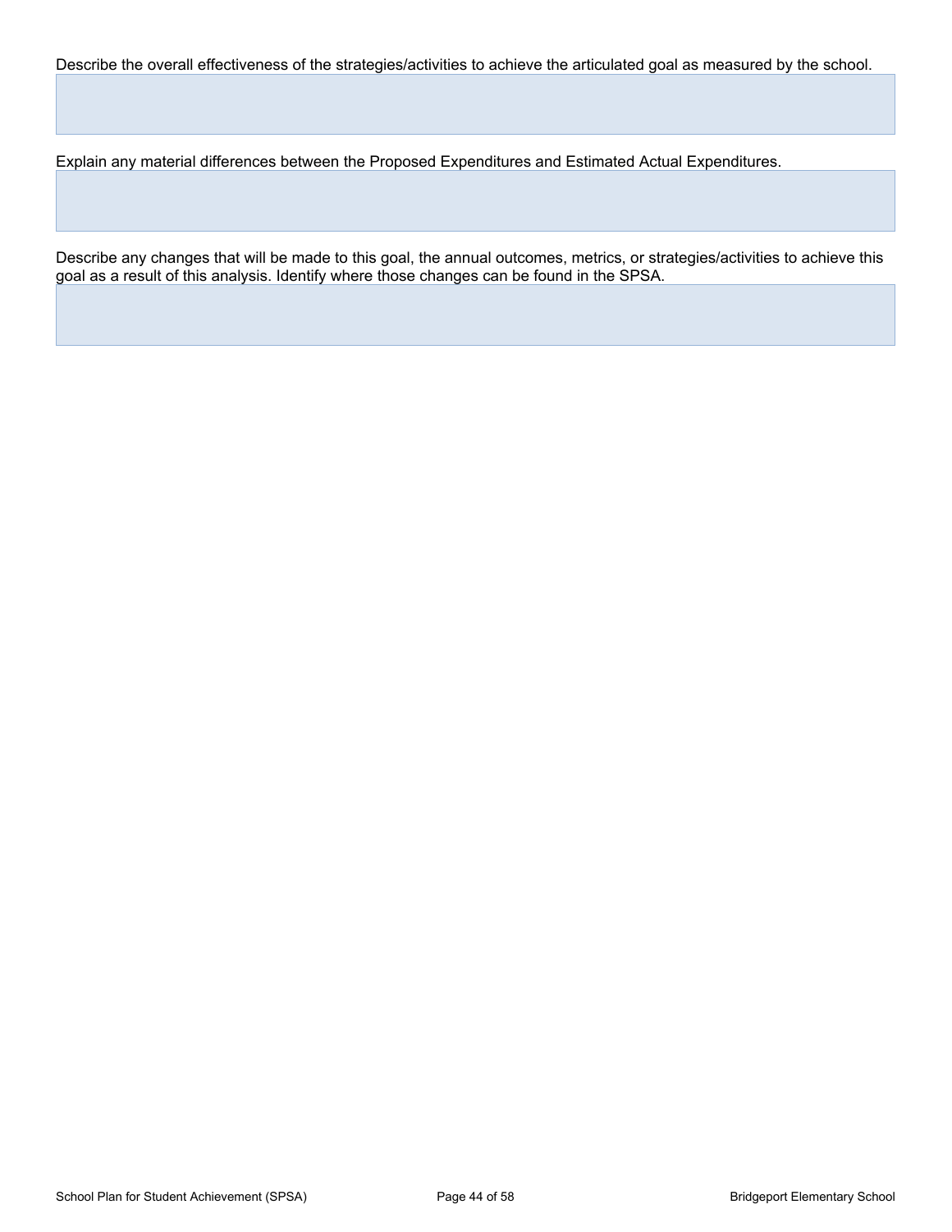Describe the overall effectiveness of the strategies/activities to achieve the articulated goal as measured by the school.

Explain any material differences between the Proposed Expenditures and Estimated Actual Expenditures.

Describe any changes that will be made to this goal, the annual outcomes, metrics, or strategies/activities to achieve this goal as a result of this analysis. Identify where those changes can be found in the SPSA.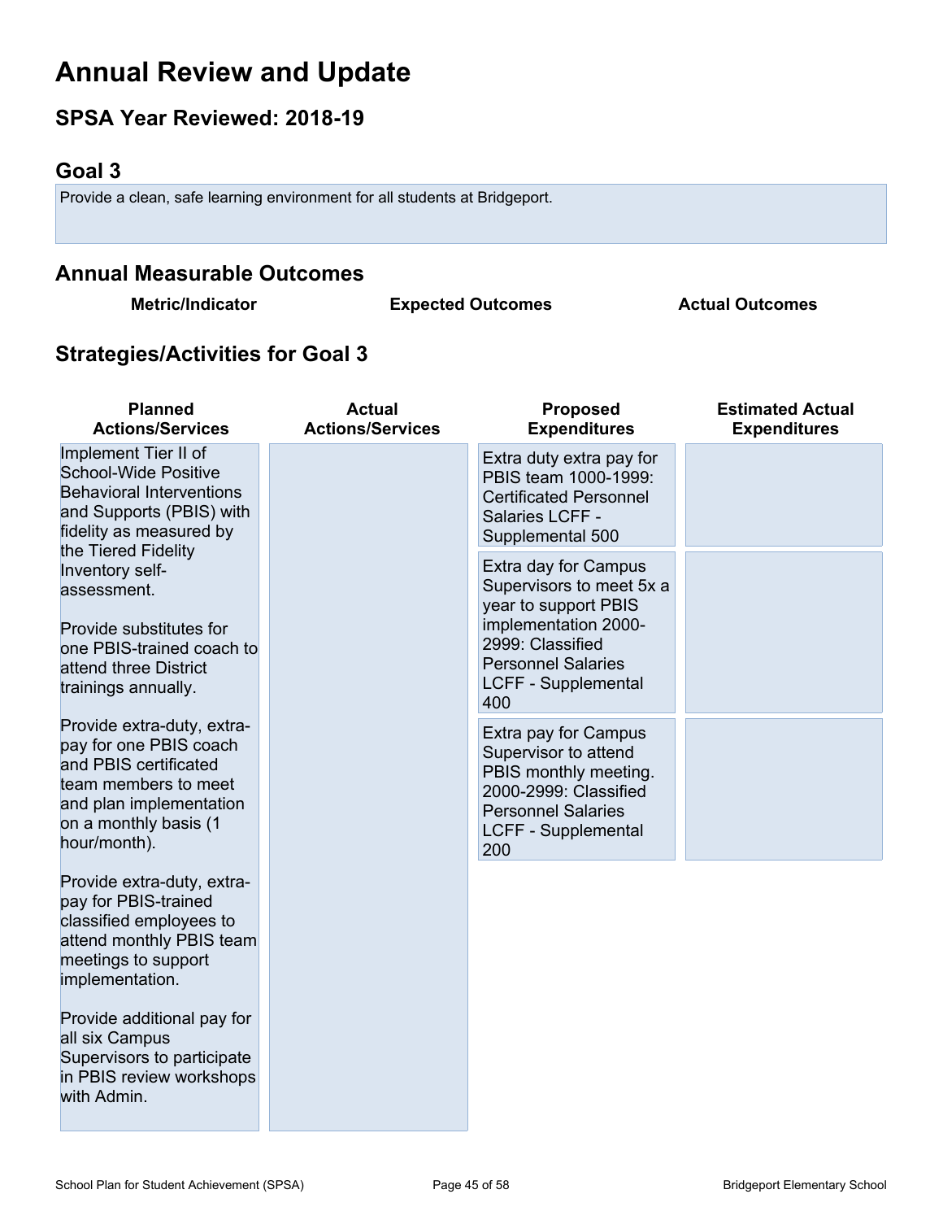# Annual Review and Update

## SPSA Year Reviewed: 2018-19

## Goal 3

Provide a clean, safe learning environment for all students at Bridgeport.

## Annual Measurable Outcomes

| Metric/Indicator | Expected Outcomes | Actual Outcomes |
| --- | --- | --- |

## Strategies/Activities for Goal 3

| Planned Actions/Services | Actual Actions/Services | Proposed Expenditures | Estimated Actual Expenditures |
| --- | --- | --- | --- |
| Implement Tier II of School-Wide Positive Behavioral Interventions and Supports (PBIS) with fidelity as measured by the Tiered Fidelity Inventory self-assessment.<br><br>Provide substitutes for one PBIS-trained coach to attend three District trainings annually.<br><br>Provide extra-duty, extra-pay for one PBIS coach and PBIS certificated team members to meet and plan implementation on a monthly basis (1 hour/month).<br><br>Provide extra-duty, extra-pay for PBIS-trained classified employees to attend monthly PBIS team meetings to support implementation.<br><br>Provide additional pay for all six Campus Supervisors to participate in PBIS review workshops with Admin. | | Extra duty extra pay for PBIS team 1000-1999: Certificated Personnel Salaries LCFF - Supplemental 500<br><br>Extra day for Campus Supervisors to meet 5x a year to support PBIS implementation 2000-2999: Classified Personnel Salaries LCFF - Supplemental 400<br><br>Extra pay for Campus Supervisor to attend PBIS monthly meeting. 2000-2999: Classified Personnel Salaries LCFF - Supplemental 200 | |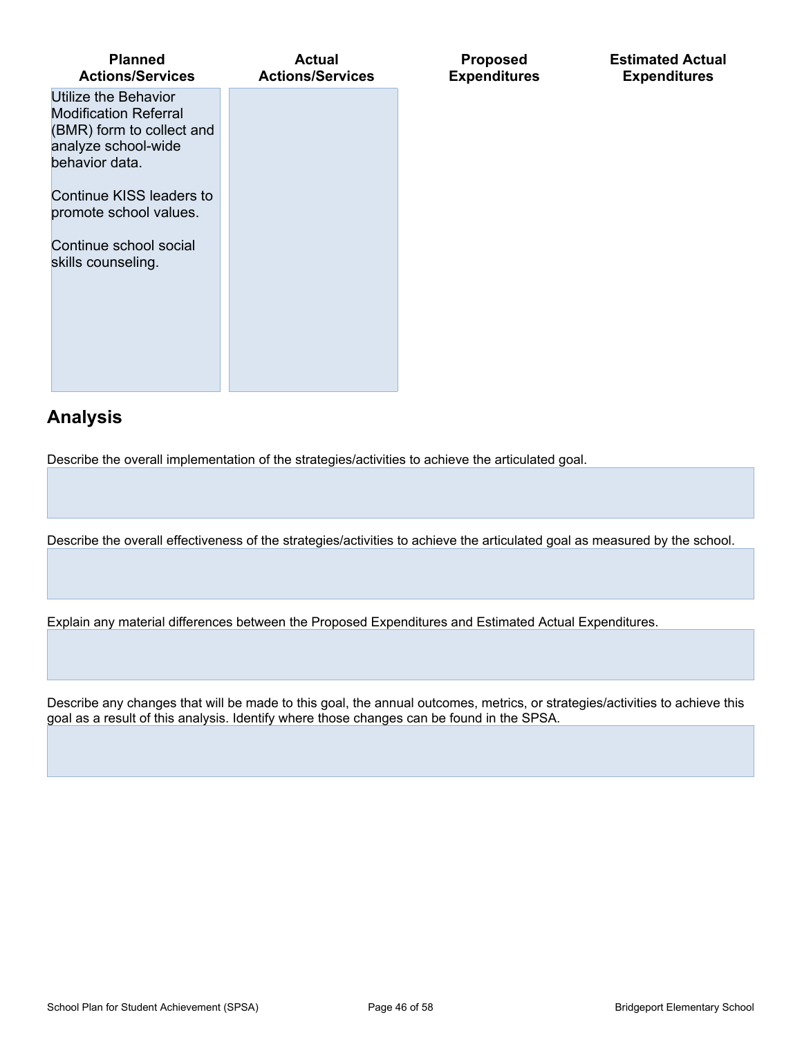| Planned Actions/Services | Actual Actions/Services | Proposed Expenditures | Estimated Actual Expenditures |
| --- | --- | --- | --- |
| Utilize the Behavior Modification Referral (BMR) form to collect and analyze school-wide behavior data.<br><br>Continue KISS leaders to promote school values.<br><br>Continue school social skills counseling. | | | |

## Analysis

Describe the overall implementation of the strategies/activities to achieve the articulated goal.

Describe the overall effectiveness of the strategies/activities to achieve the articulated goal as measured by the school.

Explain any material differences between the Proposed Expenditures and Estimated Actual Expenditures.

Describe any changes that will be made to this goal, the annual outcomes, metrics, or strategies/activities to achieve this goal as a result of this analysis. Identify where those changes can be found in the SPSA.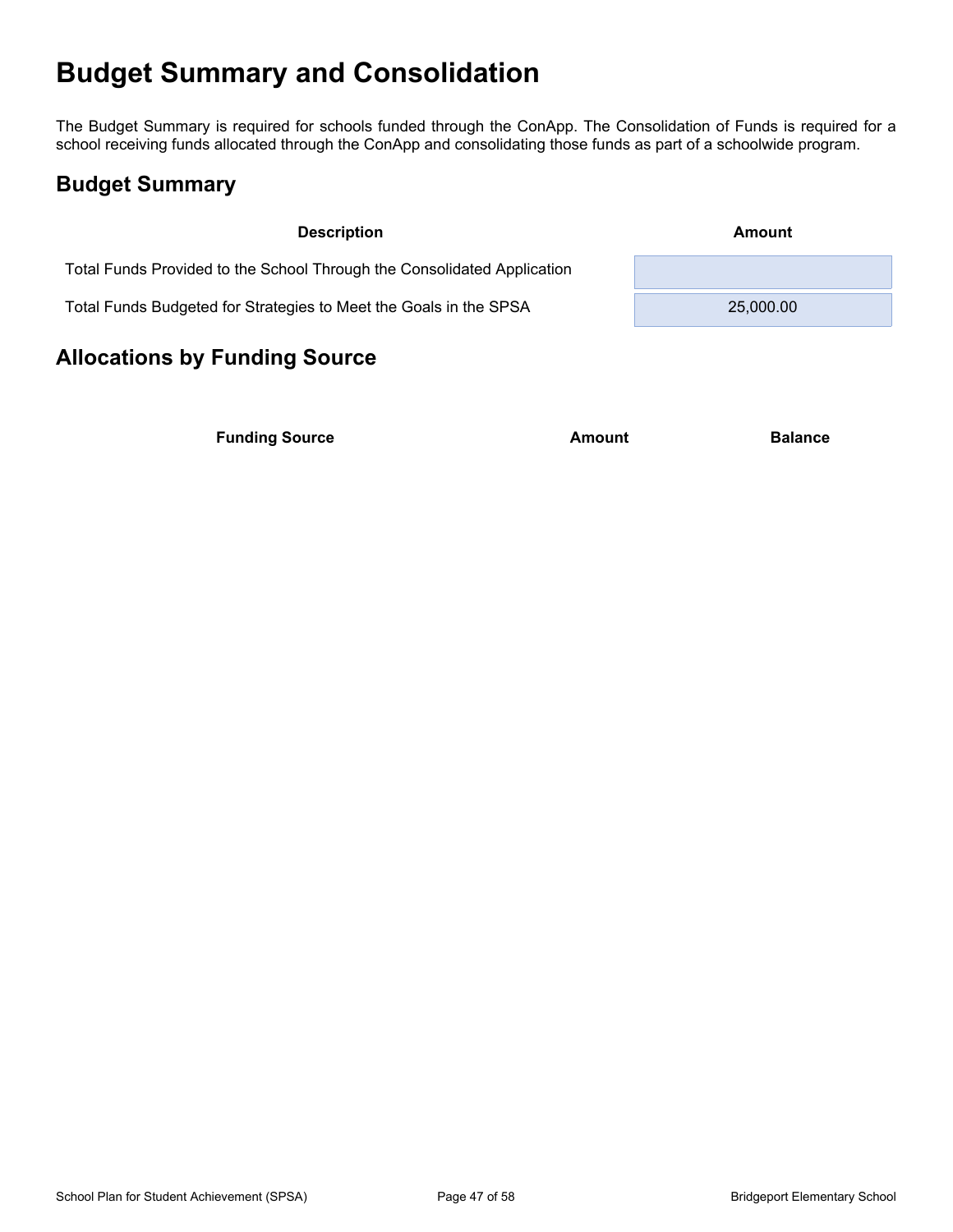# Budget Summary and Consolidation

The Budget Summary is required for schools funded through the ConApp. The Consolidation of Funds is required for a school receiving funds allocated through the ConApp and consolidating those funds as part of a schoolwide program.

## Budget Summary

| Description | Amount |
| --- | --- |
| Total Funds Provided to the School Through the Consolidated Application | |
| Total Funds Budgeted for Strategies to Meet the Goals in the SPSA | 25,000.00 |

## Allocations by Funding Source

| Funding Source | Amount | Balance |
| --- | --- | --- |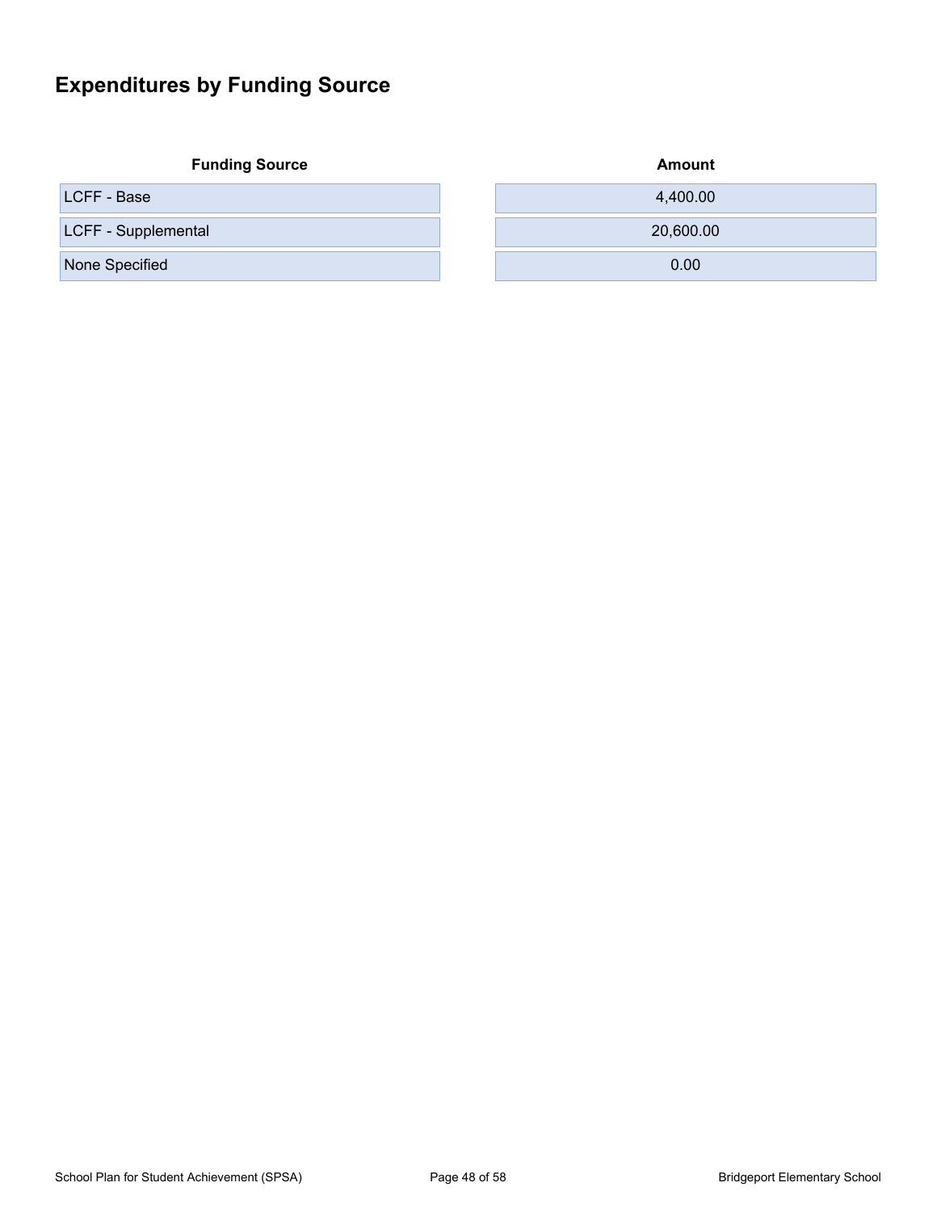## Expenditures by Funding Source

| Funding Source | Amount |
|---|---|
| LCFF - Base | 4,400.00 |
| LCFF - Supplemental | 20,600.00 |
| None Specified | 0.00 |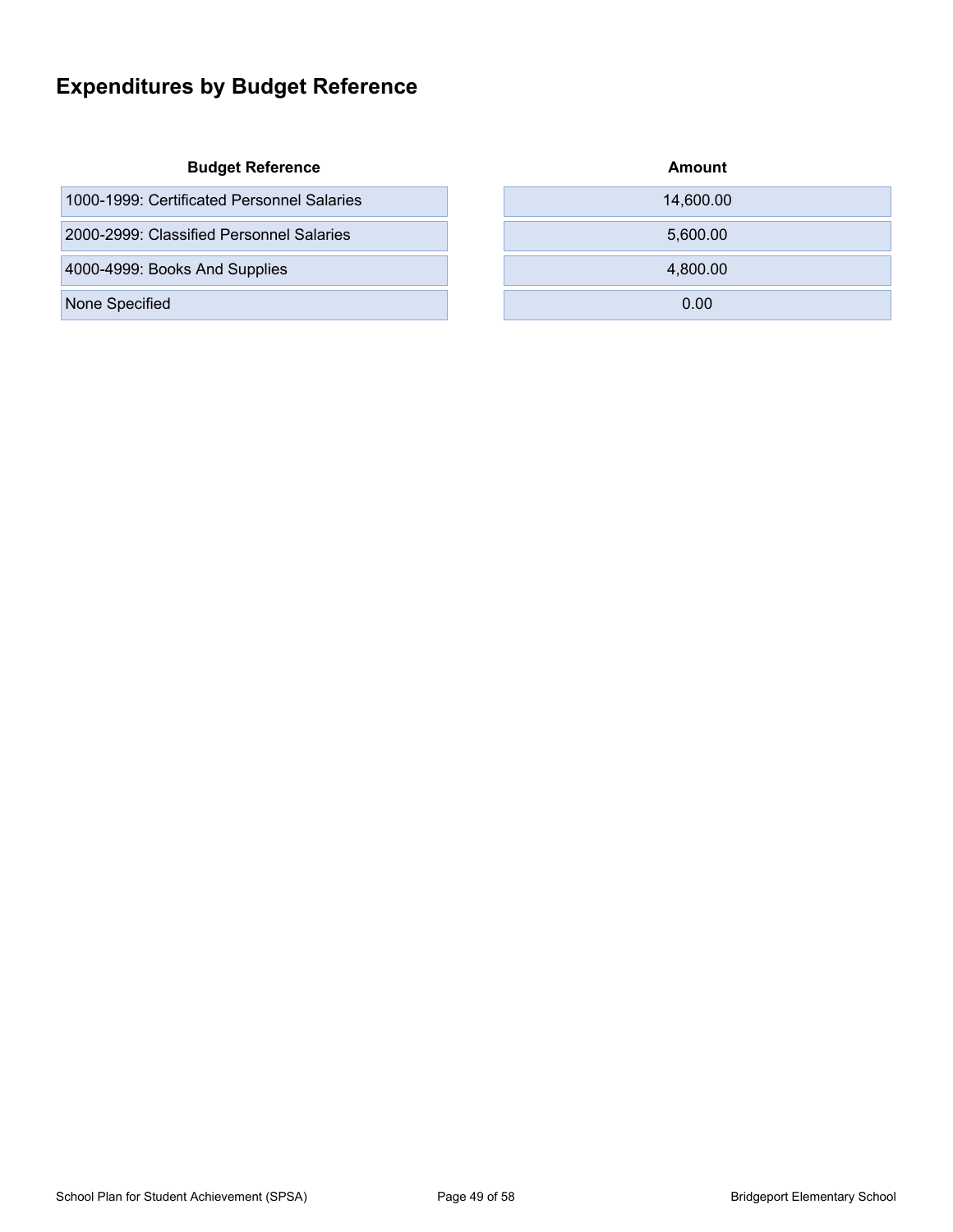# Expenditures by Budget Reference

| Budget Reference | Amount |
| --- | --- |
| 1000-1999: Certificated Personnel Salaries | 14,600.00 |
| 2000-2999: Classified Personnel Salaries | 5,600.00 |
| 4000-4999: Books And Supplies | 4,800.00 |
| None Specified | 0.00 |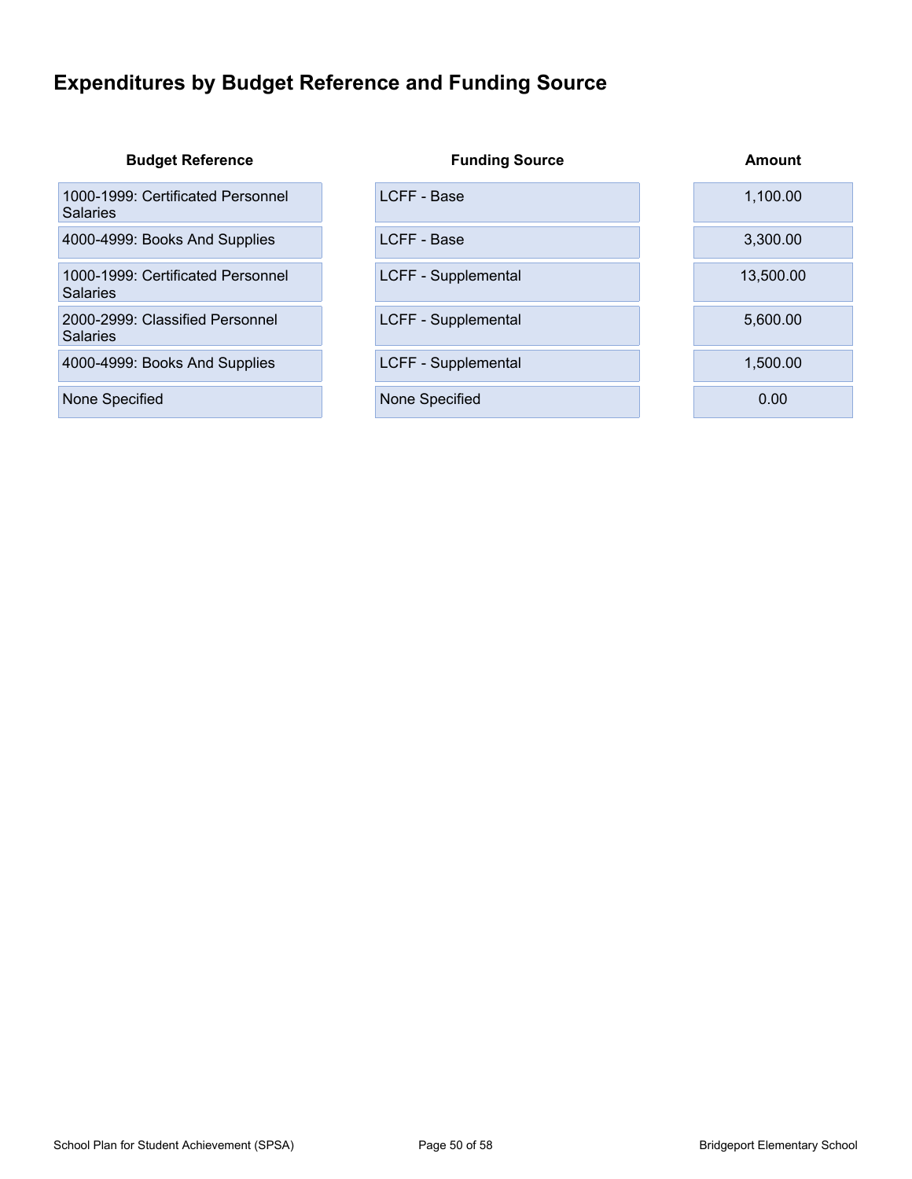## Expenditures by Budget Reference and Funding Source

| Budget Reference | Funding Source | Amount |
|---|---|---|
| 1000-1999: Certificated Personnel Salaries | LCFF - Base | 1,100.00 |
| 4000-4999: Books And Supplies | LCFF - Base | 3,300.00 |
| 1000-1999: Certificated Personnel Salaries | LCFF - Supplemental | 13,500.00 |
| 2000-2999: Classified Personnel Salaries | LCFF - Supplemental | 5,600.00 |
| 4000-4999: Books And Supplies | LCFF - Supplemental | 1,500.00 |
| None Specified | None Specified | 0.00 |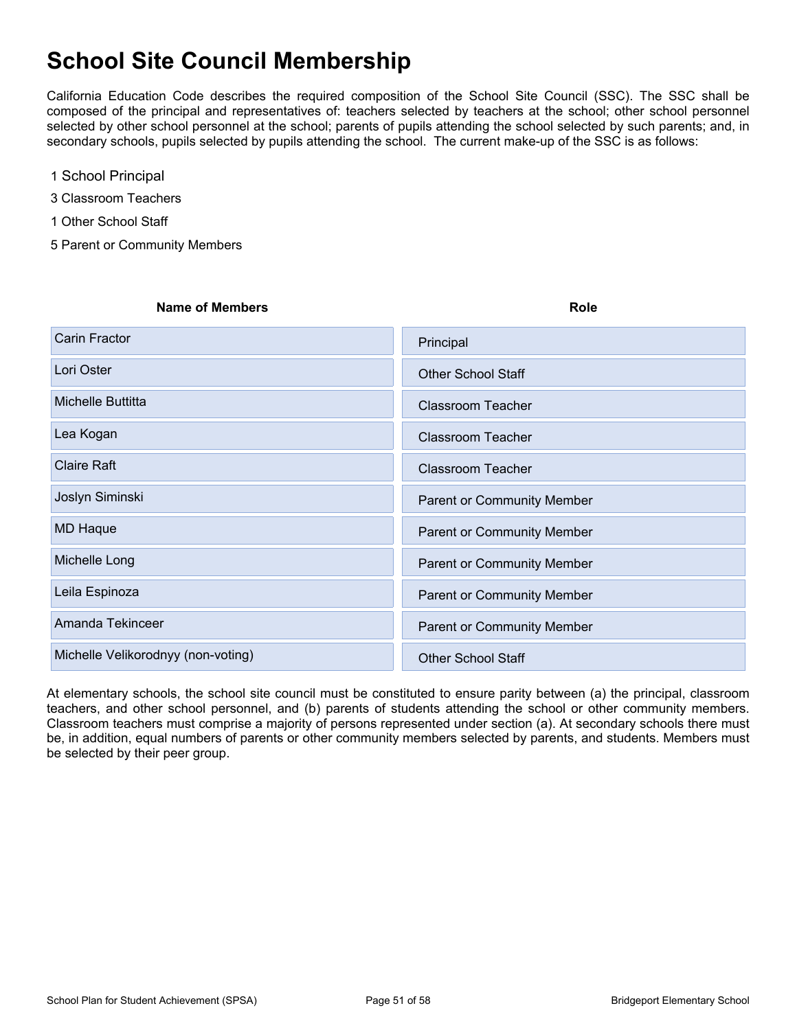# School Site Council Membership

California Education Code describes the required composition of the School Site Council (SSC). The SSC shall be composed of the principal and representatives of: teachers selected by teachers at the school; other school personnel selected by other school personnel at the school; parents of pupils attending the school selected by such parents; and, in secondary schools, pupils selected by pupils attending the school. The current make-up of the SSC is as follows:

1 School Principal

3 Classroom Teachers

1 Other School Staff

5 Parent or Community Members

| Name of Members | Role |
| --- | --- |
| Carin Fractor | Principal |
| Lori Oster | Other School Staff |
| Michelle Buttitta | Classroom Teacher |
| Lea Kogan | Classroom Teacher |
| Claire Raft | Classroom Teacher |
| Joslyn Siminski | Parent or Community Member |
| MD Haque | Parent or Community Member |
| Michelle Long | Parent or Community Member |
| Leila Espinoza | Parent or Community Member |
| Amanda Tekinceer | Parent or Community Member |
| Michelle Velikorodnyy (non-voting) | Other School Staff |

At elementary schools, the school site council must be constituted to ensure parity between (a) the principal, classroom teachers, and other school personnel, and (b) parents of students attending the school or other community members. Classroom teachers must comprise a majority of persons represented under section (a). At secondary schools there must be, in addition, equal numbers of parents or other community members selected by parents, and students. Members must be selected by their peer group.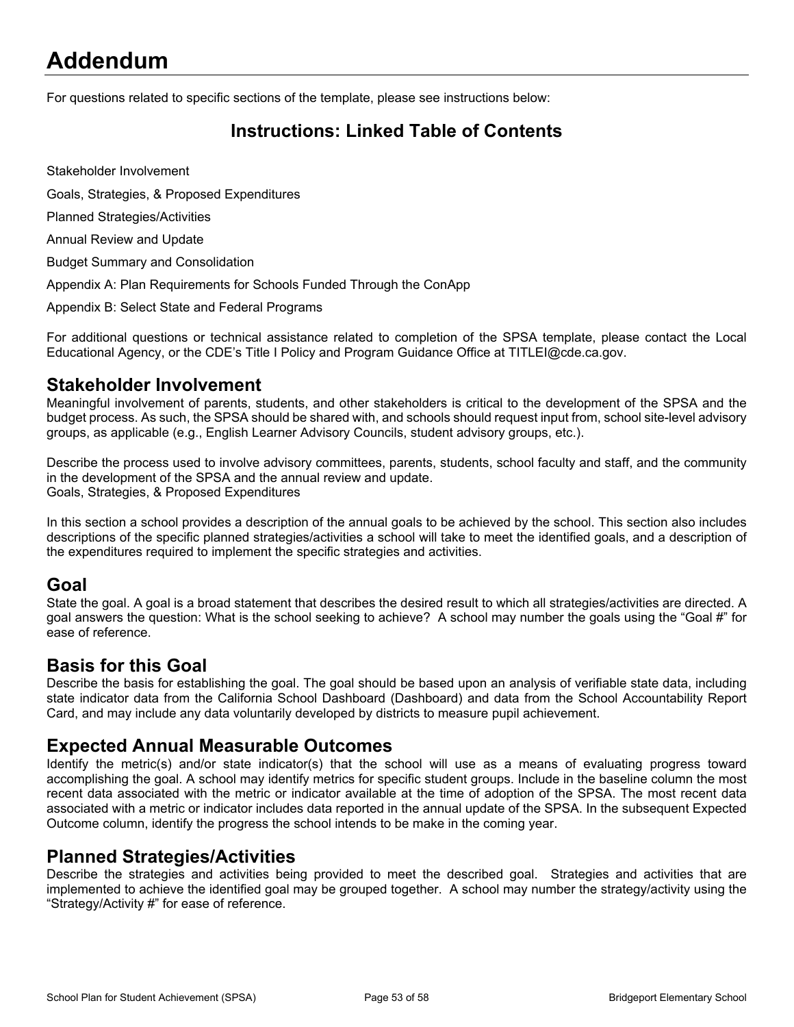# Addendum

For questions related to specific sections of the template, please see instructions below:

## Instructions: Linked Table of Contents

Stakeholder Involvement

Goals, Strategies, & Proposed Expenditures

Planned Strategies/Activities

Annual Review and Update

Budget Summary and Consolidation

Appendix A: Plan Requirements for Schools Funded Through the ConApp

Appendix B: Select State and Federal Programs

For additional questions or technical assistance related to completion of the SPSA template, please contact the Local Educational Agency, or the CDE's Title I Policy and Program Guidance Office at TITLEI@cde.ca.gov.

## Stakeholder Involvement

Meaningful involvement of parents, students, and other stakeholders is critical to the development of the SPSA and the budget process. As such, the SPSA should be shared with, and schools should request input from, school site-level advisory groups, as applicable (e.g., English Learner Advisory Councils, student advisory groups, etc.).

Describe the process used to involve advisory committees, parents, students, school faculty and staff, and the community in the development of the SPSA and the annual review and update.
Goals, Strategies, & Proposed Expenditures

In this section a school provides a description of the annual goals to be achieved by the school. This section also includes descriptions of the specific planned strategies/activities a school will take to meet the identified goals, and a description of the expenditures required to implement the specific strategies and activities.

## Goal

State the goal. A goal is a broad statement that describes the desired result to which all strategies/activities are directed. A goal answers the question: What is the school seeking to achieve? A school may number the goals using the "Goal #" for ease of reference.

## Basis for this Goal

Describe the basis for establishing the goal. The goal should be based upon an analysis of verifiable state data, including state indicator data from the California School Dashboard (Dashboard) and data from the School Accountability Report Card, and may include any data voluntarily developed by districts to measure pupil achievement.

## Expected Annual Measurable Outcomes

Identify the metric(s) and/or state indicator(s) that the school will use as a means of evaluating progress toward accomplishing the goal. A school may identify metrics for specific student groups. Include in the baseline column the most recent data associated with the metric or indicator available at the time of adoption of the SPSA. The most recent data associated with a metric or indicator includes data reported in the annual update of the SPSA. In the subsequent Expected Outcome column, identify the progress the school intends to be make in the coming year.

## Planned Strategies/Activities

Describe the strategies and activities being provided to meet the described goal. Strategies and activities that are implemented to achieve the identified goal may be grouped together. A school may number the strategy/activity using the "Strategy/Activity #" for ease of reference.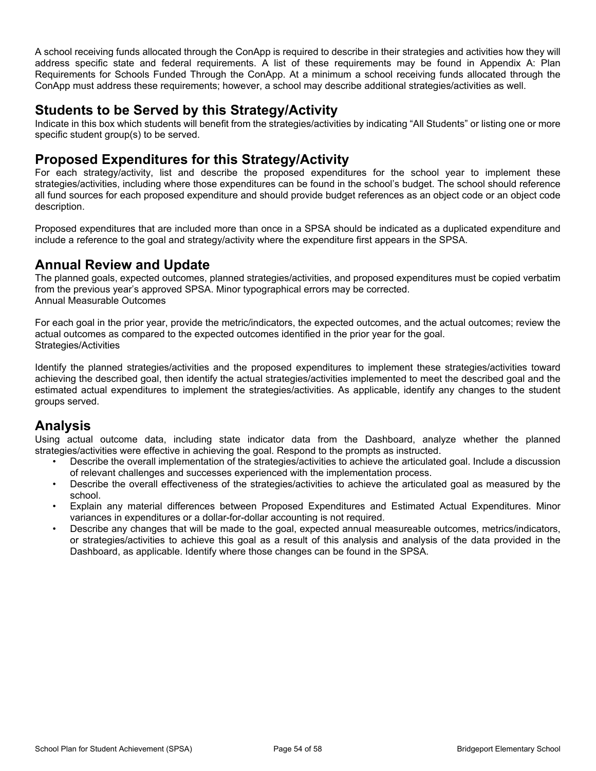A school receiving funds allocated through the ConApp is required to describe in their strategies and activities how they will address specific state and federal requirements. A list of these requirements may be found in Appendix A: Plan Requirements for Schools Funded Through the ConApp. At a minimum a school receiving funds allocated through the ConApp must address these requirements; however, a school may describe additional strategies/activities as well.

## Students to be Served by this Strategy/Activity

Indicate in this box which students will benefit from the strategies/activities by indicating "All Students" or listing one or more specific student group(s) to be served.

## Proposed Expenditures for this Strategy/Activity

For each strategy/activity, list and describe the proposed expenditures for the school year to implement these strategies/activities, including where those expenditures can be found in the school's budget. The school should reference all fund sources for each proposed expenditure and should provide budget references as an object code or an object code description.

Proposed expenditures that are included more than once in a SPSA should be indicated as a duplicated expenditure and include a reference to the goal and strategy/activity where the expenditure first appears in the SPSA.

## Annual Review and Update

The planned goals, expected outcomes, planned strategies/activities, and proposed expenditures must be copied verbatim from the previous year's approved SPSA. Minor typographical errors may be corrected.
Annual Measurable Outcomes

For each goal in the prior year, provide the metric/indicators, the expected outcomes, and the actual outcomes; review the actual outcomes as compared to the expected outcomes identified in the prior year for the goal.
Strategies/Activities

Identify the planned strategies/activities and the proposed expenditures to implement these strategies/activities toward achieving the described goal, then identify the actual strategies/activities implemented to meet the described goal and the estimated actual expenditures to implement the strategies/activities. As applicable, identify any changes to the student groups served.

## Analysis

Using actual outcome data, including state indicator data from the Dashboard, analyze whether the planned strategies/activities were effective in achieving the goal. Respond to the prompts as instructed.

- Describe the overall implementation of the strategies/activities to achieve the articulated goal. Include a discussion of relevant challenges and successes experienced with the implementation process.
- Describe the overall effectiveness of the strategies/activities to achieve the articulated goal as measured by the school.
- Explain any material differences between Proposed Expenditures and Estimated Actual Expenditures. Minor variances in expenditures or a dollar-for-dollar accounting is not required.
- Describe any changes that will be made to the goal, expected annual measureable outcomes, metrics/indicators, or strategies/activities to achieve this goal as a result of this analysis and analysis of the data provided in the Dashboard, as applicable. Identify where those changes can be found in the SPSA.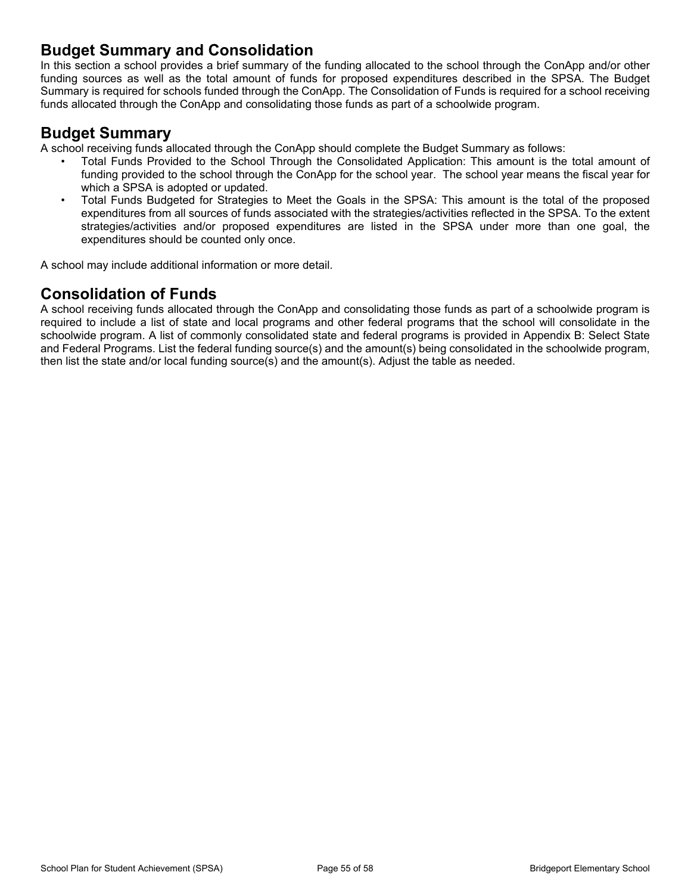## Budget Summary and Consolidation

In this section a school provides a brief summary of the funding allocated to the school through the ConApp and/or other funding sources as well as the total amount of funds for proposed expenditures described in the SPSA. The Budget Summary is required for schools funded through the ConApp. The Consolidation of Funds is required for a school receiving funds allocated through the ConApp and consolidating those funds as part of a schoolwide program.

## Budget Summary

A school receiving funds allocated through the ConApp should complete the Budget Summary as follows:

- Total Funds Provided to the School Through the Consolidated Application: This amount is the total amount of funding provided to the school through the ConApp for the school year. The school year means the fiscal year for which a SPSA is adopted or updated.
- Total Funds Budgeted for Strategies to Meet the Goals in the SPSA: This amount is the total of the proposed expenditures from all sources of funds associated with the strategies/activities reflected in the SPSA. To the extent strategies/activities and/or proposed expenditures are listed in the SPSA under more than one goal, the expenditures should be counted only once.

A school may include additional information or more detail.

## Consolidation of Funds

A school receiving funds allocated through the ConApp and consolidating those funds as part of a schoolwide program is required to include a list of state and local programs and other federal programs that the school will consolidate in the schoolwide program. A list of commonly consolidated state and federal programs is provided in Appendix B: Select State and Federal Programs. List the federal funding source(s) and the amount(s) being consolidated in the schoolwide program, then list the state and/or local funding source(s) and the amount(s). Adjust the table as needed.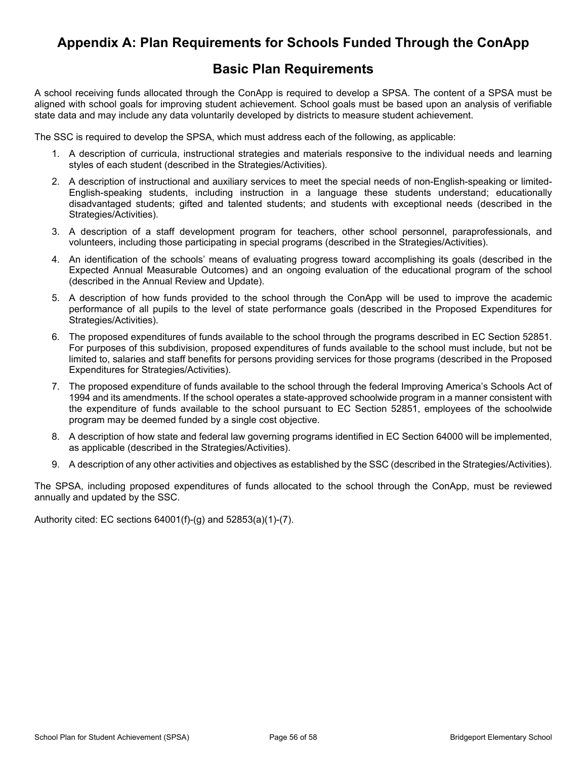# Appendix A: Plan Requirements for Schools Funded Through the ConApp

## Basic Plan Requirements

A school receiving funds allocated through the ConApp is required to develop a SPSA. The content of a SPSA must be aligned with school goals for improving student achievement. School goals must be based upon an analysis of verifiable state data and may include any data voluntarily developed by districts to measure student achievement.

The SSC is required to develop the SPSA, which must address each of the following, as applicable:

1. A description of curricula, instructional strategies and materials responsive to the individual needs and learning styles of each student (described in the Strategies/Activities).
2. A description of instructional and auxiliary services to meet the special needs of non-English-speaking or limited-English-speaking students, including instruction in a language these students understand; educationally disadvantaged students; gifted and talented students; and students with exceptional needs (described in the Strategies/Activities).
3. A description of a staff development program for teachers, other school personnel, paraprofessionals, and volunteers, including those participating in special programs (described in the Strategies/Activities).
4. An identification of the schools' means of evaluating progress toward accomplishing its goals (described in the Expected Annual Measurable Outcomes) and an ongoing evaluation of the educational program of the school (described in the Annual Review and Update).
5. A description of how funds provided to the school through the ConApp will be used to improve the academic performance of all pupils to the level of state performance goals (described in the Proposed Expenditures for Strategies/Activities).
6. The proposed expenditures of funds available to the school through the programs described in EC Section 52851. For purposes of this subdivision, proposed expenditures of funds available to the school must include, but not be limited to, salaries and staff benefits for persons providing services for those programs (described in the Proposed Expenditures for Strategies/Activities).
7. The proposed expenditure of funds available to the school through the federal Improving America's Schools Act of 1994 and its amendments. If the school operates a state-approved schoolwide program in a manner consistent with the expenditure of funds available to the school pursuant to EC Section 52851, employees of the schoolwide program may be deemed funded by a single cost objective.
8. A description of how state and federal law governing programs identified in EC Section 64000 will be implemented, as applicable (described in the Strategies/Activities).
9. A description of any other activities and objectives as established by the SSC (described in the Strategies/Activities).

The SPSA, including proposed expenditures of funds allocated to the school through the ConApp, must be reviewed annually and updated by the SSC.

Authority cited: EC sections 64001(f)-(g) and 52853(a)(1)-(7).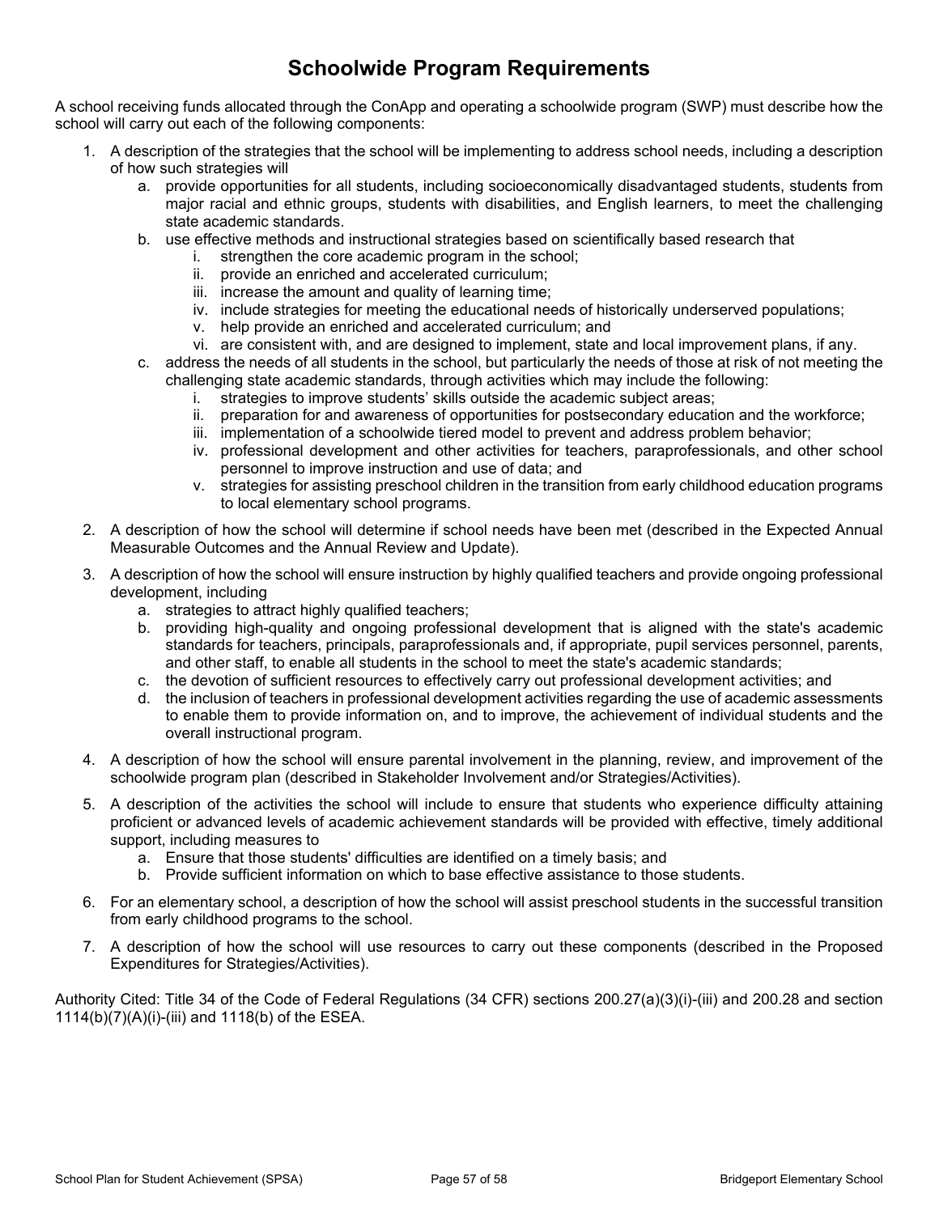# Schoolwide Program Requirements

A school receiving funds allocated through the ConApp and operating a schoolwide program (SWP) must describe how the school will carry out each of the following components:

1. A description of the strategies that the school will be implementing to address school needs, including a description of how such strategies will
    a. provide opportunities for all students, including socioeconomically disadvantaged students, students from major racial and ethnic groups, students with disabilities, and English learners, to meet the challenging state academic standards.
    b. use effective methods and instructional strategies based on scientifically based research that
        i. strengthen the core academic program in the school;
        ii. provide an enriched and accelerated curriculum;
        iii. increase the amount and quality of learning time;
        iv. include strategies for meeting the educational needs of historically underserved populations;
        v. help provide an enriched and accelerated curriculum; and
        vi. are consistent with, and are designed to implement, state and local improvement plans, if any.
    c. address the needs of all students in the school, but particularly the needs of those at risk of not meeting the challenging state academic standards, through activities which may include the following:
        i. strategies to improve students' skills outside the academic subject areas;
        ii. preparation for and awareness of opportunities for postsecondary education and the workforce;
        iii. implementation of a schoolwide tiered model to prevent and address problem behavior;
        iv. professional development and other activities for teachers, paraprofessionals, and other school personnel to improve instruction and use of data; and
        v. strategies for assisting preschool children in the transition from early childhood education programs to local elementary school programs.
2. A description of how the school will determine if school needs have been met (described in the Expected Annual Measurable Outcomes and the Annual Review and Update).
3. A description of how the school will ensure instruction by highly qualified teachers and provide ongoing professional development, including
    a. strategies to attract highly qualified teachers;
    b. providing high-quality and ongoing professional development that is aligned with the state's academic standards for teachers, principals, paraprofessionals and, if appropriate, pupil services personnel, parents, and other staff, to enable all students in the school to meet the state's academic standards;
    c. the devotion of sufficient resources to effectively carry out professional development activities; and
    d. the inclusion of teachers in professional development activities regarding the use of academic assessments to enable them to provide information on, and to improve, the achievement of individual students and the overall instructional program.
4. A description of how the school will ensure parental involvement in the planning, review, and improvement of the schoolwide program plan (described in Stakeholder Involvement and/or Strategies/Activities).
5. A description of the activities the school will include to ensure that students who experience difficulty attaining proficient or advanced levels of academic achievement standards will be provided with effective, timely additional support, including measures to
    a. Ensure that those students' difficulties are identified on a timely basis; and
    b. Provide sufficient information on which to base effective assistance to those students.
6. For an elementary school, a description of how the school will assist preschool students in the successful transition from early childhood programs to the school.
7. A description of how the school will use resources to carry out these components (described in the Proposed Expenditures for Strategies/Activities).

Authority Cited: Title 34 of the Code of Federal Regulations (34 CFR) sections 200.27(a)(3)(i)-(iii) and 200.28 and section 1114(b)(7)(A)(i)-(iii) and 1118(b) of the ESEA.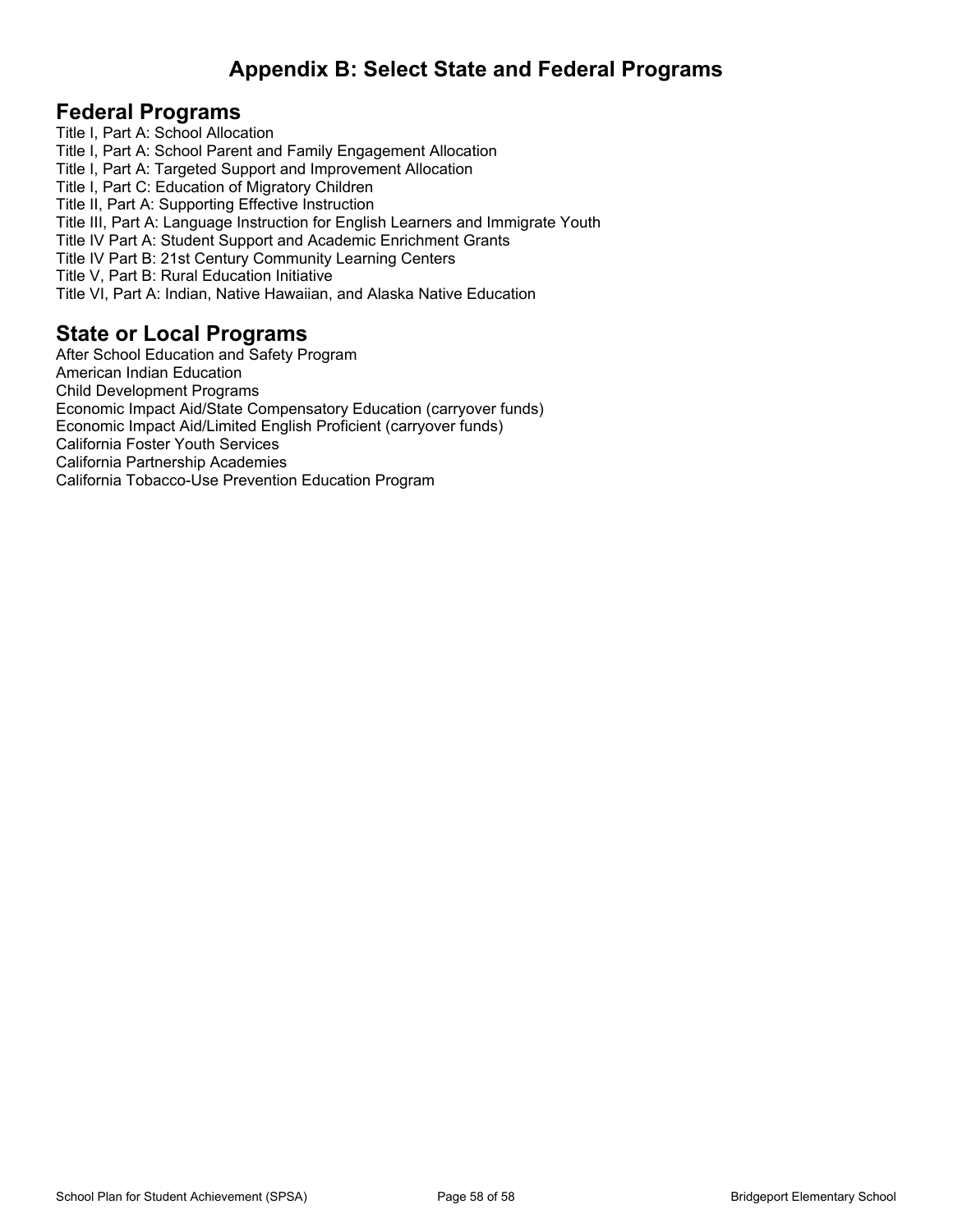# Appendix B: Select State and Federal Programs

## Federal Programs

Title I, Part A: School Allocation
Title I, Part A: School Parent and Family Engagement Allocation
Title I, Part A: Targeted Support and Improvement Allocation
Title I, Part C: Education of Migratory Children
Title II, Part A: Supporting Effective Instruction
Title III, Part A: Language Instruction for English Learners and Immigrate Youth
Title IV Part A: Student Support and Academic Enrichment Grants
Title IV Part B: 21st Century Community Learning Centers
Title V, Part B: Rural Education Initiative
Title VI, Part A: Indian, Native Hawaiian, and Alaska Native Education

## State or Local Programs

After School Education and Safety Program
American Indian Education
Child Development Programs
Economic Impact Aid/State Compensatory Education (carryover funds)
Economic Impact Aid/Limited English Proficient (carryover funds)
California Foster Youth Services
California Partnership Academies
California Tobacco-Use Prevention Education Program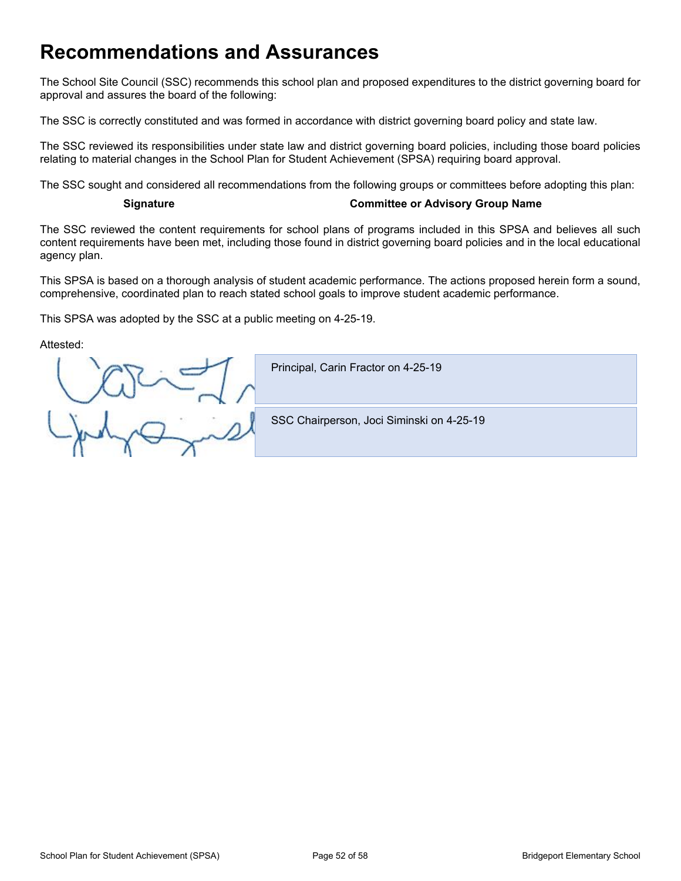# Recommendations and Assurances

The School Site Council (SSC) recommends this school plan and proposed expenditures to the district governing board for approval and assures the board of the following:

The SSC is correctly constituted and was formed in accordance with district governing board policy and state law.

The SSC reviewed its responsibilities under state law and district governing board policies, including those board policies relating to material changes in the School Plan for Student Achievement (SPSA) requiring board approval.

The SSC sought and considered all recommendations from the following groups or committees before adopting this plan:

| Signature | Committee or Advisory Group Name |
| --- | --- |

The SSC reviewed the content requirements for school plans of programs included in this SPSA and believes all such content requirements have been met, including those found in district governing board policies and in the local educational agency plan.

This SPSA is based on a thorough analysis of student academic performance. The actions proposed herein form a sound, comprehensive, coordinated plan to reach stated school goals to improve student academic performance.

This SPSA was adopted by the SSC at a public meeting on 4-25-19.

Attested:

| | |
| --- | --- |
| [signature] | Principal, Carin Fractor on 4-25-19 |
| [signature] | SSC Chairperson, Joci Siminski on 4-25-19 |